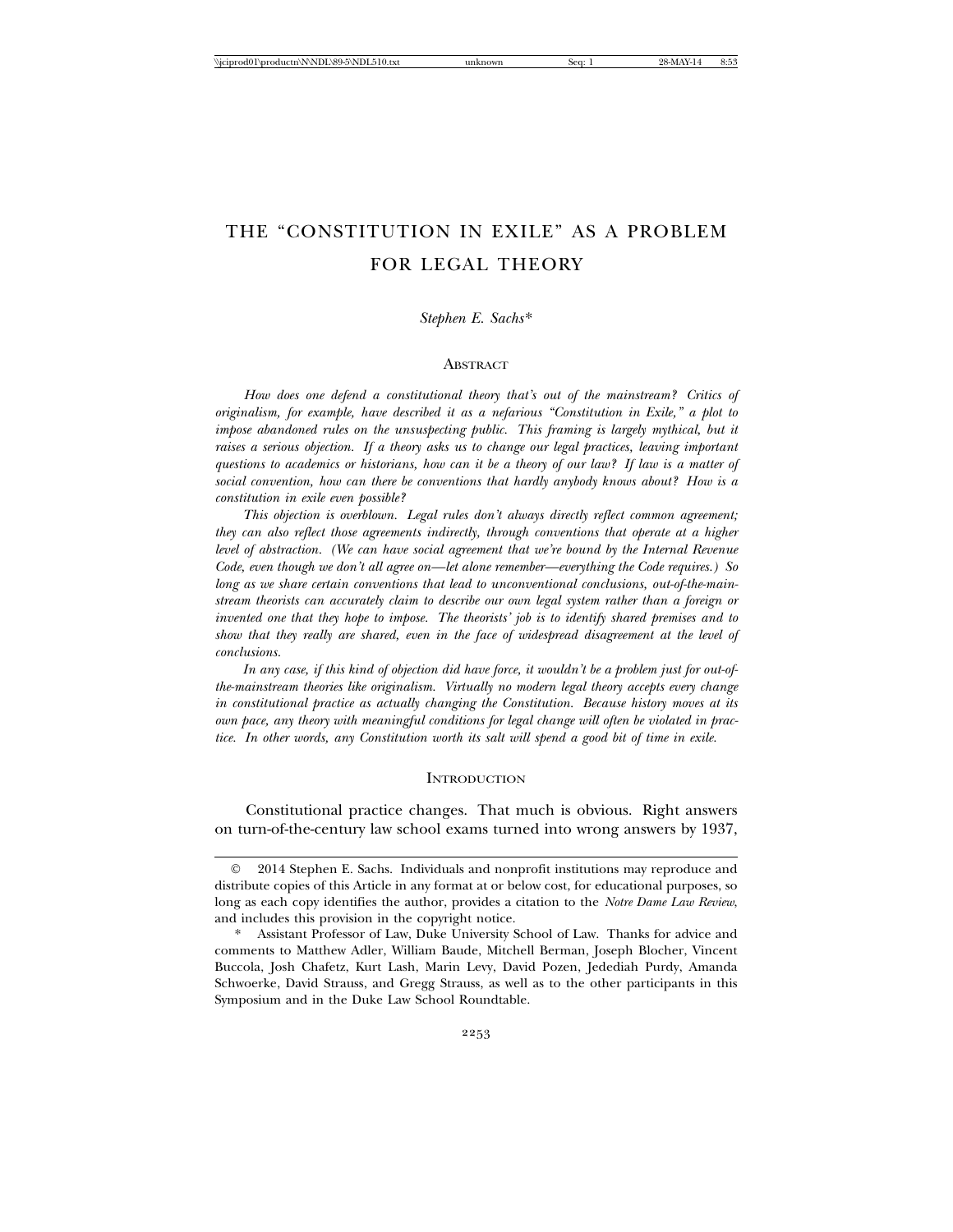# THE "CONSTITUTION IN EXILE" AS A PROBLEM FOR LEGAL THEORY

*Stephen E. Sachs**

## Abstract

*How does one defend a constitutional theory that's out of the mainstream? Critics of originalism, for example, have described it as a nefarious "Constitution in Exile," a plot to impose abandoned rules on the unsuspecting public. This framing is largely mythical, but it raises a serious objection. If a theory asks us to change our legal practices, leaving important questions to academics or historians, how can it be a theory of our law? If law is a matter of social convention, how can there be conventions that hardly anybody knows about? How is a constitution in exile even possible?*

*This objection is overblown. Legal rules don't always directly reflect common agreement; they can also reflect those agreements indirectly, through conventions that operate at a higher level of abstraction. (We can have social agreement that we're bound by the Internal Revenue Code, even though we don't all agree on—let alone remember—everything the Code requires.) So long as we share certain conventions that lead to unconventional conclusions, out-of-the-mainstream theorists can accurately claim to describe our own legal system rather than a foreign or invented one that they hope to impose. The theorists' job is to identify shared premises and to show that they really are shared, even in the face of widespread disagreement at the level of conclusions.*

*In any case, if this kind of objection did have force, it wouldn't be a problem just for out-of-the-mainstream theories like originalism. Virtually no modern legal theory accepts every change in constitutional practice as actually changing the Constitution. Because history moves at its own pace, any theory with meaningful conditions for legal change will often be violated in practice. In other words, any Constitution worth its salt will spend a good bit of time in exile.*

## Introduction

Constitutional practice changes. That much is obvious. Right answers on turn-of-the-century law school exams turned into wrong answers by 1937,

---

© 2014 Stephen E. Sachs. Individuals and nonprofit institutions may reproduce and distribute copies of this Article in any format at or below cost, for educational purposes, so long as each copy identifies the author, provides a citation to the *Notre Dame Law Review*, and includes this provision in the copyright notice.

\* Assistant Professor of Law, Duke University School of Law. Thanks for advice and comments to Matthew Adler, William Baude, Mitchell Berman, Joseph Blocher, Vincent Buccola, Josh Chafetz, Kurt Lash, Marin Levy, David Pozen, Jedediah Purdy, Amanda Schwoerke, David Strauss, and Gregg Strauss, as well as to the other participants in this Symposium and in the Duke Law School Roundtable.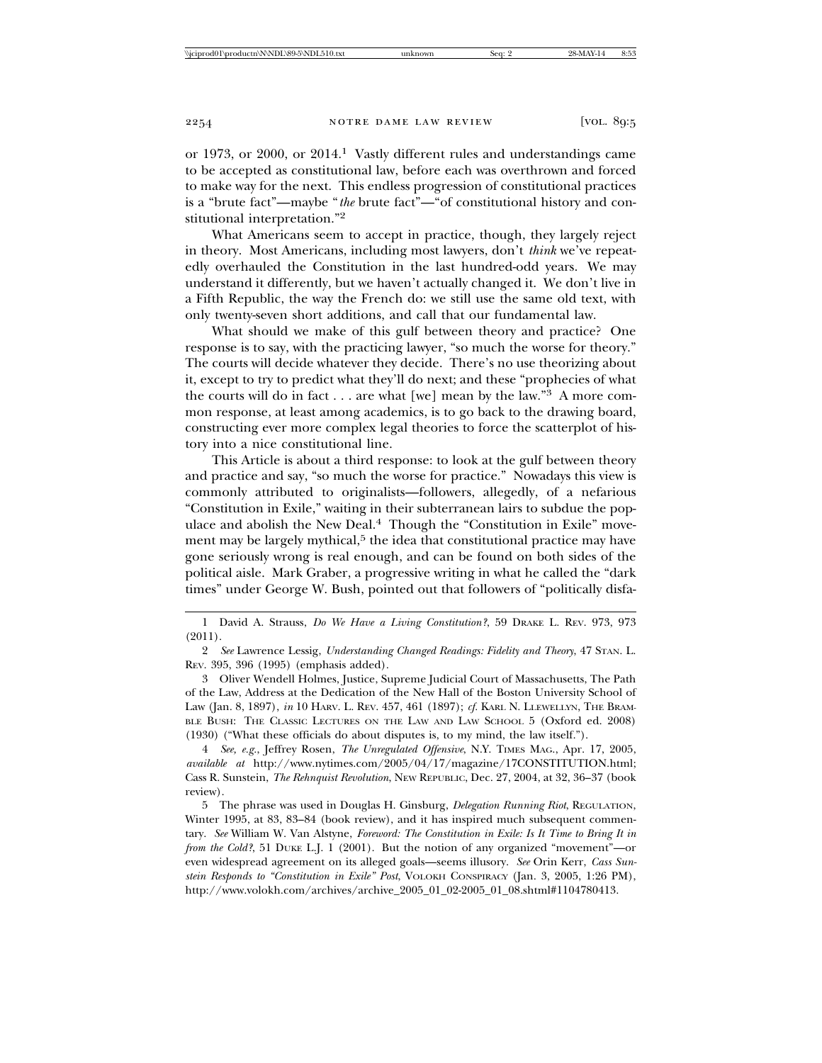or 1973, or 2000, or 2014.[1] Vastly different rules and understandings came to be accepted as constitutional law, before each was overthrown and forced to make way for the next. This endless progression of constitutional practices is a "brute fact"—maybe "*the* brute fact"—"of constitutional history and constitutional interpretation."[2]

What Americans seem to accept in practice, though, they largely reject in theory. Most Americans, including most lawyers, don't *think* we've repeatedly overhauled the Constitution in the last hundred-odd years. We may understand it differently, but we haven't actually changed it. We don't live in a Fifth Republic, the way the French do: we still use the same old text, with only twenty-seven short additions, and call that our fundamental law.

What should we make of this gulf between theory and practice? One response is to say, with the practicing lawyer, "so much the worse for theory." The courts will decide whatever they decide. There's no use theorizing about it, except to try to predict what they'll do next; and these "prophecies of what the courts will do in fact . . . are what [we] mean by the law."[3] A more common response, at least among academics, is to go back to the drawing board, constructing ever more complex legal theories to force the scatterplot of history into a nice constitutional line.

This Article is about a third response: to look at the gulf between theory and practice and say, "so much the worse for practice." Nowadays this view is commonly attributed to originalists—followers, allegedly, of a nefarious "Constitution in Exile," waiting in their subterranean lairs to subdue the populace and abolish the New Deal.[4] Though the "Constitution in Exile" movement may be largely mythical,[5] the idea that constitutional practice may have gone seriously wrong is real enough, and can be found on both sides of the political aisle. Mark Graber, a progressive writing in what he called the "dark times" under George W. Bush, pointed out that followers of "politically disfa-

---

1 David A. Strauss, *Do We Have a Living Constitution?*, 59 DRAKE L. REV. 973, 973 (2011).

2 *See* Lawrence Lessig, *Understanding Changed Readings: Fidelity and Theory*, 47 STAN. L. REV. 395, 396 (1995) (emphasis added).

3 Oliver Wendell Holmes, Justice, Supreme Judicial Court of Massachusetts, The Path of the Law, Address at the Dedication of the New Hall of the Boston University School of Law (Jan. 8, 1897), *in* 10 HARV. L. REV. 457, 461 (1897); *cf.* KARL N. LLEWELLYN, THE BRAMBLE BUSH: THE CLASSIC LECTURES ON THE LAW AND LAW SCHOOL 5 (Oxford ed. 2008) (1930) ("What these officials do about disputes is, to my mind, the law itself.").

4 *See, e.g.*, Jeffrey Rosen, *The Unregulated Offensive*, N.Y. TIMES MAG., Apr. 17, 2005, *available at* http://www.nytimes.com/2005/04/17/magazine/17CONSTITUTION.html; Cass R. Sunstein, *The Rehnquist Revolution*, NEW REPUBLIC, Dec. 27, 2004, at 32, 36–37 (book review).

5 The phrase was used in Douglas H. Ginsburg, *Delegation Running Riot*, REGULATION, Winter 1995, at 83, 83–84 (book review), and it has inspired much subsequent commentary. *See* William W. Van Alstyne, *Foreword: The Constitution in Exile: Is It Time to Bring It in from the Cold?*, 51 DUKE L.J. 1 (2001). But the notion of any organized "movement"—or even widespread agreement on its alleged goals—seems illusory. *See* Orin Kerr, *Cass Sunstein Responds to "Constitution in Exile" Post*, VOLOKH CONSPIRACY (Jan. 3, 2005, 1:26 PM), http://www.volokh.com/archives/archive_2005_01_02-2005_01_08.shtml#1104780413.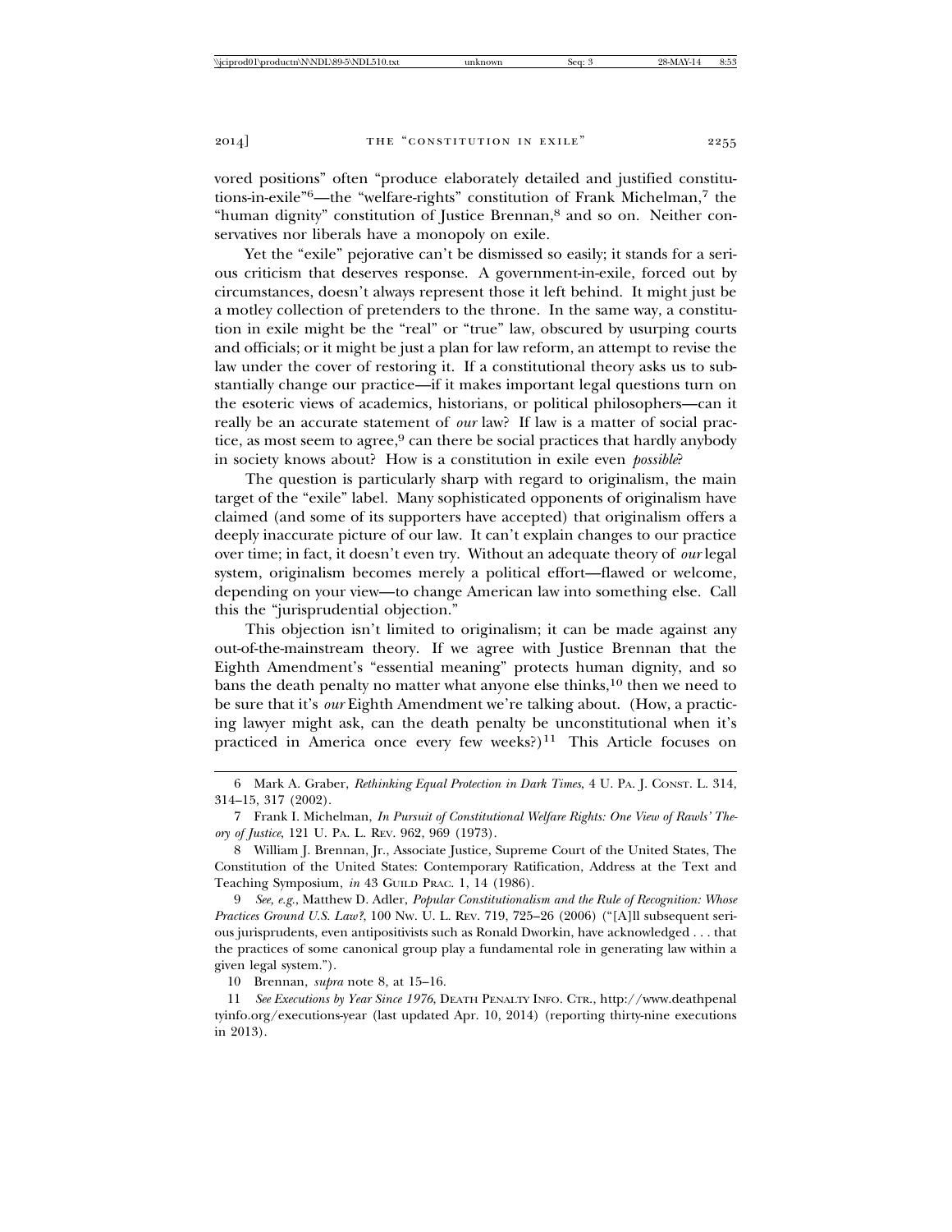vored positions" often "produce elaborately detailed and justified constitutions-in-exile"[6]—the "welfare-rights" constitution of Frank Michelman,[7] the "human dignity" constitution of Justice Brennan,[8] and so on. Neither conservatives nor liberals have a monopoly on exile.

Yet the "exile" pejorative can't be dismissed so easily; it stands for a serious criticism that deserves response. A government-in-exile, forced out by circumstances, doesn't always represent those it left behind. It might just be a motley collection of pretenders to the throne. In the same way, a constitution in exile might be the "real" or "true" law, obscured by usurping courts and officials; or it might be just a plan for law reform, an attempt to revise the law under the cover of restoring it. If a constitutional theory asks us to substantially change our practice—if it makes important legal questions turn on the esoteric views of academics, historians, or political philosophers—can it really be an accurate statement of *our* law? If law is a matter of social practice, as most seem to agree,[9] can there be social practices that hardly anybody in society knows about? How is a constitution in exile even *possible*?

The question is particularly sharp with regard to originalism, the main target of the "exile" label. Many sophisticated opponents of originalism have claimed (and some of its supporters have accepted) that originalism offers a deeply inaccurate picture of our law. It can't explain changes to our practice over time; in fact, it doesn't even try. Without an adequate theory of *our* legal system, originalism becomes merely a political effort—flawed or welcome, depending on your view—to change American law into something else. Call this the "jurisprudential objection."

This objection isn't limited to originalism; it can be made against any out-of-the-mainstream theory. If we agree with Justice Brennan that the Eighth Amendment's "essential meaning" protects human dignity, and so bans the death penalty no matter what anyone else thinks,[10] then we need to be sure that it's *our* Eighth Amendment we're talking about. (How, a practicing lawyer might ask, can the death penalty be unconstitutional when it's practiced in America once every few weeks?)[11] This Article focuses on

---

6 Mark A. Graber, *Rethinking Equal Protection in Dark Times*, 4 U. PA. J. CONST. L. 314, 314–15, 317 (2002).

7 Frank I. Michelman, *In Pursuit of Constitutional Welfare Rights: One View of Rawls' Theory of Justice*, 121 U. PA. L. REV. 962, 969 (1973).

8 William J. Brennan, Jr., Associate Justice, Supreme Court of the United States, The Constitution of the United States: Contemporary Ratification, Address at the Text and Teaching Symposium, *in* 43 GUILD PRAC. 1, 14 (1986).

9 *See, e.g.*, Matthew D. Adler, *Popular Constitutionalism and the Rule of Recognition: Whose Practices Ground U.S. Law?*, 100 NW. U. L. REV. 719, 725–26 (2006) ("[A]ll subsequent serious jurisprudents, even antipositivists such as Ronald Dworkin, have acknowledged . . . that the practices of some canonical group play a fundamental role in generating law within a given legal system.").

10 Brennan, *supra* note 8, at 15–16.

11 *See Executions by Year Since 1976*, DEATH PENALTY INFO. CTR., http://www.deathpenaltyinfo.org/executions-year (last updated Apr. 10, 2014) (reporting thirty-nine executions in 2013).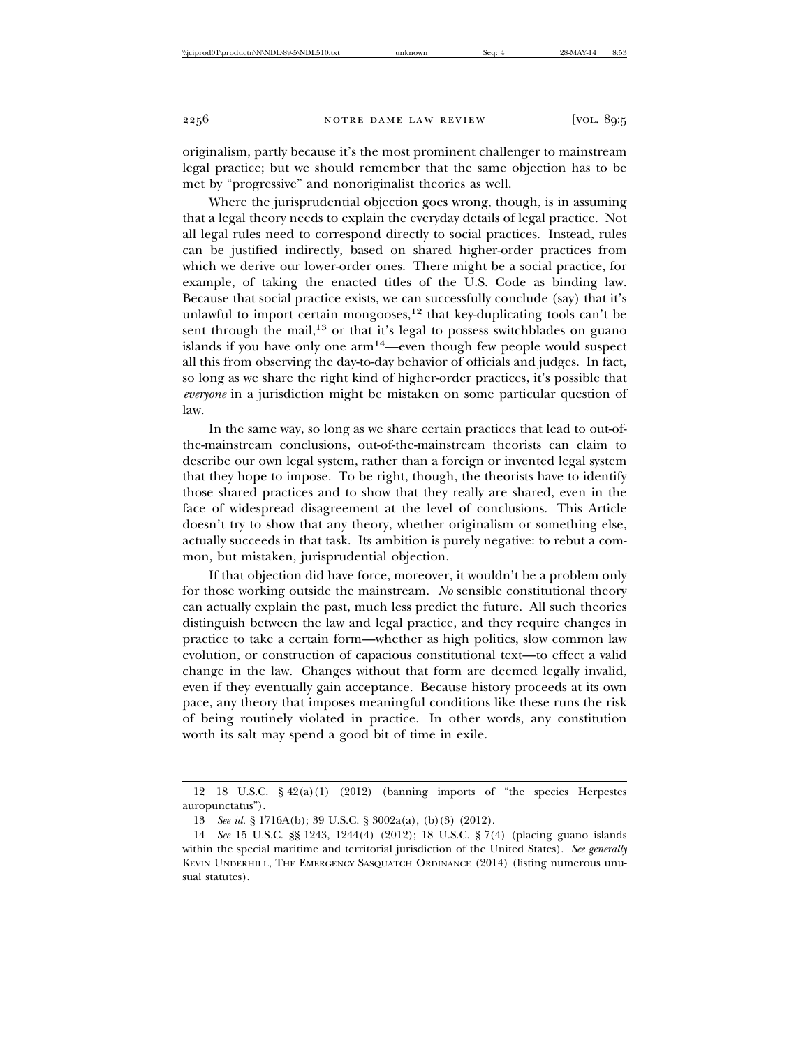originalism, partly because it's the most prominent challenger to mainstream legal practice; but we should remember that the same objection has to be met by "progressive" and nonoriginalist theories as well.

Where the jurisprudential objection goes wrong, though, is in assuming that a legal theory needs to explain the everyday details of legal practice. Not all legal rules need to correspond directly to social practices. Instead, rules can be justified indirectly, based on shared higher-order practices from which we derive our lower-order ones. There might be a social practice, for example, of taking the enacted titles of the U.S. Code as binding law. Because that social practice exists, we can successfully conclude (say) that it's unlawful to import certain mongooses,[12] that key-duplicating tools can't be sent through the mail,[13] or that it's legal to possess switchblades on guano islands if you have only one arm[14]—even though few people would suspect all this from observing the day-to-day behavior of officials and judges. In fact, so long as we share the right kind of higher-order practices, it's possible that *everyone* in a jurisdiction might be mistaken on some particular question of law.

In the same way, so long as we share certain practices that lead to out-of-the-mainstream conclusions, out-of-the-mainstream theorists can claim to describe our own legal system, rather than a foreign or invented legal system that they hope to impose. To be right, though, the theorists have to identify those shared practices and to show that they really are shared, even in the face of widespread disagreement at the level of conclusions. This Article doesn't try to show that any theory, whether originalism or something else, actually succeeds in that task. Its ambition is purely negative: to rebut a common, but mistaken, jurisprudential objection.

If that objection did have force, moreover, it wouldn't be a problem only for those working outside the mainstream. *No* sensible constitutional theory can actually explain the past, much less predict the future. All such theories distinguish between the law and legal practice, and they require changes in practice to take a certain form—whether as high politics, slow common law evolution, or construction of capacious constitutional text—to effect a valid change in the law. Changes without that form are deemed legally invalid, even if they eventually gain acceptance. Because history proceeds at its own pace, any theory that imposes meaningful conditions like these runs the risk of being routinely violated in practice. In other words, any constitution worth its salt may spend a good bit of time in exile.

---

12 18 U.S.C. § 42(a)(1) (2012) (banning imports of "the species Herpestes auropunctatus").

13 *See id.* § 1716A(b); 39 U.S.C. § 3002a(a), (b)(3) (2012).

14 *See* 15 U.S.C. §§ 1243, 1244(4) (2012); 18 U.S.C. § 7(4) (placing guano islands within the special maritime and territorial jurisdiction of the United States). *See generally* Kevin Underhill, The Emergency Sasquatch Ordinance (2014) (listing numerous unusual statutes).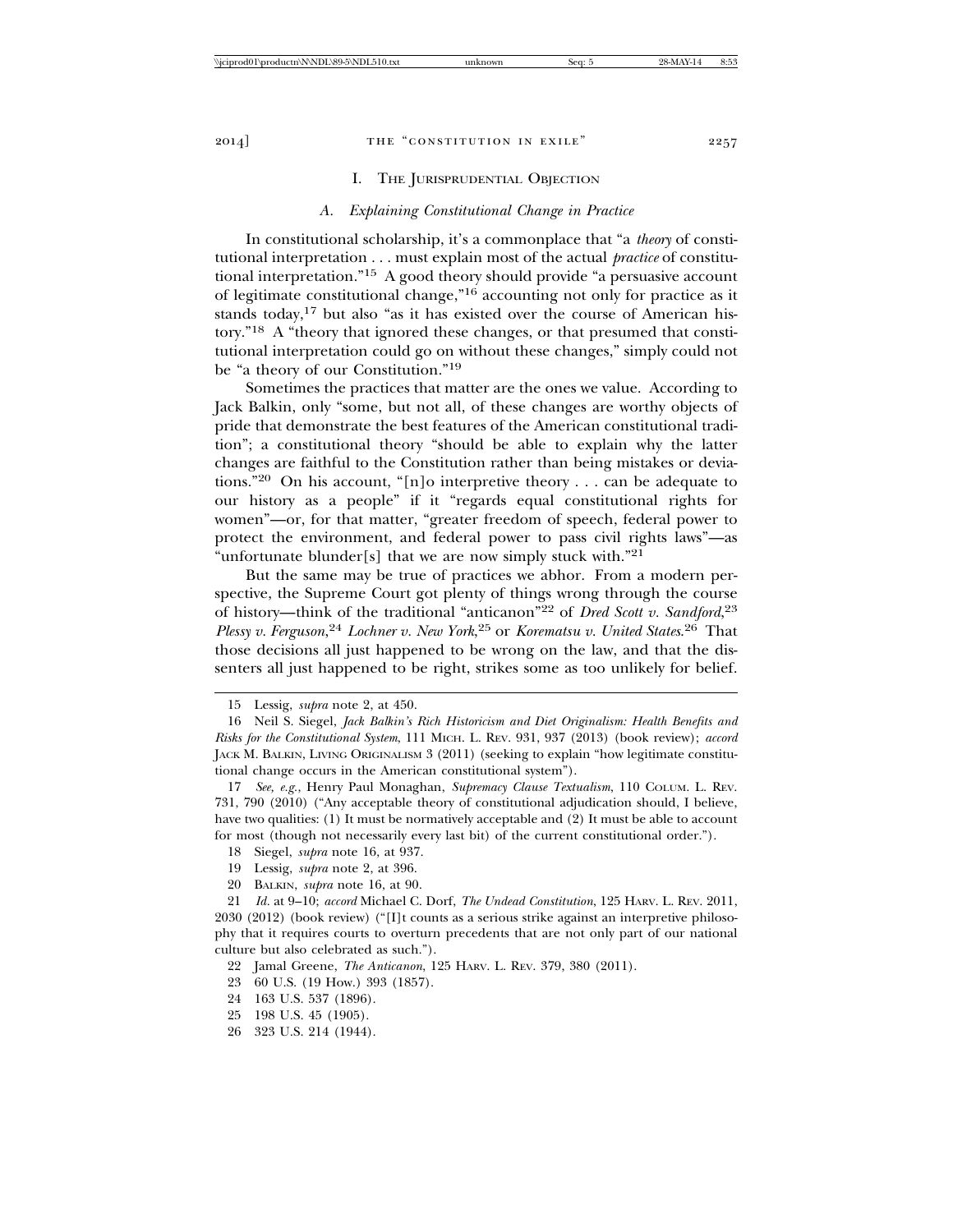## I. The Jurisprudential Objection

### *A. Explaining Constitutional Change in Practice*

In constitutional scholarship, it's a commonplace that "a *theory* of constitutional interpretation . . . must explain most of the actual *practice* of constitutional interpretation."[15] A good theory should provide "a persuasive account of legitimate constitutional change,"[16] accounting not only for practice as it stands today,[17] but also "as it has existed over the course of American history."[18] A "theory that ignored these changes, or that presumed that constitutional interpretation could go on without these changes," simply could not be "a theory of our Constitution."[19]

Sometimes the practices that matter are the ones we value. According to Jack Balkin, only "some, but not all, of these changes are worthy objects of pride that demonstrate the best features of the American constitutional tradition"; a constitutional theory "should be able to explain why the latter changes are faithful to the Constitution rather than being mistakes or deviations."[20] On his account, "[n]o interpretive theory . . . can be adequate to our history as a people" if it "regards equal constitutional rights for women"—or, for that matter, "greater freedom of speech, federal power to protect the environment, and federal power to pass civil rights laws"—as "unfortunate blunder[s] that we are now simply stuck with."[21]

But the same may be true of practices we abhor. From a modern perspective, the Supreme Court got plenty of things wrong through the course of history—think of the traditional "anticanon"[22] of *Dred Scott v. Sandford*,[23] *Plessy v. Ferguson*,[24] *Lochner v. New York*,[25] or *Korematsu v. United States*.[26] That those decisions all just happened to be wrong on the law, and that the dissenters all just happened to be right, strikes some as too unlikely for belief.

---

15 Lessig, *supra* note 2, at 450.

16 Neil S. Siegel, *Jack Balkin's Rich Historicism and Diet Originalism: Health Benefits and Risks for the Constitutional System*, 111 Mich. L. Rev. 931, 937 (2013) (book review); *accord* Jack M. Balkin, Living Originalism 3 (2011) (seeking to explain "how legitimate constitutional change occurs in the American constitutional system").

17 *See, e.g.*, Henry Paul Monaghan, *Supremacy Clause Textualism*, 110 Colum. L. Rev. 731, 790 (2010) ("Any acceptable theory of constitutional adjudication should, I believe, have two qualities: (1) It must be normatively acceptable and (2) It must be able to account for most (though not necessarily every last bit) of the current constitutional order.").

18 Siegel, *supra* note 16, at 937.

19 Lessig, *supra* note 2, at 396.

20 Balkin, *supra* note 16, at 90.

21 *Id.* at 9–10; *accord* Michael C. Dorf, *The Undead Constitution*, 125 Harv. L. Rev. 2011, 2030 (2012) (book review) ("[I]t counts as a serious strike against an interpretive philosophy that it requires courts to overturn precedents that are not only part of our national culture but also celebrated as such.").

22 Jamal Greene, *The Anticanon*, 125 Harv. L. Rev. 379, 380 (2011).

23 60 U.S. (19 How.) 393 (1857).

24 163 U.S. 537 (1896).

25 198 U.S. 45 (1905).

26 323 U.S. 214 (1944).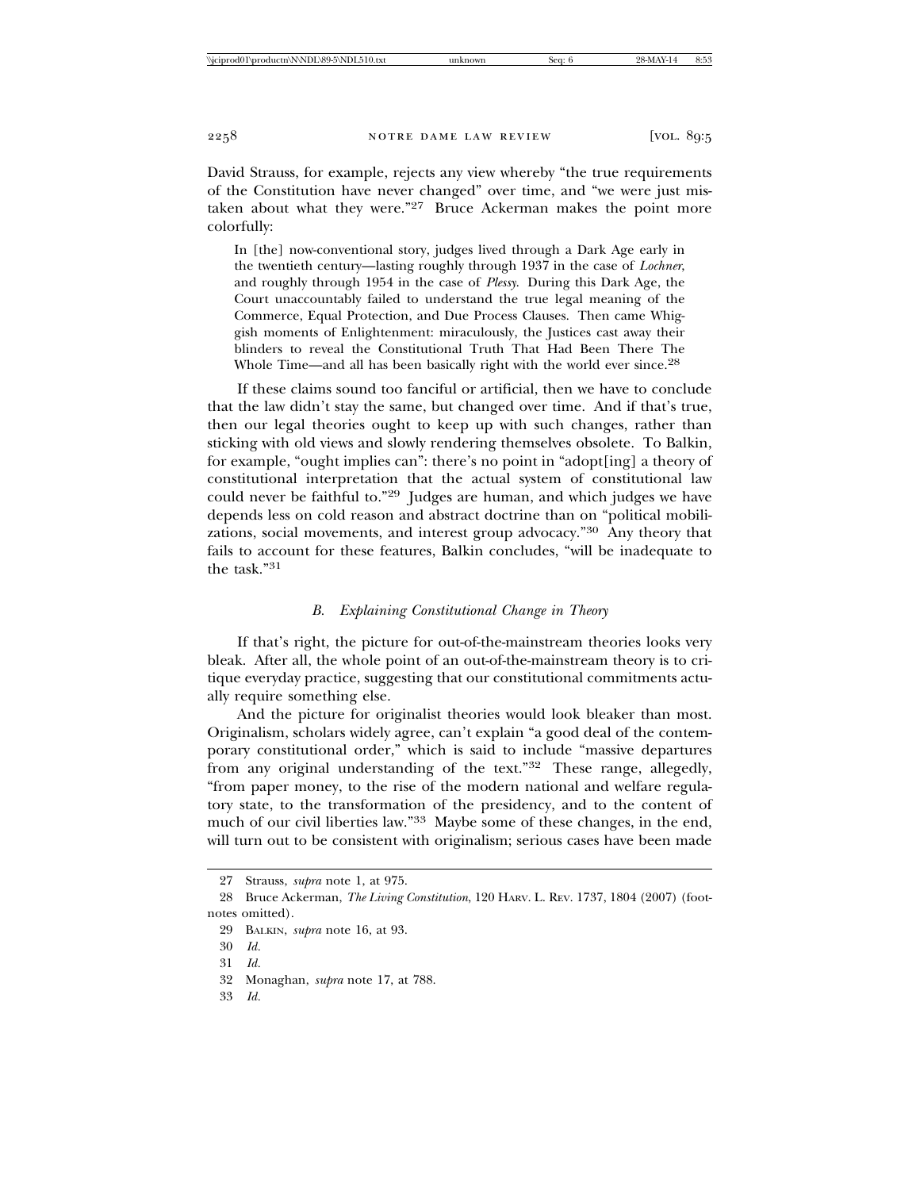David Strauss, for example, rejects any view whereby "the true requirements of the Constitution have never changed" over time, and "we were just mistaken about what they were."[27] Bruce Ackerman makes the point more colorfully:

> In [the] now-conventional story, judges lived through a Dark Age early in the twentieth century—lasting roughly through 1937 in the case of *Lochner*, and roughly through 1954 in the case of *Plessy*. During this Dark Age, the Court unaccountably failed to understand the true legal meaning of the Commerce, Equal Protection, and Due Process Clauses. Then came Whiggish moments of Enlightenment: miraculously, the Justices cast away their blinders to reveal the Constitutional Truth That Had Been There The Whole Time—and all has been basically right with the world ever since.[28]

If these claims sound too fanciful or artificial, then we have to conclude that the law didn't stay the same, but changed over time. And if that's true, then our legal theories ought to keep up with such changes, rather than sticking with old views and slowly rendering themselves obsolete. To Balkin, for example, "ought implies can": there's no point in "adopt[ing] a theory of constitutional interpretation that the actual system of constitutional law could never be faithful to."[29] Judges are human, and which judges we have depends less on cold reason and abstract doctrine than on "political mobilizations, social movements, and interest group advocacy."[30] Any theory that fails to account for these features, Balkin concludes, "will be inadequate to the task."[31]

### *B. Explaining Constitutional Change in Theory*

If that's right, the picture for out-of-the-mainstream theories looks very bleak. After all, the whole point of an out-of-the-mainstream theory is to critique everyday practice, suggesting that our constitutional commitments actually require something else.

And the picture for originalist theories would look bleaker than most. Originalism, scholars widely agree, can't explain "a good deal of the contemporary constitutional order," which is said to include "massive departures from any original understanding of the text."[32] These range, allegedly, "from paper money, to the rise of the modern national and welfare regulatory state, to the transformation of the presidency, and to the content of much of our civil liberties law."[33] Maybe some of these changes, in the end, will turn out to be consistent with originalism; serious cases have been made

---

27 Strauss, *supra* note 1, at 975.

28 Bruce Ackerman, *The Living Constitution*, 120 HARV. L. REV. 1737, 1804 (2007) (footnotes omitted).

29 BALKIN, *supra* note 16, at 93.

30 *Id.*

31 *Id.*

32 Monaghan, *supra* note 17, at 788.

33 *Id.*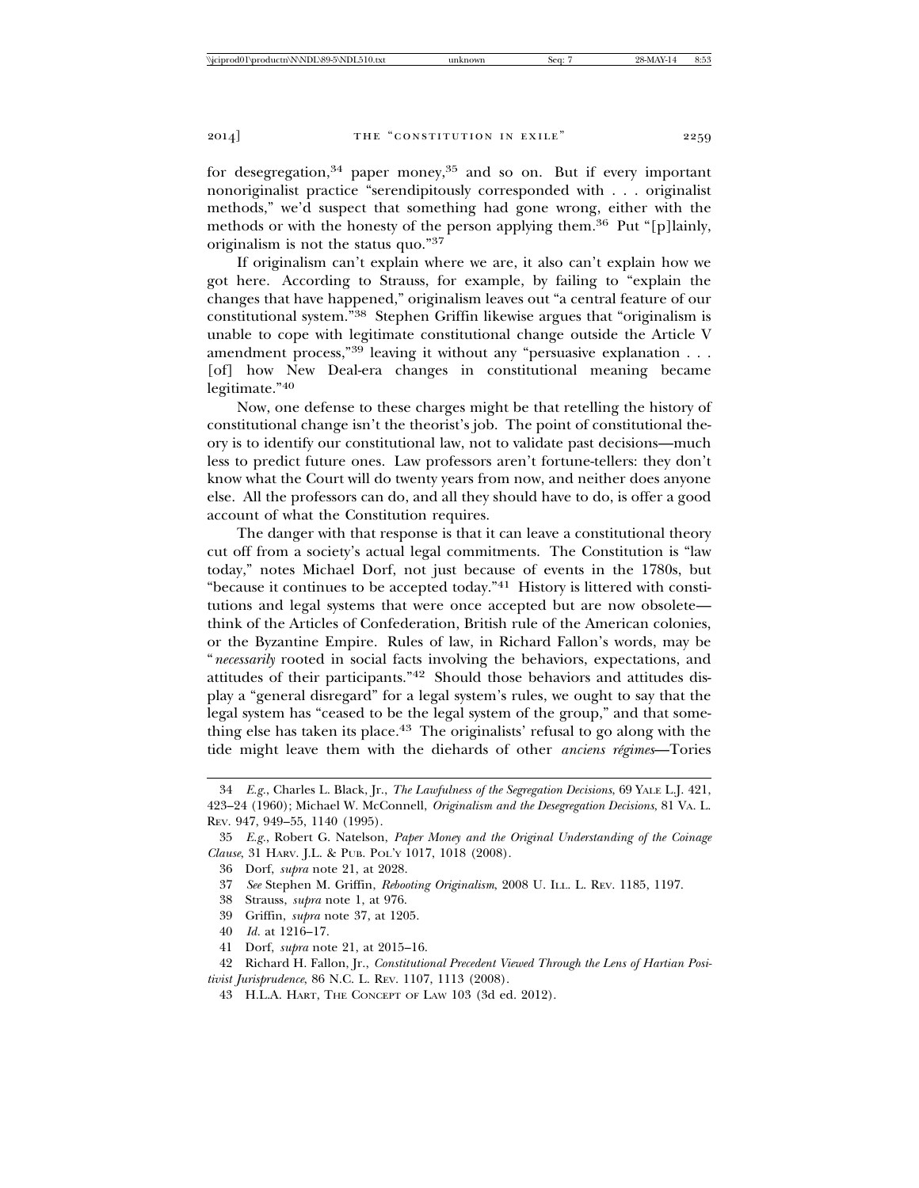for desegregation,[34] paper money,[35] and so on. But if every important nonoriginalist practice "serendipitously corresponded with . . . originalist methods," we'd suspect that something had gone wrong, either with the methods or with the honesty of the person applying them.[36] Put "[p]lainly, originalism is not the status quo."[37]

If originalism can't explain where we are, it also can't explain how we got here. According to Strauss, for example, by failing to "explain the changes that have happened," originalism leaves out "a central feature of our constitutional system."[38] Stephen Griffin likewise argues that "originalism is unable to cope with legitimate constitutional change outside the Article V amendment process,"[39] leaving it without any "persuasive explanation . . . [of] how New Deal-era changes in constitutional meaning became legitimate."[40]

Now, one defense to these charges might be that retelling the history of constitutional change isn't the theorist's job. The point of constitutional theory is to identify our constitutional law, not to validate past decisions—much less to predict future ones. Law professors aren't fortune-tellers: they don't know what the Court will do twenty years from now, and neither does anyone else. All the professors can do, and all they should have to do, is offer a good account of what the Constitution requires.

The danger with that response is that it can leave a constitutional theory cut off from a society's actual legal commitments. The Constitution is "law today," notes Michael Dorf, not just because of events in the 1780s, but "because it continues to be accepted today."[41] History is littered with constitutions and legal systems that were once accepted but are now obsolete—think of the Articles of Confederation, British rule of the American colonies, or the Byzantine Empire. Rules of law, in Richard Fallon's words, may be "*necessarily* rooted in social facts involving the behaviors, expectations, and attitudes of their participants."[42] Should those behaviors and attitudes display a "general disregard" for a legal system's rules, we ought to say that the legal system has "ceased to be the legal system of the group," and that something else has taken its place.[43] The originalists' refusal to go along with the tide might leave them with the diehards of other *anciens régimes*—Tories

---

34 *E.g.*, Charles L. Black, Jr., *The Lawfulness of the Segregation Decisions*, 69 YALE L.J. 421, 423–24 (1960); Michael W. McConnell, *Originalism and the Desegregation Decisions*, 81 VA. L. REV. 947, 949–55, 1140 (1995).

35 *E.g.*, Robert G. Natelson, *Paper Money and the Original Understanding of the Coinage Clause*, 31 HARV. J.L. & PUB. POL'Y 1017, 1018 (2008).

36 Dorf, *supra* note 21, at 2028.

37 *See* Stephen M. Griffin, *Rebooting Originalism*, 2008 U. ILL. L. REV. 1185, 1197.

38 Strauss, *supra* note 1, at 976.

39 Griffin, *supra* note 37, at 1205.

40 *Id.* at 1216–17.

41 Dorf, *supra* note 21, at 2015–16.

42 Richard H. Fallon, Jr., *Constitutional Precedent Viewed Through the Lens of Hartian Positivist Jurisprudence*, 86 N.C. L. REV. 1107, 1113 (2008).

43 H.L.A. HART, THE CONCEPT OF LAW 103 (3d ed. 2012).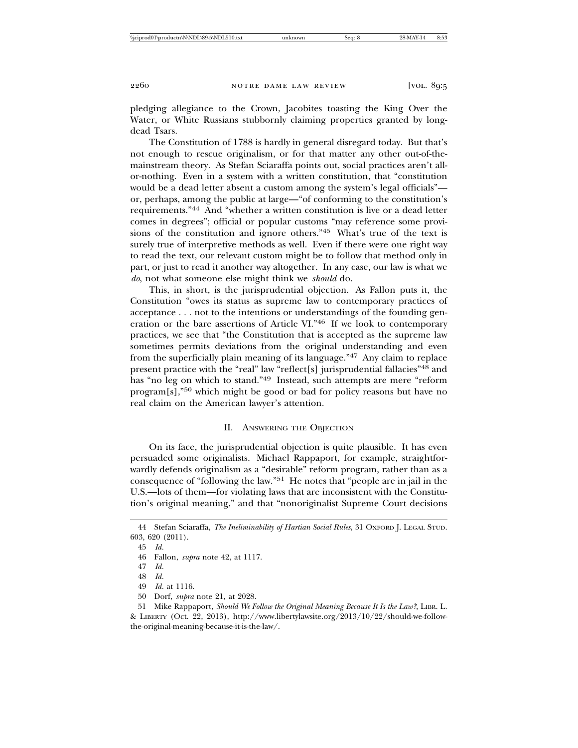pledging allegiance to the Crown, Jacobites toasting the King Over the Water, or White Russians stubbornly claiming properties granted by long-dead Tsars.

The Constitution of 1788 is hardly in general disregard today. But that's not enough to rescue originalism, or for that matter any other out-of-the-mainstream theory. As Stefan Sciaraffa points out, social practices aren't all-or-nothing. Even in a system with a written constitution, that "constitution would be a dead letter absent a custom among the system's legal officials"—or, perhaps, among the public at large—"of conforming to the constitution's requirements."[44] And "whether a written constitution is live or a dead letter comes in degrees"; official or popular customs "may reference some provisions of the constitution and ignore others."[45] What's true of the text is surely true of interpretive methods as well. Even if there were one right way to read the text, our relevant custom might be to follow that method only in part, or just to read it another way altogether. In any case, our law is what we *do*, not what someone else might think we *should* do.

This, in short, is the jurisprudential objection. As Fallon puts it, the Constitution "owes its status as supreme law to contemporary practices of acceptance . . . not to the intentions or understandings of the founding generation or the bare assertions of Article VI."[46] If we look to contemporary practices, we see that "the Constitution that is accepted as the supreme law sometimes permits deviations from the original understanding and even from the superficially plain meaning of its language."[47] Any claim to replace present practice with the "real" law "reflect[s] jurisprudential fallacies"[48] and has "no leg on which to stand."[49] Instead, such attempts are mere "reform program[s],"[50] which might be good or bad for policy reasons but have no real claim on the American lawyer's attention.

## II. Answering the Objection

On its face, the jurisprudential objection is quite plausible. It has even persuaded some originalists. Michael Rappaport, for example, straightforwardly defends originalism as a "desirable" reform program, rather than as a consequence of "following the law."[51] He notes that "people are in jail in the U.S.—lots of them—for violating laws that are inconsistent with the Constitution's original meaning," and that "nonoriginalist Supreme Court decisions

---

44 Stefan Sciaraffa, *The Ineliminability of Hartian Social Rules*, 31 Oxford J. Legal Stud. 603, 620 (2011).

45 *Id.*

46 Fallon, *supra* note 42, at 1117.

47 *Id.*

48 *Id.*

49 *Id.* at 1116.

50 Dorf, *supra* note 21, at 2028.

51 Mike Rappaport, *Should We Follow the Original Meaning Because It Is the Law?*, Libr. L. & Liberty (Oct. 22, 2013), http://www.libertylawsite.org/2013/10/22/should-we-follow-the-original-meaning-because-it-is-the-law/.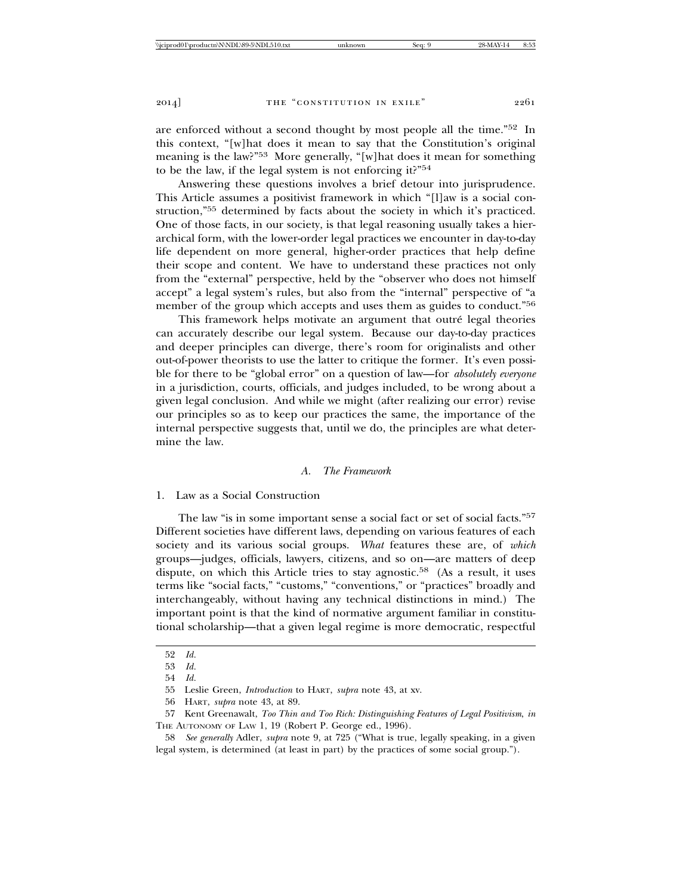are enforced without a second thought by most people all the time."[52] In this context, "[w]hat does it mean to say that the Constitution's original meaning is the law?"[53] More generally, "[w]hat does it mean for something to be the law, if the legal system is not enforcing it?"[54]

Answering these questions involves a brief detour into jurisprudence. This Article assumes a positivist framework in which "[l]aw is a social construction,"[55] determined by facts about the society in which it's practiced. One of those facts, in our society, is that legal reasoning usually takes a hierarchical form, with the lower-order legal practices we encounter in day-to-day life dependent on more general, higher-order practices that help define their scope and content. We have to understand these practices not only from the "external" perspective, held by the "observer who does not himself accept" a legal system's rules, but also from the "internal" perspective of "a member of the group which accepts and uses them as guides to conduct."[56]

This framework helps motivate an argument that outré legal theories can accurately describe our legal system. Because our day-to-day practices and deeper principles can diverge, there's room for originalists and other out-of-power theorists to use the latter to critique the former. It's even possible for there to be "global error" on a question of law—for *absolutely everyone* in a jurisdiction, courts, officials, and judges included, to be wrong about a given legal conclusion. And while we might (after realizing our error) revise our principles so as to keep our practices the same, the importance of the internal perspective suggests that, until we do, the principles are what determine the law.

### *A. The Framework*

#### 1. Law as a Social Construction

The law "is in some important sense a social fact or set of social facts."[57] Different societies have different laws, depending on various features of each society and its various social groups. *What* features these are, of *which* groups—judges, officials, lawyers, citizens, and so on—are matters of deep dispute, on which this Article tries to stay agnostic.[58] (As a result, it uses terms like "social facts," "customs," "conventions," or "practices" broadly and interchangeably, without having any technical distinctions in mind.) The important point is that the kind of normative argument familiar in constitutional scholarship—that a given legal regime is more democratic, respectful

---

52 *Id.*

53 *Id.*

54 *Id.*

55 Leslie Green, *Introduction* to HART, *supra* note 43, at xv.

56 HART, *supra* note 43, at 89.

57 Kent Greenawalt, *Too Thin and Too Rich: Distinguishing Features of Legal Positivism*, *in* THE AUTONOMY OF LAW 1, 19 (Robert P. George ed., 1996).

58 *See generally* Adler, *supra* note 9, at 725 ("What is true, legally speaking, in a given legal system, is determined (at least in part) by the practices of some social group.").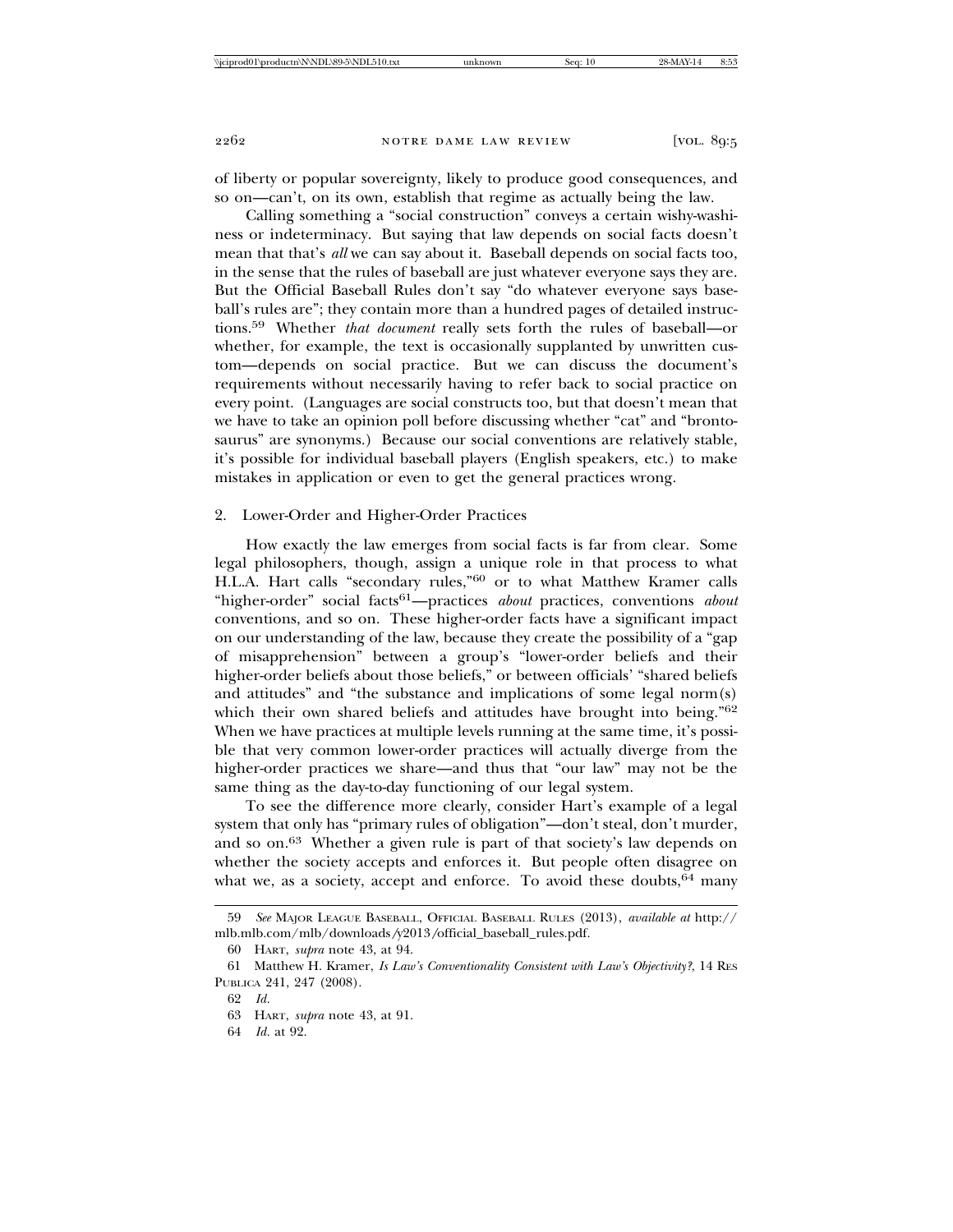of liberty or popular sovereignty, likely to produce good consequences, and so on—can't, on its own, establish that regime as actually being the law.

Calling something a "social construction" conveys a certain wishy-washiness or indeterminacy. But saying that law depends on social facts doesn't mean that that's *all* we can say about it. Baseball depends on social facts too, in the sense that the rules of baseball are just whatever everyone says they are. But the Official Baseball Rules don't say "do whatever everyone says baseball's rules are"; they contain more than a hundred pages of detailed instructions.[59] Whether *that document* really sets forth the rules of baseball—or whether, for example, the text is occasionally supplanted by unwritten custom—depends on social practice. But we can discuss the document's requirements without necessarily having to refer back to social practice on every point. (Languages are social constructs too, but that doesn't mean that we have to take an opinion poll before discussing whether "cat" and "brontosaurus" are synonyms.) Because our social conventions are relatively stable, it's possible for individual baseball players (English speakers, etc.) to make mistakes in application or even to get the general practices wrong.

### 2. Lower-Order and Higher-Order Practices

How exactly the law emerges from social facts is far from clear. Some legal philosophers, though, assign a unique role in that process to what H.L.A. Hart calls "secondary rules,"[60] or to what Matthew Kramer calls "higher-order" social facts[61]—practices *about* practices, conventions *about* conventions, and so on. These higher-order facts have a significant impact on our understanding of the law, because they create the possibility of a "gap of misapprehension" between a group's "lower-order beliefs and their higher-order beliefs about those beliefs," or between officials' "shared beliefs and attitudes" and "the substance and implications of some legal norm(s) which their own shared beliefs and attitudes have brought into being."[62] When we have practices at multiple levels running at the same time, it's possible that very common lower-order practices will actually diverge from the higher-order practices we share—and thus that "our law" may not be the same thing as the day-to-day functioning of our legal system.

To see the difference more clearly, consider Hart's example of a legal system that only has "primary rules of obligation"—don't steal, don't murder, and so on.[63] Whether a given rule is part of that society's law depends on whether the society accepts and enforces it. But people often disagree on what we, as a society, accept and enforce. To avoid these doubts,[64] many

---

59 *See* Major League Baseball, Official Baseball Rules (2013), *available at* http://mlb.mlb.com/mlb/downloads/y2013/official_baseball_rules.pdf.

60 Hart, *supra* note 43, at 94.

61 Matthew H. Kramer, *Is Law's Conventionality Consistent with Law's Objectivity?*, 14 Res Publica 241, 247 (2008).

62 *Id.*

63 Hart, *supra* note 43, at 91.

64 *Id.* at 92.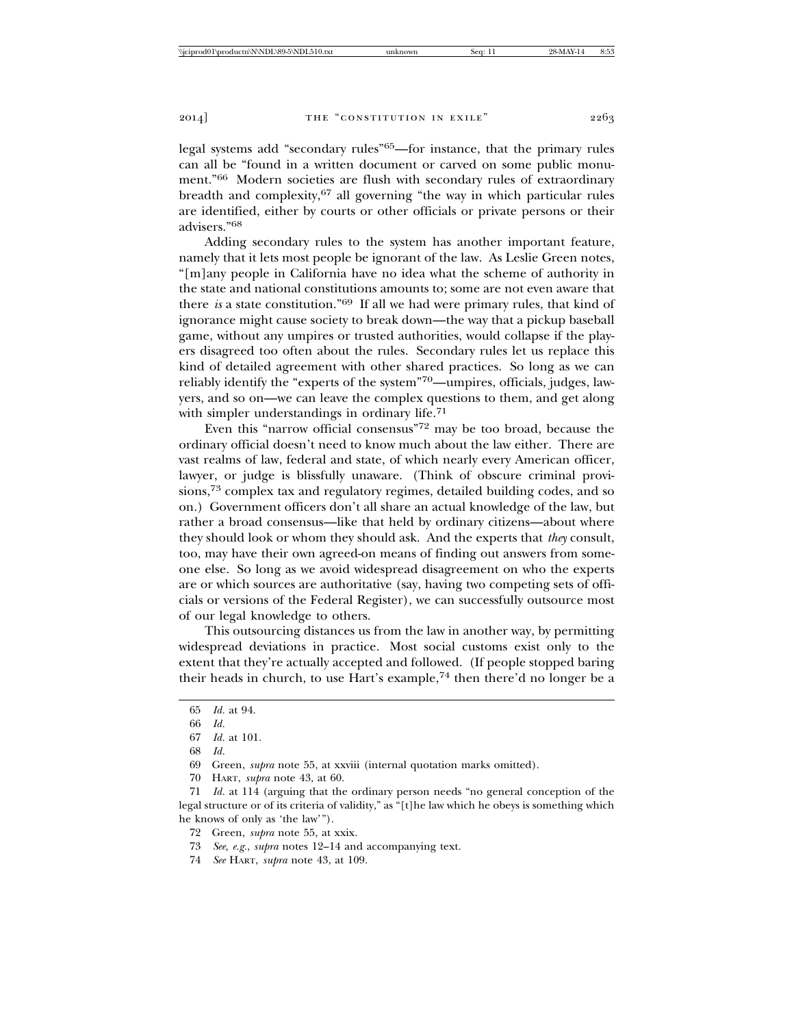legal systems add "secondary rules"[65]—for instance, that the primary rules can all be "found in a written document or carved on some public monument."[66] Modern societies are flush with secondary rules of extraordinary breadth and complexity,[67] all governing "the way in which particular rules are identified, either by courts or other officials or private persons or their advisers."[68]

Adding secondary rules to the system has another important feature, namely that it lets most people be ignorant of the law. As Leslie Green notes, "[m]any people in California have no idea what the scheme of authority in the state and national constitutions amounts to; some are not even aware that there *is* a state constitution."[69] If all we had were primary rules, that kind of ignorance might cause society to break down—the way that a pickup baseball game, without any umpires or trusted authorities, would collapse if the players disagreed too often about the rules. Secondary rules let us replace this kind of detailed agreement with other shared practices. So long as we can reliably identify the "experts of the system"[70]—umpires, officials, judges, lawyers, and so on—we can leave the complex questions to them, and get along with simpler understandings in ordinary life.[71]

Even this "narrow official consensus"[72] may be too broad, because the ordinary official doesn't need to know much about the law either. There are vast realms of law, federal and state, of which nearly every American officer, lawyer, or judge is blissfully unaware. (Think of obscure criminal provisions,[73] complex tax and regulatory regimes, detailed building codes, and so on.) Government officers don't all share an actual knowledge of the law, but rather a broad consensus—like that held by ordinary citizens—about where they should look or whom they should ask. And the experts that *they* consult, too, may have their own agreed-on means of finding out answers from someone else. So long as we avoid widespread disagreement on who the experts are or which sources are authoritative (say, having two competing sets of officials or versions of the Federal Register), we can successfully outsource most of our legal knowledge to others.

This outsourcing distances us from the law in another way, by permitting widespread deviations in practice. Most social customs exist only to the extent that they're actually accepted and followed. (If people stopped baring their heads in church, to use Hart's example,[74] then there'd no longer be a

---

65 *Id.* at 94.

66 *Id.*

67 *Id.* at 101.

68 *Id.*

69 Green, *supra* note 55, at xxviii (internal quotation marks omitted).

70 HART, *supra* note 43, at 60.

71 *Id.* at 114 (arguing that the ordinary person needs "no general conception of the legal structure or of its criteria of validity," as "[t]he law which he obeys is something which he knows of only as 'the law'").

72 Green, *supra* note 55, at xxix.

73 *See, e.g.*, *supra* notes 12–14 and accompanying text.

74 *See* HART, *supra* note 43, at 109.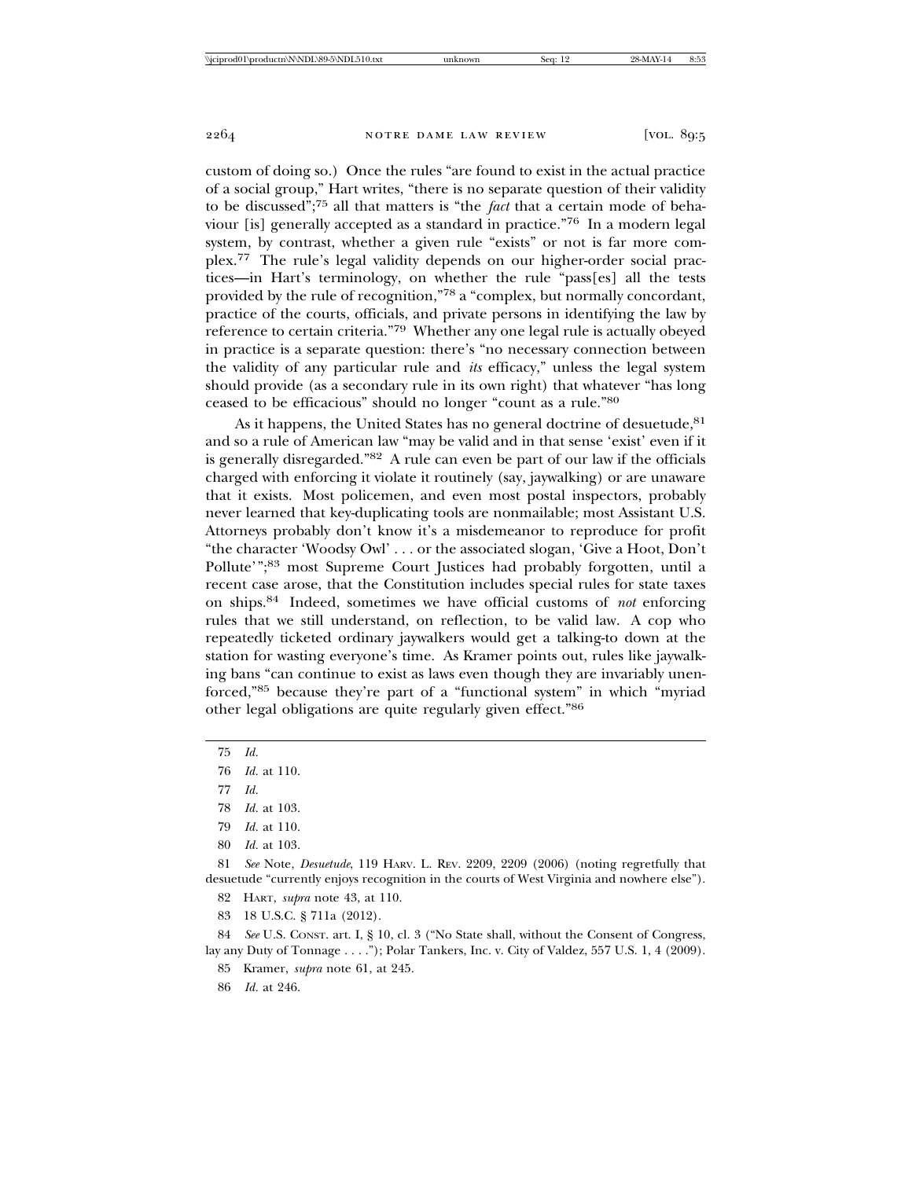custom of doing so.) Once the rules "are found to exist in the actual practice of a social group," Hart writes, "there is no separate question of their validity to be discussed";[75] all that matters is "the *fact* that a certain mode of behaviour [is] generally accepted as a standard in practice."[76] In a modern legal system, by contrast, whether a given rule "exists" or not is far more complex.[77] The rule's legal validity depends on our higher-order social practices—in Hart's terminology, on whether the rule "pass[es] all the tests provided by the rule of recognition,"[78] a "complex, but normally concordant, practice of the courts, officials, and private persons in identifying the law by reference to certain criteria."[79] Whether any one legal rule is actually obeyed in practice is a separate question: there's "no necessary connection between the validity of any particular rule and *its* efficacy," unless the legal system should provide (as a secondary rule in its own right) that whatever "has long ceased to be efficacious" should no longer "count as a rule."[80]

As it happens, the United States has no general doctrine of desuetude,[81] and so a rule of American law "may be valid and in that sense 'exist' even if it is generally disregarded."[82] A rule can even be part of our law if the officials charged with enforcing it violate it routinely (say, jaywalking) or are unaware that it exists. Most policemen, and even most postal inspectors, probably never learned that key-duplicating tools are nonmailable; most Assistant U.S. Attorneys probably don't know it's a misdemeanor to reproduce for profit "the character 'Woodsy Owl' . . . or the associated slogan, 'Give a Hoot, Don't Pollute'";[83] most Supreme Court Justices had probably forgotten, until a recent case arose, that the Constitution includes special rules for state taxes on ships.[84] Indeed, sometimes we have official customs of *not* enforcing rules that we still understand, on reflection, to be valid law. A cop who repeatedly ticketed ordinary jaywalkers would get a talking-to down at the station for wasting everyone's time. As Kramer points out, rules like jaywalking bans "can continue to exist as laws even though they are invariably unenforced,"[85] because they're part of a "functional system" in which "myriad other legal obligations are quite regularly given effect."[86]

---

75 *Id.*

76 *Id.* at 110.

77 *Id.*

78 *Id.* at 103.

79 *Id.* at 110.

80 *Id.* at 103.

81 *See* Note, *Desuetude*, 119 HARV. L. REV. 2209, 2209 (2006) (noting regretfully that desuetude "currently enjoys recognition in the courts of West Virginia and nowhere else").

82 HART, *supra* note 43, at 110.

83 18 U.S.C. § 711a (2012).

84 *See* U.S. CONST. art. I, § 10, cl. 3 ("No State shall, without the Consent of Congress, lay any Duty of Tonnage . . . ."); Polar Tankers, Inc. v. City of Valdez, 557 U.S. 1, 4 (2009).

85 Kramer, *supra* note 61, at 245.

86 *Id.* at 246.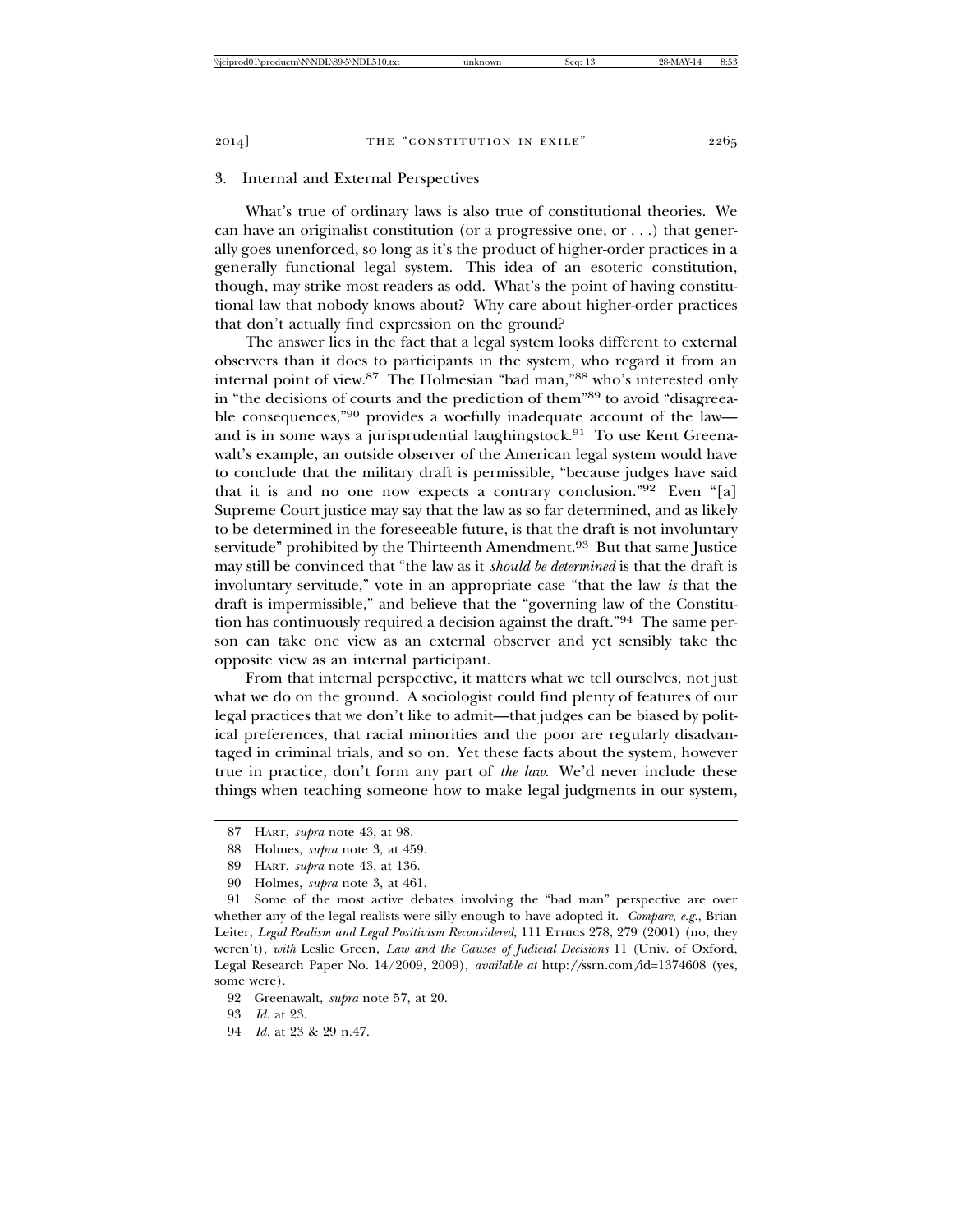### 3. Internal and External Perspectives

What's true of ordinary laws is also true of constitutional theories. We can have an originalist constitution (or a progressive one, or . . .) that generally goes unenforced, so long as it's the product of higher-order practices in a generally functional legal system. This idea of an esoteric constitution, though, may strike most readers as odd. What's the point of having constitutional law that nobody knows about? Why care about higher-order practices that don't actually find expression on the ground?

The answer lies in the fact that a legal system looks different to external observers than it does to participants in the system, who regard it from an internal point of view.[87] The Holmesian "bad man,"[88] who's interested only in "the decisions of courts and the prediction of them"[89] to avoid "disagreeable consequences,"[90] provides a woefully inadequate account of the law—and is in some ways a jurisprudential laughingstock.[91] To use Kent Greenawalt's example, an outside observer of the American legal system would have to conclude that the military draft is permissible, "because judges have said that it is and no one now expects a contrary conclusion."[92] Even "[a] Supreme Court justice may say that the law as so far determined, and as likely to be determined in the foreseeable future, is that the draft is not involuntary servitude" prohibited by the Thirteenth Amendment.[93] But that same Justice may still be convinced that "the law as it *should be determined* is that the draft is involuntary servitude," vote in an appropriate case "that the law *is* that the draft is impermissible," and believe that the "governing law of the Constitution has continuously required a decision against the draft."[94] The same person can take one view as an external observer and yet sensibly take the opposite view as an internal participant.

From that internal perspective, it matters what we tell ourselves, not just what we do on the ground. A sociologist could find plenty of features of our legal practices that we don't like to admit—that judges can be biased by political preferences, that racial minorities and the poor are regularly disadvantaged in criminal trials, and so on. Yet these facts about the system, however true in practice, don't form any part of *the law*. We'd never include these things when teaching someone how to make legal judgments in our system,

---

87 HART, *supra* note 43, at 98.

88 Holmes, *supra* note 3, at 459.

89 HART, *supra* note 43, at 136.

90 Holmes, *supra* note 3, at 461.

91 Some of the most active debates involving the "bad man" perspective are over whether any of the legal realists were silly enough to have adopted it. *Compare, e.g.*, Brian Leiter, *Legal Realism and Legal Positivism Reconsidered*, 111 ETHICS 278, 279 (2001) (no, they weren't), *with* Leslie Green, *Law and the Causes of Judicial Decisions* 11 (Univ. of Oxford, Legal Research Paper No. 14/2009, 2009), *available at* http://ssrn.com/id=1374608 (yes, some were).

92 Greenawalt, *supra* note 57, at 20.

93 *Id.* at 23.

94 *Id.* at 23 & 29 n.47.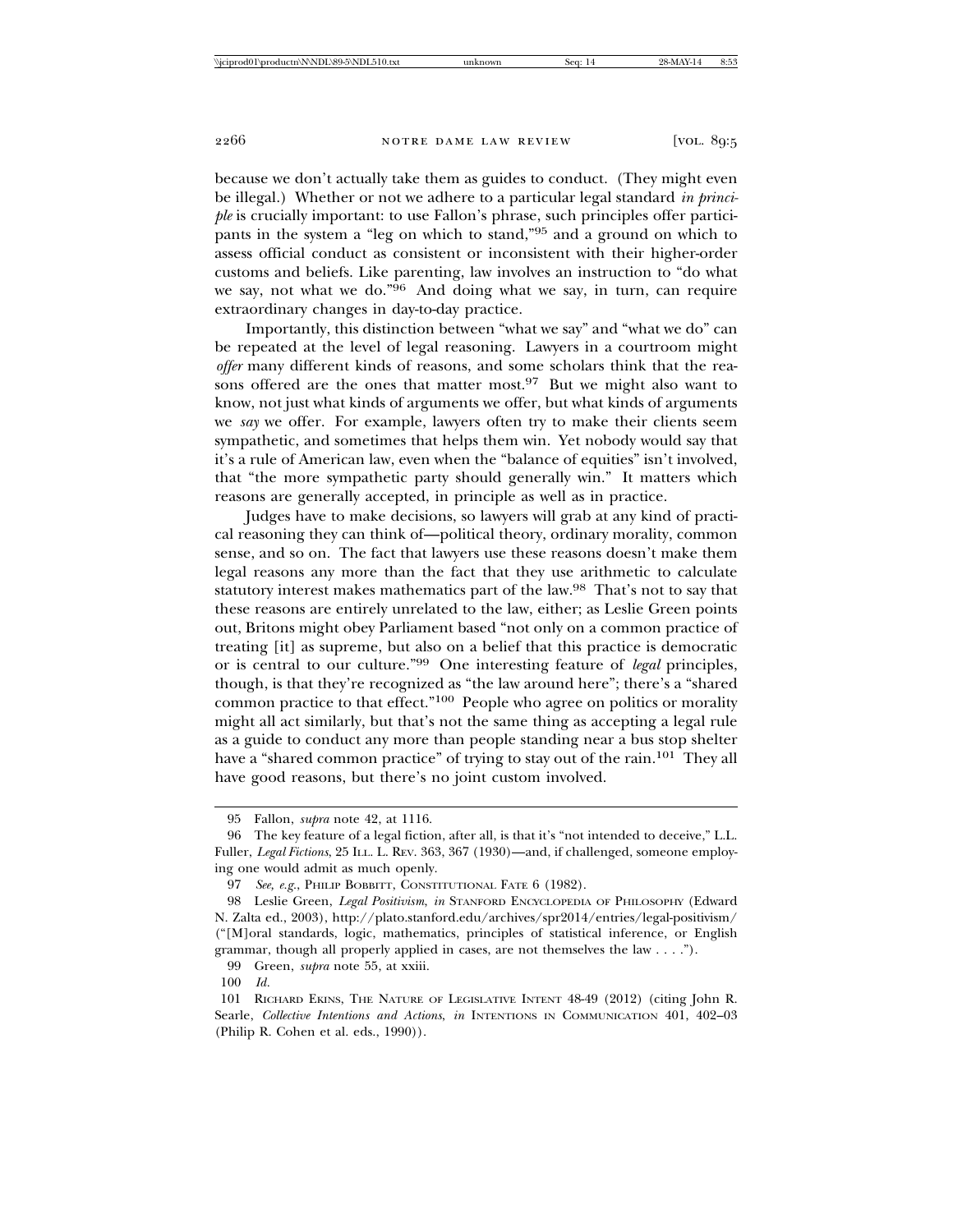because we don't actually take them as guides to conduct. (They might even be illegal.) Whether or not we adhere to a particular legal standard *in principle* is crucially important: to use Fallon's phrase, such principles offer participants in the system a "leg on which to stand,"[95] and a ground on which to assess official conduct as consistent or inconsistent with their higher-order customs and beliefs. Like parenting, law involves an instruction to "do what we say, not what we do."[96] And doing what we say, in turn, can require extraordinary changes in day-to-day practice.

Importantly, this distinction between "what we say" and "what we do" can be repeated at the level of legal reasoning. Lawyers in a courtroom might *offer* many different kinds of reasons, and some scholars think that the reasons offered are the ones that matter most.[97] But we might also want to know, not just what kinds of arguments we offer, but what kinds of arguments we *say* we offer. For example, lawyers often try to make their clients seem sympathetic, and sometimes that helps them win. Yet nobody would say that it's a rule of American law, even when the "balance of equities" isn't involved, that "the more sympathetic party should generally win." It matters which reasons are generally accepted, in principle as well as in practice.

Judges have to make decisions, so lawyers will grab at any kind of practical reasoning they can think of—political theory, ordinary morality, common sense, and so on. The fact that lawyers use these reasons doesn't make them legal reasons any more than the fact that they use arithmetic to calculate statutory interest makes mathematics part of the law.[98] That's not to say that these reasons are entirely unrelated to the law, either; as Leslie Green points out, Britons might obey Parliament based "not only on a common practice of treating [it] as supreme, but also on a belief that this practice is democratic or is central to our culture."[99] One interesting feature of *legal* principles, though, is that they're recognized as "the law around here"; there's a "shared common practice to that effect."[100] People who agree on politics or morality might all act similarly, but that's not the same thing as accepting a legal rule as a guide to conduct any more than people standing near a bus stop shelter have a "shared common practice" of trying to stay out of the rain.[101] They all have good reasons, but there's no joint custom involved.

---

95 Fallon, *supra* note 42, at 1116.

96 The key feature of a legal fiction, after all, is that it's "not intended to deceive," L.L. Fuller, *Legal Fictions*, 25 ILL. L. REV. 363, 367 (1930)—and, if challenged, someone employing one would admit as much openly.

97 *See, e.g.*, PHILIP BOBBITT, CONSTITUTIONAL FATE 6 (1982).

98 Leslie Green, *Legal Positivism*, *in* STANFORD ENCYCLOPEDIA OF PHILOSOPHY (Edward N. Zalta ed., 2003), http://plato.stanford.edu/archives/spr2014/entries/legal-positivism/ ("[M]oral standards, logic, mathematics, principles of statistical inference, or English grammar, though all properly applied in cases, are not themselves the law . . . .").

99 Green, *supra* note 55, at xxiii.

100 *Id.*

101 RICHARD EKINS, THE NATURE OF LEGISLATIVE INTENT 48-49 (2012) (citing John R. Searle, *Collective Intentions and Actions*, *in* INTENTIONS IN COMMUNICATION 401, 402–03 (Philip R. Cohen et al. eds., 1990)).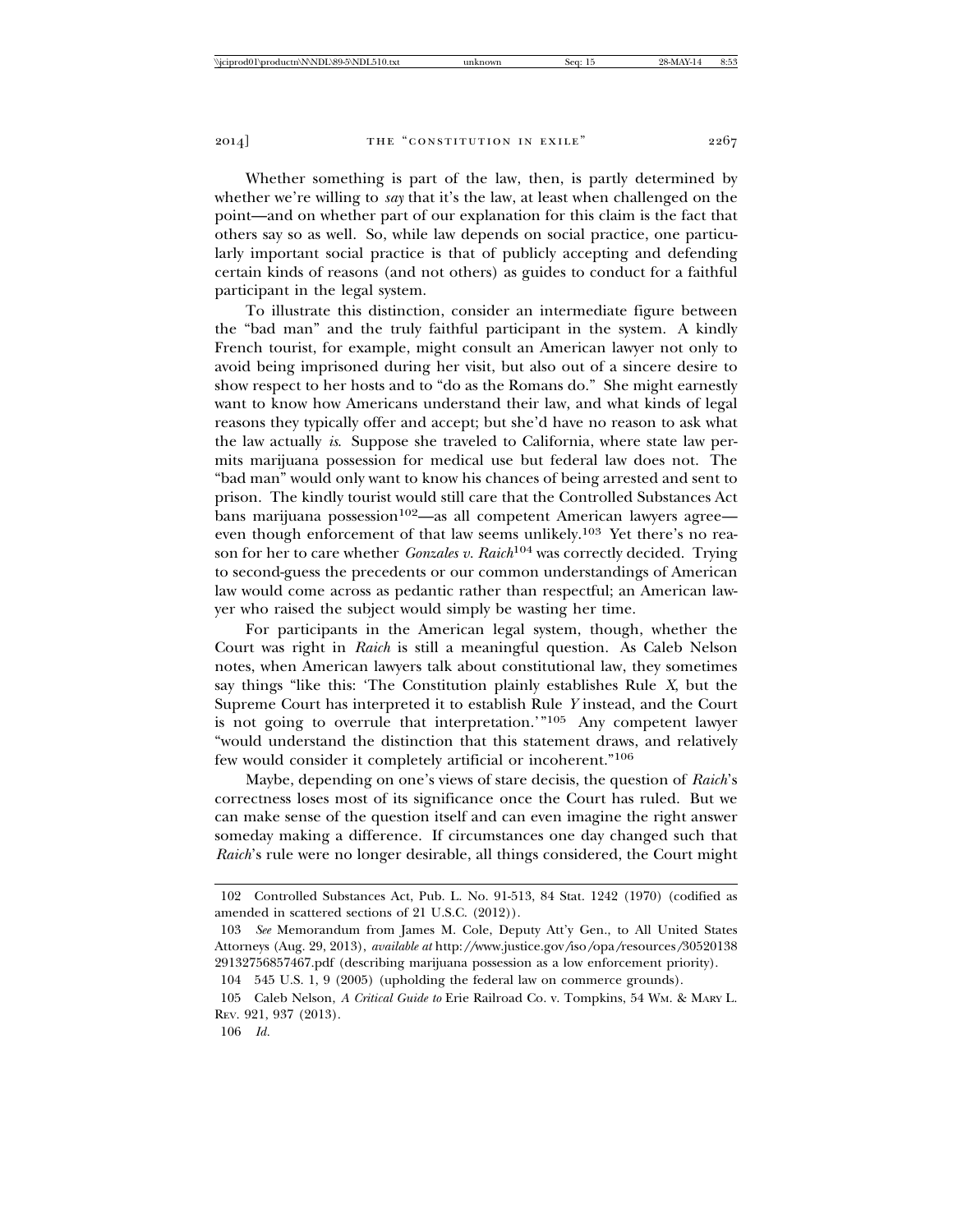Whether something is part of the law, then, is partly determined by whether we're willing to *say* that it's the law, at least when challenged on the point—and on whether part of our explanation for this claim is the fact that others say so as well. So, while law depends on social practice, one particularly important social practice is that of publicly accepting and defending certain kinds of reasons (and not others) as guides to conduct for a faithful participant in the legal system.

To illustrate this distinction, consider an intermediate figure between the "bad man" and the truly faithful participant in the system. A kindly French tourist, for example, might consult an American lawyer not only to avoid being imprisoned during her visit, but also out of a sincere desire to show respect to her hosts and to "do as the Romans do." She might earnestly want to know how Americans understand their law, and what kinds of legal reasons they typically offer and accept; but she'd have no reason to ask what the law actually *is*. Suppose she traveled to California, where state law permits marijuana possession for medical use but federal law does not. The "bad man" would only want to know his chances of being arrested and sent to prison. The kindly tourist would still care that the Controlled Substances Act bans marijuana possession[102]—as all competent American lawyers agree—even though enforcement of that law seems unlikely.[103] Yet there's no reason for her to care whether *Gonzales v. Raich*[104] was correctly decided. Trying to second-guess the precedents or our common understandings of American law would come across as pedantic rather than respectful; an American lawyer who raised the subject would simply be wasting her time.

For participants in the American legal system, though, whether the Court was right in *Raich* is still a meaningful question. As Caleb Nelson notes, when American lawyers talk about constitutional law, they sometimes say things "like this: 'The Constitution plainly establishes Rule *X*, but the Supreme Court has interpreted it to establish Rule *Y* instead, and the Court is not going to overrule that interpretation.'"[105] Any competent lawyer "would understand the distinction that this statement draws, and relatively few would consider it completely artificial or incoherent."[106]

Maybe, depending on one's views of stare decisis, the question of *Raich*'s correctness loses most of its significance once the Court has ruled. But we can make sense of the question itself and can even imagine the right answer someday making a difference. If circumstances one day changed such that *Raich*'s rule were no longer desirable, all things considered, the Court might

---

102 Controlled Substances Act, Pub. L. No. 91-513, 84 Stat. 1242 (1970) (codified as amended in scattered sections of 21 U.S.C. (2012)).

103 *See* Memorandum from James M. Cole, Deputy Att'y Gen., to All United States Attorneys (Aug. 29, 2013), *available at* http://www.justice.gov/iso/opa/resources/3052013829132756857467.pdf (describing marijuana possession as a low enforcement priority).

104 545 U.S. 1, 9 (2005) (upholding the federal law on commerce grounds).

105 Caleb Nelson, *A Critical Guide to* Erie Railroad Co. v. Tompkins, 54 WM. & MARY L. REV. 921, 937 (2013).

106 *Id.*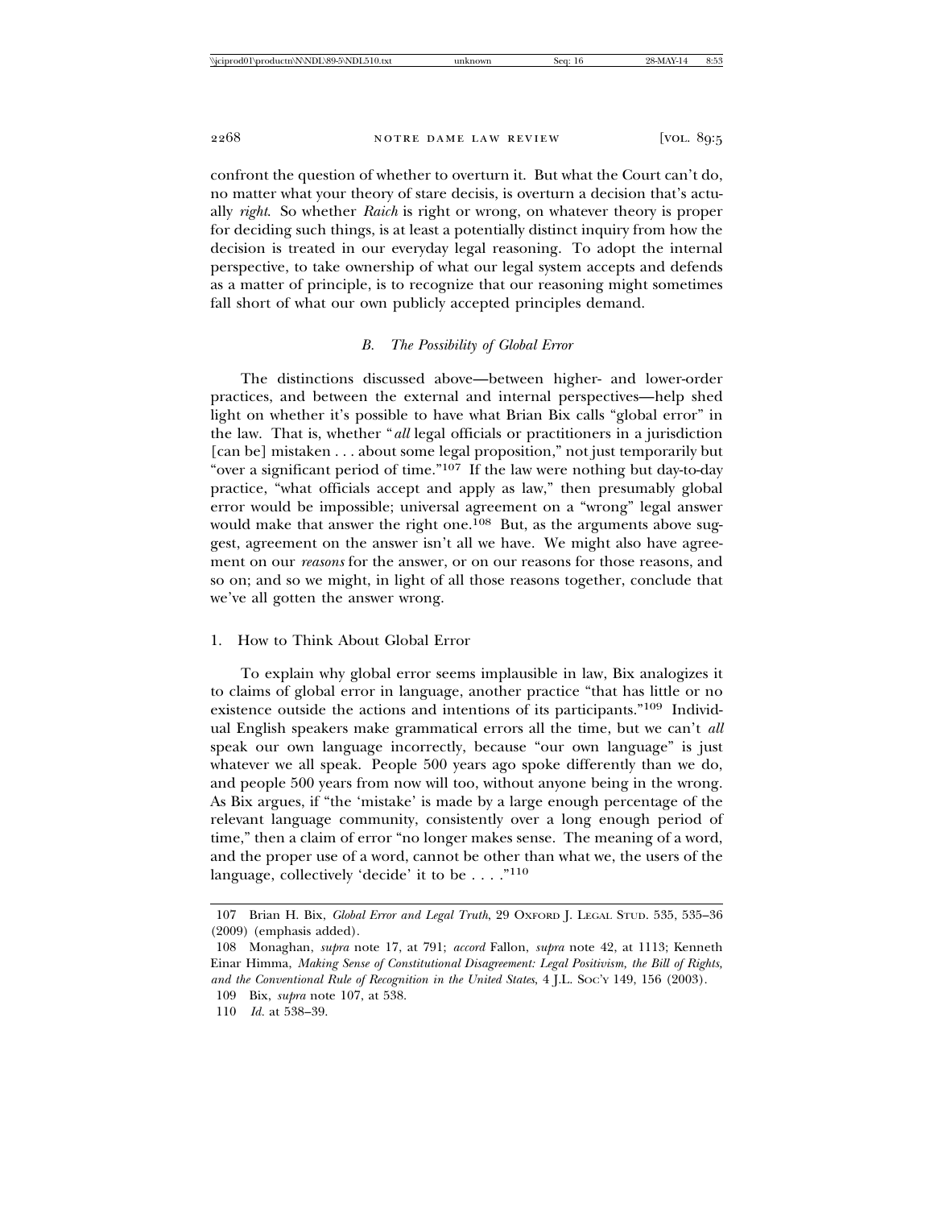confront the question of whether to overturn it. But what the Court can't do, no matter what your theory of stare decisis, is overturn a decision that's actually *right*. So whether *Raich* is right or wrong, on whatever theory is proper for deciding such things, is at least a potentially distinct inquiry from how the decision is treated in our everyday legal reasoning. To adopt the internal perspective, to take ownership of what our legal system accepts and defends as a matter of principle, is to recognize that our reasoning might sometimes fall short of what our own publicly accepted principles demand.

### *B. The Possibility of Global Error*

The distinctions discussed above—between higher- and lower-order practices, and between the external and internal perspectives—help shed light on whether it's possible to have what Brian Bix calls "global error" in the law. That is, whether "*all* legal officials or practitioners in a jurisdiction [can be] mistaken . . . about some legal proposition," not just temporarily but "over a significant period of time."[107] If the law were nothing but day-to-day practice, "what officials accept and apply as law," then presumably global error would be impossible; universal agreement on a "wrong" legal answer would make that answer the right one.[108] But, as the arguments above suggest, agreement on the answer isn't all we have. We might also have agreement on our *reasons* for the answer, or on our reasons for those reasons, and so on; and so we might, in light of all those reasons together, conclude that we've all gotten the answer wrong.

#### 1. How to Think About Global Error

To explain why global error seems implausible in law, Bix analogizes it to claims of global error in language, another practice "that has little or no existence outside the actions and intentions of its participants."[109] Individual English speakers make grammatical errors all the time, but we can't *all* speak our own language incorrectly, because "our own language" is just whatever we all speak. People 500 years ago spoke differently than we do, and people 500 years from now will too, without anyone being in the wrong. As Bix argues, if "the 'mistake' is made by a large enough percentage of the relevant language community, consistently over a long enough period of time," then a claim of error "no longer makes sense. The meaning of a word, and the proper use of a word, cannot be other than what we, the users of the language, collectively 'decide' it to be . . . ."[110]

---

107 Brian H. Bix, *Global Error and Legal Truth*, 29 Oxford J. Legal Stud. 535, 535–36 (2009) (emphasis added).

108 Monaghan, *supra* note 17, at 791; *accord* Fallon, *supra* note 42, at 1113; Kenneth Einar Himma, *Making Sense of Constitutional Disagreement: Legal Positivism, the Bill of Rights, and the Conventional Rule of Recognition in the United States*, 4 J.L. Soc'y 149, 156 (2003).

109 Bix, *supra* note 107, at 538.

110 *Id.* at 538–39.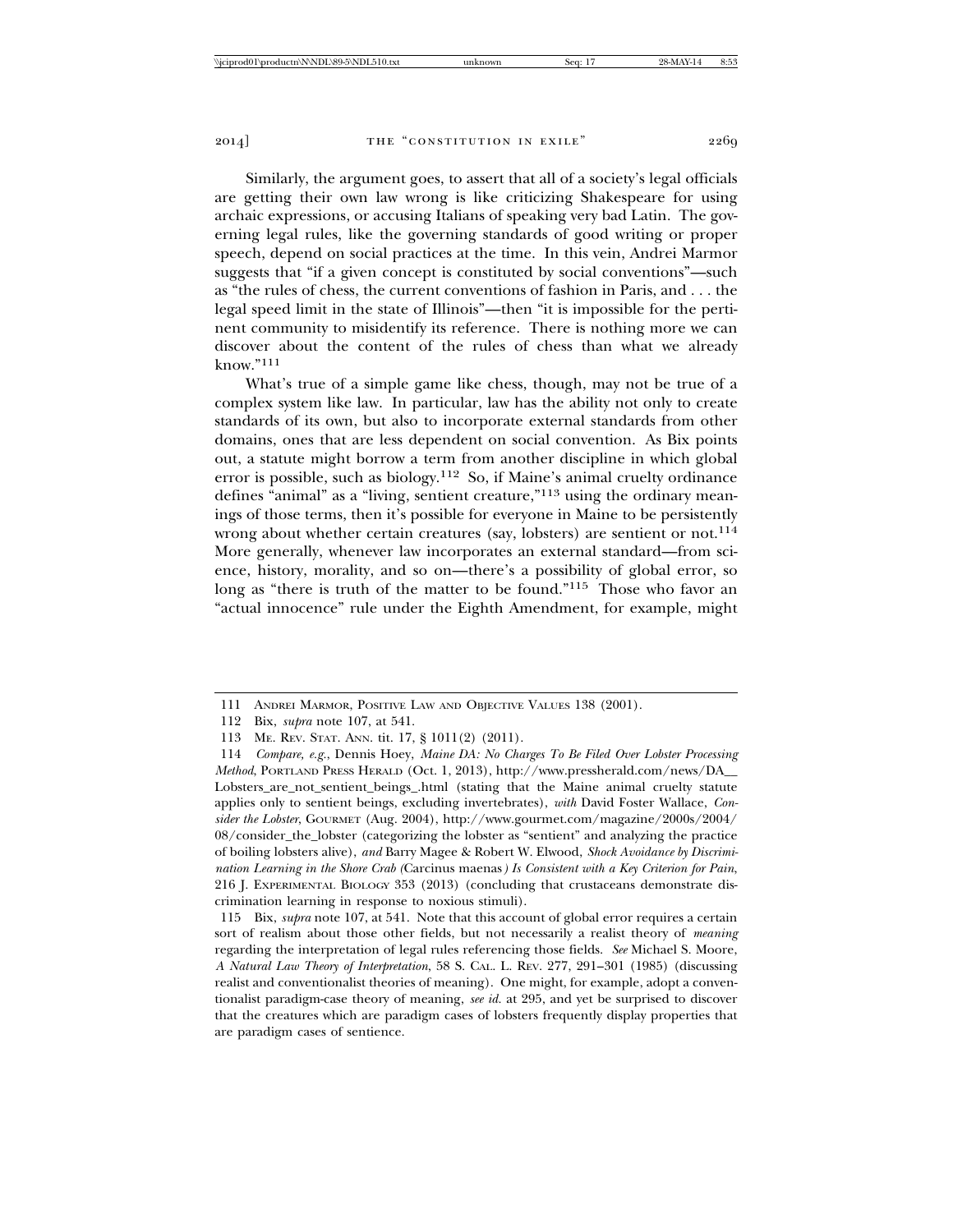Similarly, the argument goes, to assert that all of a society's legal officials are getting their own law wrong is like criticizing Shakespeare for using archaic expressions, or accusing Italians of speaking very bad Latin. The governing legal rules, like the governing standards of good writing or proper speech, depend on social practices at the time. In this vein, Andrei Marmor suggests that "if a given concept is constituted by social conventions"—such as "the rules of chess, the current conventions of fashion in Paris, and . . . the legal speed limit in the state of Illinois"—then "it is impossible for the pertinent community to misidentify its reference. There is nothing more we can discover about the content of the rules of chess than what we already know."[111]

What's true of a simple game like chess, though, may not be true of a complex system like law. In particular, law has the ability not only to create standards of its own, but also to incorporate external standards from other domains, ones that are less dependent on social convention. As Bix points out, a statute might borrow a term from another discipline in which global error is possible, such as biology.[112] So, if Maine's animal cruelty ordinance defines "animal" as a "living, sentient creature,"[113] using the ordinary meanings of those terms, then it's possible for everyone in Maine to be persistently wrong about whether certain creatures (say, lobsters) are sentient or not.[114] More generally, whenever law incorporates an external standard—from science, history, morality, and so on—there's a possibility of global error, so long as "there is truth of the matter to be found."[115] Those who favor an "actual innocence" rule under the Eighth Amendment, for example, might

---

111 Andrei Marmor, Positive Law and Objective Values 138 (2001).

112 Bix, *supra* note 107, at 541.

113 Me. Rev. Stat. Ann. tit. 17, § 1011(2) (2011).

114 *Compare, e.g.*, Dennis Hoey, *Maine DA: No Charges To Be Filed Over Lobster Processing Method*, Portland Press Herald (Oct. 1, 2013), http://www.pressherald.com/news/DA__Lobsters_are_not_sentient_beings_.html (stating that the Maine animal cruelty statute applies only to sentient beings, excluding invertebrates), *with* David Foster Wallace, *Consider the Lobster*, Gourmet (Aug. 2004), http://www.gourmet.com/magazine/2000s/2004/08/consider_the_lobster (categorizing the lobster as "sentient" and analyzing the practice of boiling lobsters alive), *and* Barry Magee & Robert W. Elwood, *Shock Avoidance by Discrimination Learning in the Shore Crab (*Carcinus maenas*) Is Consistent with a Key Criterion for Pain*, 216 J. Experimental Biology 353 (2013) (concluding that crustaceans demonstrate discrimination learning in response to noxious stimuli).

115 Bix, *supra* note 107, at 541. Note that this account of global error requires a certain sort of realism about those other fields, but not necessarily a realist theory of *meaning* regarding the interpretation of legal rules referencing those fields. *See* Michael S. Moore, *A Natural Law Theory of Interpretation*, 58 S. Cal. L. Rev. 277, 291–301 (1985) (discussing realist and conventionalist theories of meaning). One might, for example, adopt a conventionalist paradigm-case theory of meaning, *see id.* at 295, and yet be surprised to discover that the creatures which are paradigm cases of lobsters frequently display properties that are paradigm cases of sentience.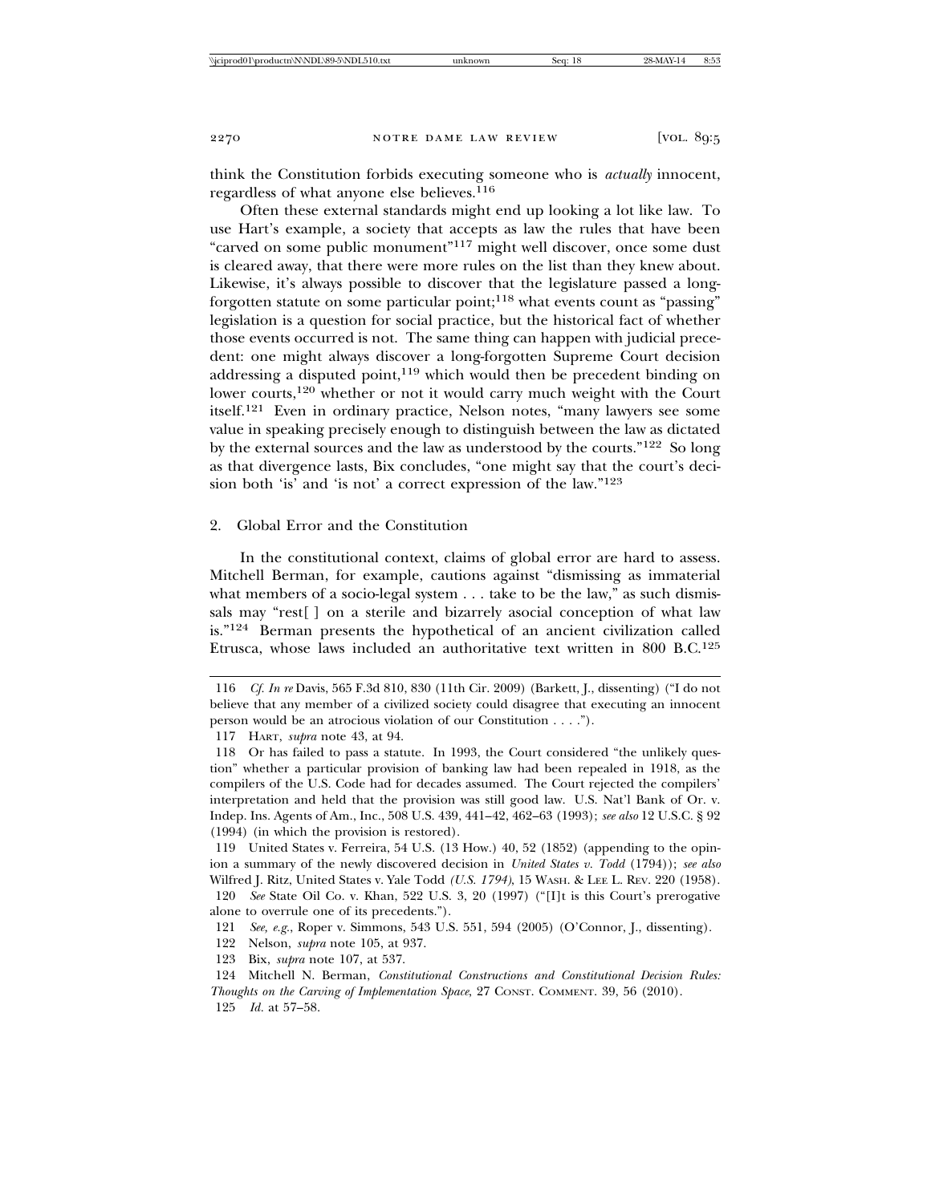think the Constitution forbids executing someone who is *actually* innocent, regardless of what anyone else believes.[116]

Often these external standards might end up looking a lot like law. To use Hart's example, a society that accepts as law the rules that have been "carved on some public monument"[117] might well discover, once some dust is cleared away, that there were more rules on the list than they knew about. Likewise, it's always possible to discover that the legislature passed a long-forgotten statute on some particular point;[118] what events count as "passing" legislation is a question for social practice, but the historical fact of whether those events occurred is not. The same thing can happen with judicial precedent: one might always discover a long-forgotten Supreme Court decision addressing a disputed point,[119] which would then be precedent binding on lower courts,[120] whether or not it would carry much weight with the Court itself.[121] Even in ordinary practice, Nelson notes, "many lawyers see some value in speaking precisely enough to distinguish between the law as dictated by the external sources and the law as understood by the courts."[122] So long as that divergence lasts, Bix concludes, "one might say that the court's decision both 'is' and 'is not' a correct expression of the law."[123]

### 2. Global Error and the Constitution

In the constitutional context, claims of global error are hard to assess. Mitchell Berman, for example, cautions against "dismissing as immaterial what members of a socio-legal system . . . take to be the law," as such dismissals may "rest[ ] on a sterile and bizarrely asocial conception of what law is."[124] Berman presents the hypothetical of an ancient civilization called Etrusca, whose laws included an authoritative text written in 800 B.C.[125]

---

116 *Cf. In re* Davis, 565 F.3d 810, 830 (11th Cir. 2009) (Barkett, J., dissenting) ("I do not believe that any member of a civilized society could disagree that executing an innocent person would be an atrocious violation of our Constitution . . . .").

117 HART, *supra* note 43, at 94.

118 Or has failed to pass a statute. In 1993, the Court considered "the unlikely question" whether a particular provision of banking law had been repealed in 1918, as the compilers of the U.S. Code had for decades assumed. The Court rejected the compilers' interpretation and held that the provision was still good law. U.S. Nat'l Bank of Or. v. Indep. Ins. Agents of Am., Inc., 508 U.S. 439, 441–42, 462–63 (1993); *see also* 12 U.S.C. § 92 (1994) (in which the provision is restored).

119 United States v. Ferreira, 54 U.S. (13 How.) 40, 52 (1852) (appending to the opinion a summary of the newly discovered decision in *United States v. Todd* (1794)); *see also* Wilfred J. Ritz, United States v. Yale Todd *(U.S. 1794)*, 15 WASH. & LEE L. REV. 220 (1958).

120 *See* State Oil Co. v. Khan, 522 U.S. 3, 20 (1997) ("[I]t is this Court's prerogative alone to overrule one of its precedents.").

121 *See, e.g.*, Roper v. Simmons, 543 U.S. 551, 594 (2005) (O'Connor, J., dissenting).

122 Nelson, *supra* note 105, at 937.

123 Bix, *supra* note 107, at 537.

124 Mitchell N. Berman, *Constitutional Constructions and Constitutional Decision Rules: Thoughts on the Carving of Implementation Space*, 27 CONST. COMMENT. 39, 56 (2010).

125 *Id.* at 57–58.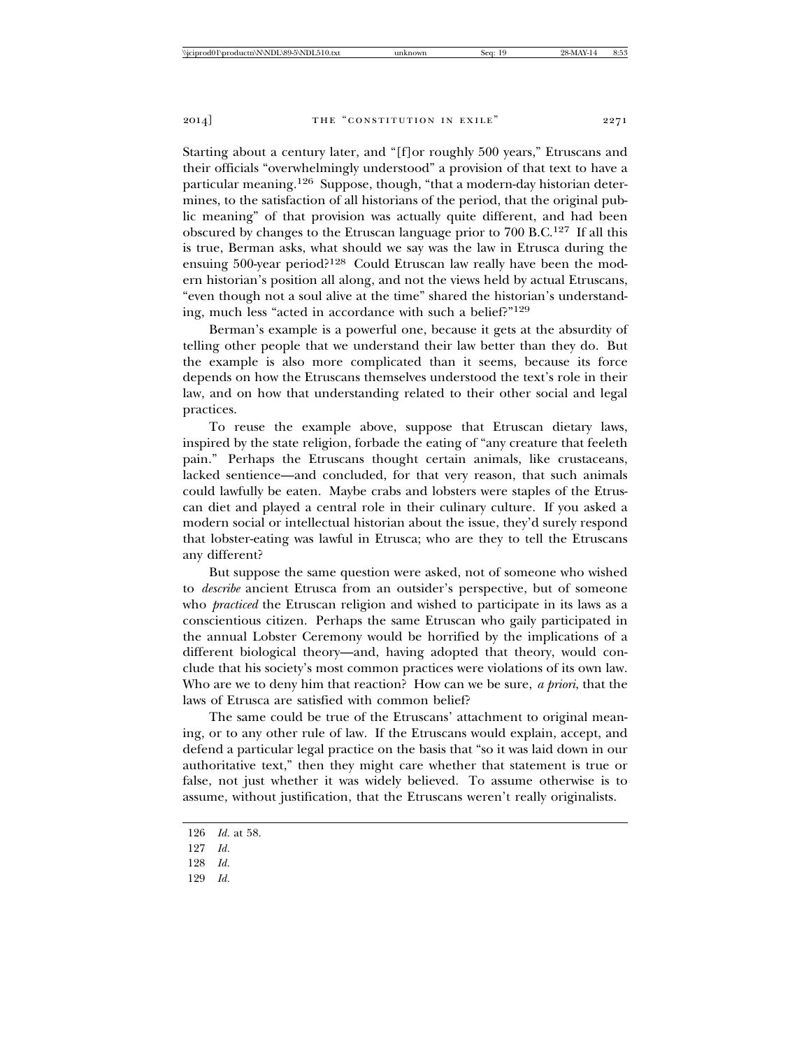Starting about a century later, and "[f]or roughly 500 years," Etruscans and their officials "overwhelmingly understood" a provision of that text to have a particular meaning.[126] Suppose, though, "that a modern-day historian determines, to the satisfaction of all historians of the period, that the original public meaning" of that provision was actually quite different, and had been obscured by changes to the Etruscan language prior to 700 B.C.[127] If all this is true, Berman asks, what should we say was the law in Etrusca during the ensuing 500-year period?[128] Could Etruscan law really have been the modern historian's position all along, and not the views held by actual Etruscans, "even though not a soul alive at the time" shared the historian's understanding, much less "acted in accordance with such a belief?"[129]

Berman's example is a powerful one, because it gets at the absurdity of telling other people that we understand their law better than they do. But the example is also more complicated than it seems, because its force depends on how the Etruscans themselves understood the text's role in their law, and on how that understanding related to their other social and legal practices.

To reuse the example above, suppose that Etruscan dietary laws, inspired by the state religion, forbade the eating of "any creature that feeleth pain." Perhaps the Etruscans thought certain animals, like crustaceans, lacked sentience—and concluded, for that very reason, that such animals could lawfully be eaten. Maybe crabs and lobsters were staples of the Etruscan diet and played a central role in their culinary culture. If you asked a modern social or intellectual historian about the issue, they'd surely respond that lobster-eating was lawful in Etrusca; who are they to tell the Etruscans any different?

But suppose the same question were asked, not of someone who wished to *describe* ancient Etrusca from an outsider's perspective, but of someone who *practiced* the Etruscan religion and wished to participate in its laws as a conscientious citizen. Perhaps the same Etruscan who gaily participated in the annual Lobster Ceremony would be horrified by the implications of a different biological theory—and, having adopted that theory, would conclude that his society's most common practices were violations of its own law. Who are we to deny him that reaction? How can we be sure, *a priori*, that the laws of Etrusca are satisfied with common belief?

The same could be true of the Etruscans' attachment to original meaning, or to any other rule of law. If the Etruscans would explain, accept, and defend a particular legal practice on the basis that "so it was laid down in our authoritative text," then they might care whether that statement is true or false, not just whether it was widely believed. To assume otherwise is to assume, without justification, that the Etruscans weren't really originalists.

---

126 *Id.* at 58.

127 *Id.*

128 *Id.*

129 *Id.*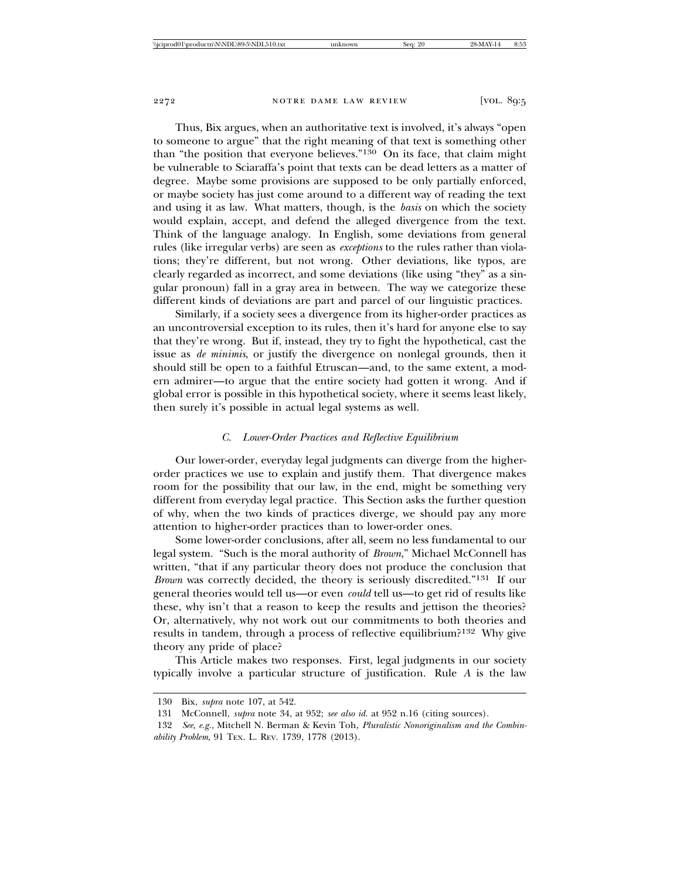Thus, Bix argues, when an authoritative text is involved, it's always "open to someone to argue" that the right meaning of that text is something other than "the position that everyone believes."[130] On its face, that claim might be vulnerable to Sciaraffa's point that texts can be dead letters as a matter of degree. Maybe some provisions are supposed to be only partially enforced, or maybe society has just come around to a different way of reading the text and using it as law. What matters, though, is the *basis* on which the society would explain, accept, and defend the alleged divergence from the text. Think of the language analogy. In English, some deviations from general rules (like irregular verbs) are seen as *exceptions* to the rules rather than violations; they're different, but not wrong. Other deviations, like typos, are clearly regarded as incorrect, and some deviations (like using "they" as a singular pronoun) fall in a gray area in between. The way we categorize these different kinds of deviations are part and parcel of our linguistic practices.

Similarly, if a society sees a divergence from its higher-order practices as an uncontroversial exception to its rules, then it's hard for anyone else to say that they're wrong. But if, instead, they try to fight the hypothetical, cast the issue as *de minimis*, or justify the divergence on nonlegal grounds, then it should still be open to a faithful Etruscan—and, to the same extent, a modern admirer—to argue that the entire society had gotten it wrong. And if global error is possible in this hypothetical society, where it seems least likely, then surely it's possible in actual legal systems as well.

### C. *Lower-Order Practices and Reflective Equilibrium*

Our lower-order, everyday legal judgments can diverge from the higher-order practices we use to explain and justify them. That divergence makes room for the possibility that our law, in the end, might be something very different from everyday legal practice. This Section asks the further question of why, when the two kinds of practices diverge, we should pay any more attention to higher-order practices than to lower-order ones.

Some lower-order conclusions, after all, seem no less fundamental to our legal system. "Such is the moral authority of *Brown*," Michael McConnell has written, "that if any particular theory does not produce the conclusion that *Brown* was correctly decided, the theory is seriously discredited."[131] If our general theories would tell us—or even *could* tell us—to get rid of results like these, why isn't that a reason to keep the results and jettison the theories? Or, alternatively, why not work out our commitments to both theories and results in tandem, through a process of reflective equilibrium?[132] Why give theory any pride of place?

This Article makes two responses. First, legal judgments in our society typically involve a particular structure of justification. Rule *A* is the law

---

130 Bix, *supra* note 107, at 542.

131 McConnell, *supra* note 34, at 952; *see also id.* at 952 n.16 (citing sources).

132 *See, e.g.*, Mitchell N. Berman & Kevin Toh, *Pluralistic Nonoriginalism and the Combinability Problem*, 91 Tex. L. Rev. 1739, 1778 (2013).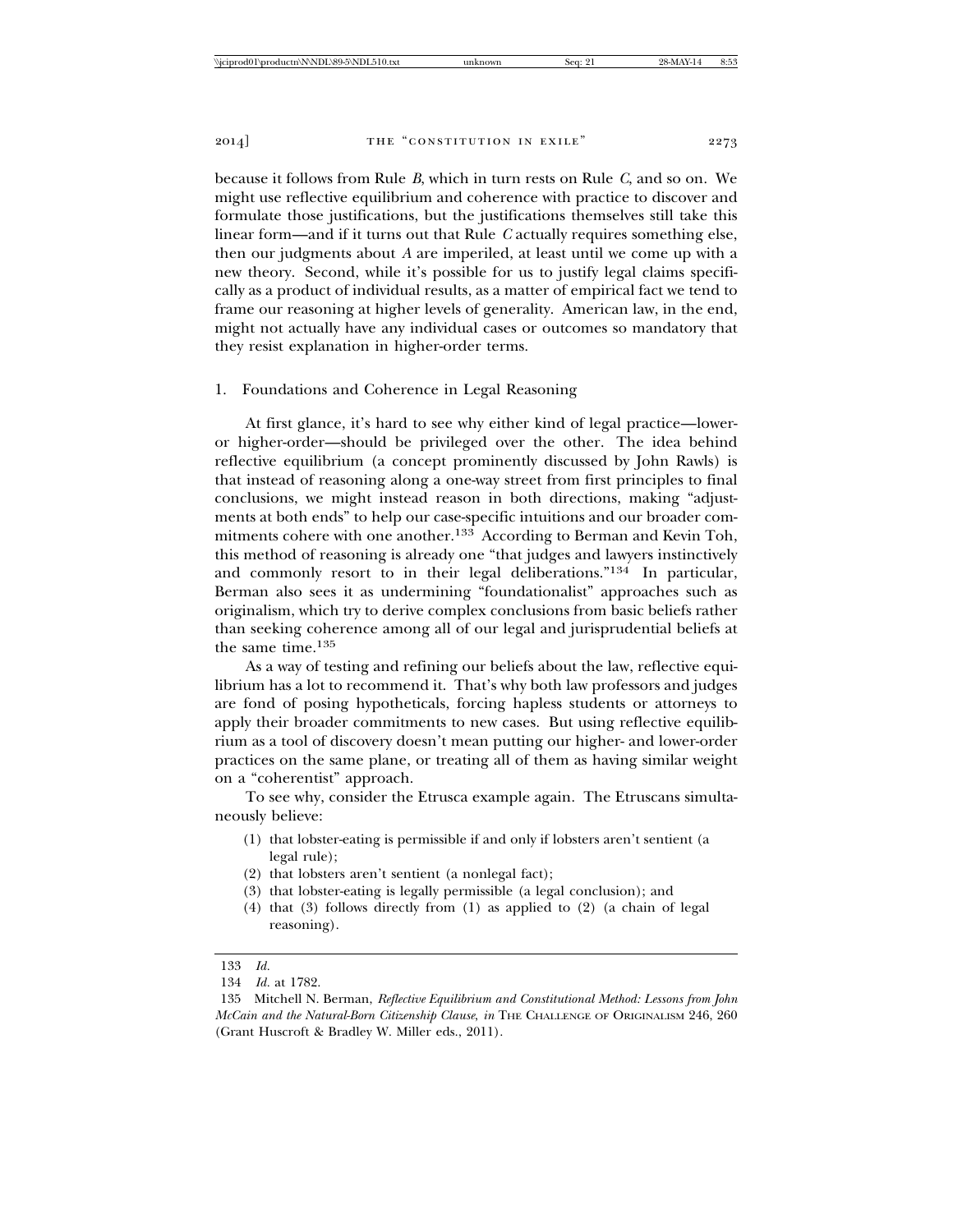because it follows from Rule *B*, which in turn rests on Rule *C*, and so on. We might use reflective equilibrium and coherence with practice to discover and formulate those justifications, but the justifications themselves still take this linear form—and if it turns out that Rule *C* actually requires something else, then our judgments about *A* are imperiled, at least until we come up with a new theory. Second, while it's possible for us to justify legal claims specifically as a product of individual results, as a matter of empirical fact we tend to frame our reasoning at higher levels of generality. American law, in the end, might not actually have any individual cases or outcomes so mandatory that they resist explanation in higher-order terms.

### 1. Foundations and Coherence in Legal Reasoning

At first glance, it's hard to see why either kind of legal practice—lower- or higher-order—should be privileged over the other. The idea behind reflective equilibrium (a concept prominently discussed by John Rawls) is that instead of reasoning along a one-way street from first principles to final conclusions, we might instead reason in both directions, making "adjustments at both ends" to help our case-specific intuitions and our broader commitments cohere with one another.[133] According to Berman and Kevin Toh, this method of reasoning is already one "that judges and lawyers instinctively and commonly resort to in their legal deliberations."[134] In particular, Berman also sees it as undermining "foundationalist" approaches such as originalism, which try to derive complex conclusions from basic beliefs rather than seeking coherence among all of our legal and jurisprudential beliefs at the same time.[135]

As a way of testing and refining our beliefs about the law, reflective equilibrium has a lot to recommend it. That's why both law professors and judges are fond of posing hypotheticals, forcing hapless students or attorneys to apply their broader commitments to new cases. But using reflective equilibrium as a tool of discovery doesn't mean putting our higher- and lower-order practices on the same plane, or treating all of them as having similar weight on a "coherentist" approach.

To see why, consider the Etrusca example again. The Etruscans simultaneously believe:

(1) that lobster-eating is permissible if and only if lobsters aren't sentient (a legal rule);
(2) that lobsters aren't sentient (a nonlegal fact);
(3) that lobster-eating is legally permissible (a legal conclusion); and
(4) that (3) follows directly from (1) as applied to (2) (a chain of legal reasoning).

---

133 *Id.*

134 *Id.* at 1782.

135 Mitchell N. Berman, *Reflective Equilibrium and Constitutional Method: Lessons from John McCain and the Natural-Born Citizenship Clause*, *in* THE CHALLENGE OF ORIGINALISM 246, 260 (Grant Huscroft & Bradley W. Miller eds., 2011).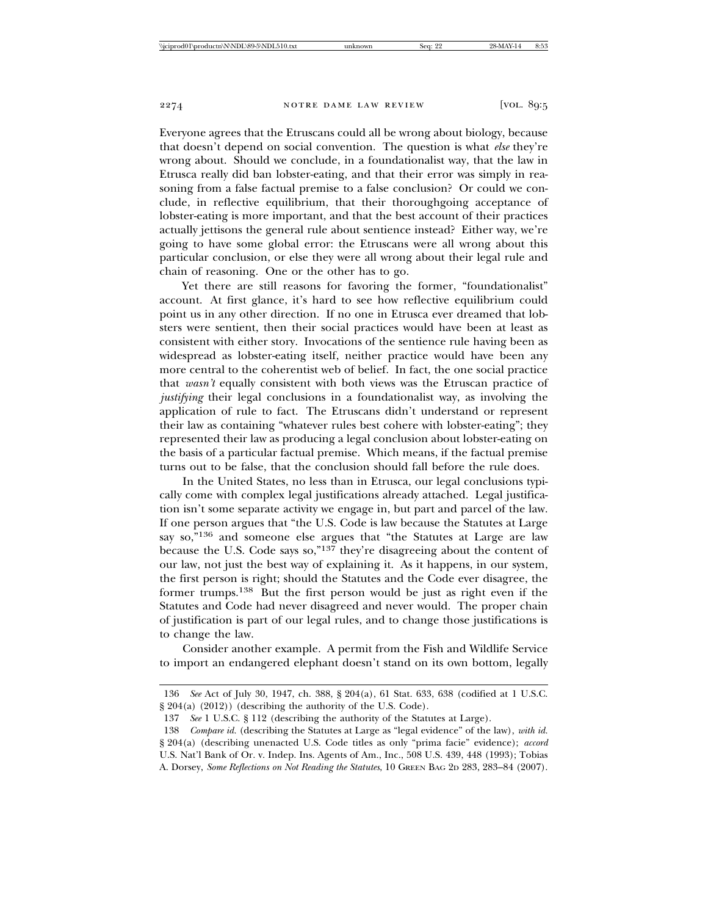Everyone agrees that the Etruscans could all be wrong about biology, because that doesn't depend on social convention. The question is what *else* they're wrong about. Should we conclude, in a foundationalist way, that the law in Etrusca really did ban lobster-eating, and that their error was simply in reasoning from a false factual premise to a false conclusion? Or could we conclude, in reflective equilibrium, that their thoroughgoing acceptance of lobster-eating is more important, and that the best account of their practices actually jettisons the general rule about sentience instead? Either way, we're going to have some global error: the Etruscans were all wrong about this particular conclusion, or else they were all wrong about their legal rule and chain of reasoning. One or the other has to go.

Yet there are still reasons for favoring the former, "foundationalist" account. At first glance, it's hard to see how reflective equilibrium could point us in any other direction. If no one in Etrusca ever dreamed that lobsters were sentient, then their social practices would have been at least as consistent with either story. Invocations of the sentience rule having been as widespread as lobster-eating itself, neither practice would have been any more central to the coherentist web of belief. In fact, the one social practice that *wasn't* equally consistent with both views was the Etruscan practice of *justifying* their legal conclusions in a foundationalist way, as involving the application of rule to fact. The Etruscans didn't understand or represent their law as containing "whatever rules best cohere with lobster-eating"; they represented their law as producing a legal conclusion about lobster-eating on the basis of a particular factual premise. Which means, if the factual premise turns out to be false, that the conclusion should fall before the rule does.

In the United States, no less than in Etrusca, our legal conclusions typically come with complex legal justifications already attached. Legal justification isn't some separate activity we engage in, but part and parcel of the law. If one person argues that "the U.S. Code is law because the Statutes at Large say so,"[136] and someone else argues that "the Statutes at Large are law because the U.S. Code says so,"[137] they're disagreeing about the content of our law, not just the best way of explaining it. As it happens, in our system, the first person is right; should the Statutes and the Code ever disagree, the former trumps.[138] But the first person would be just as right even if the Statutes and Code had never disagreed and never would. The proper chain of justification is part of our legal rules, and to change those justifications is to change the law.

Consider another example. A permit from the Fish and Wildlife Service to import an endangered elephant doesn't stand on its own bottom, legally

---

136 *See* Act of July 30, 1947, ch. 388, § 204(a), 61 Stat. 633, 638 (codified at 1 U.S.C. § 204(a) (2012)) (describing the authority of the U.S. Code).

137 *See* 1 U.S.C. § 112 (describing the authority of the Statutes at Large).

138 *Compare id.* (describing the Statutes at Large as "legal evidence" of the law), *with id.* § 204(a) (describing unenacted U.S. Code titles as only "prima facie" evidence); *accord* U.S. Nat'l Bank of Or. v. Indep. Ins. Agents of Am., Inc., 508 U.S. 439, 448 (1993); Tobias A. Dorsey, *Some Reflections on Not Reading the Statutes*, 10 GREEN BAG 2D 283, 283–84 (2007).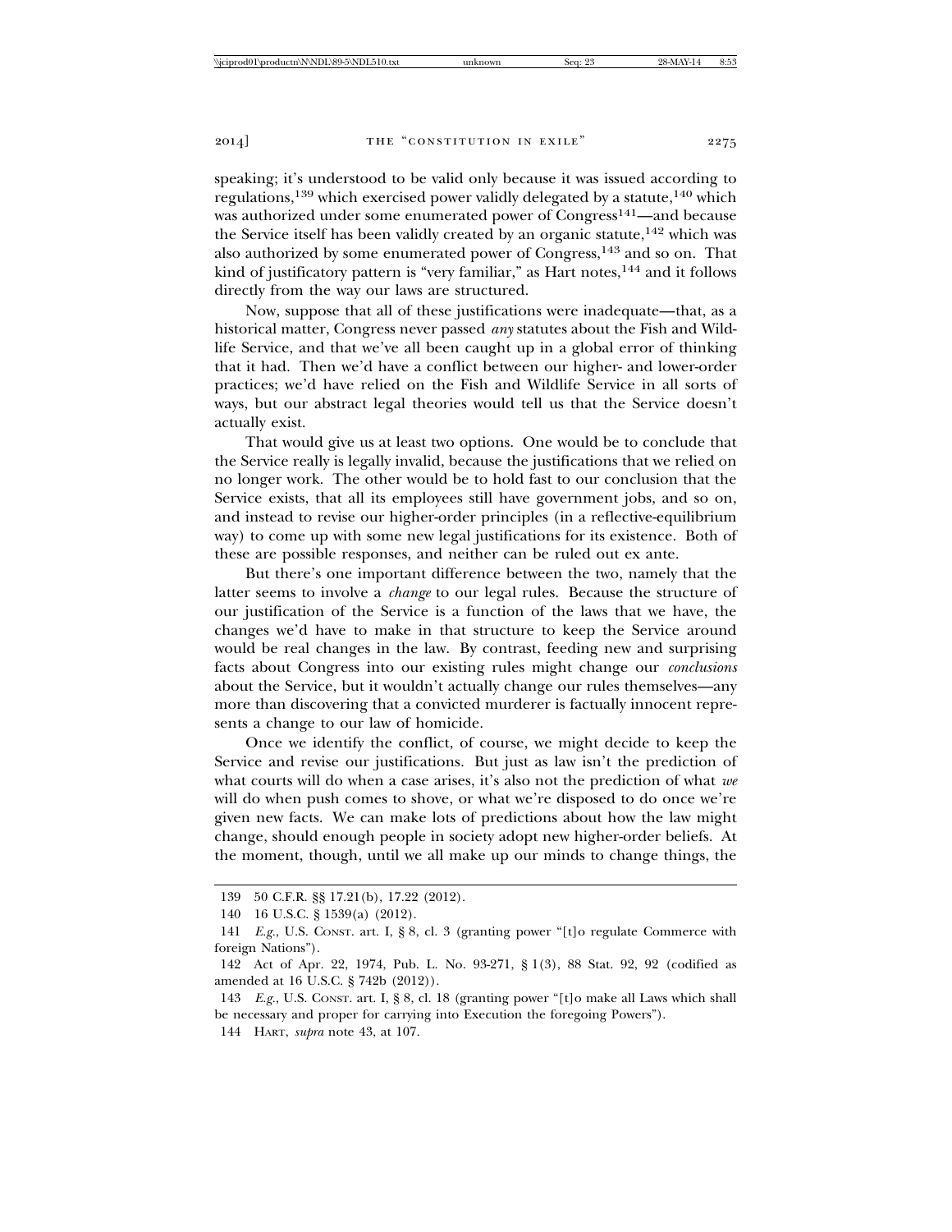speaking; it's understood to be valid only because it was issued according to regulations,[139] which exercised power validly delegated by a statute,[140] which was authorized under some enumerated power of Congress[141]—and because the Service itself has been validly created by an organic statute,[142] which was also authorized by some enumerated power of Congress,[143] and so on. That kind of justificatory pattern is "very familiar," as Hart notes,[144] and it follows directly from the way our laws are structured.

Now, suppose that all of these justifications were inadequate—that, as a historical matter, Congress never passed *any* statutes about the Fish and Wildlife Service, and that we've all been caught up in a global error of thinking that it had. Then we'd have a conflict between our higher- and lower-order practices; we'd have relied on the Fish and Wildlife Service in all sorts of ways, but our abstract legal theories would tell us that the Service doesn't actually exist.

That would give us at least two options. One would be to conclude that the Service really is legally invalid, because the justifications that we relied on no longer work. The other would be to hold fast to our conclusion that the Service exists, that all its employees still have government jobs, and so on, and instead to revise our higher-order principles (in a reflective-equilibrium way) to come up with some new legal justifications for its existence. Both of these are possible responses, and neither can be ruled out ex ante.

But there's one important difference between the two, namely that the latter seems to involve a *change* to our legal rules. Because the structure of our justification of the Service is a function of the laws that we have, the changes we'd have to make in that structure to keep the Service around would be real changes in the law. By contrast, feeding new and surprising facts about Congress into our existing rules might change our *conclusions* about the Service, but it wouldn't actually change our rules themselves—any more than discovering that a convicted murderer is factually innocent represents a change to our law of homicide.

Once we identify the conflict, of course, we might decide to keep the Service and revise our justifications. But just as law isn't the prediction of what courts will do when a case arises, it's also not the prediction of what *we* will do when push comes to shove, or what we're disposed to do once we're given new facts. We can make lots of predictions about how the law might change, should enough people in society adopt new higher-order beliefs. At the moment, though, until we all make up our minds to change things, the

---

139 50 C.F.R. §§ 17.21(b), 17.22 (2012).

140 16 U.S.C. § 1539(a) (2012).

141 *E.g.*, U.S. CONST. art. I, § 8, cl. 3 (granting power "[t]o regulate Commerce with foreign Nations").

142 Act of Apr. 22, 1974, Pub. L. No. 93-271, § 1(3), 88 Stat. 92, 92 (codified as amended at 16 U.S.C. § 742b (2012)).

143 *E.g.*, U.S. CONST. art. I, § 8, cl. 18 (granting power "[t]o make all Laws which shall be necessary and proper for carrying into Execution the foregoing Powers").

144 HART, *supra* note 43, at 107.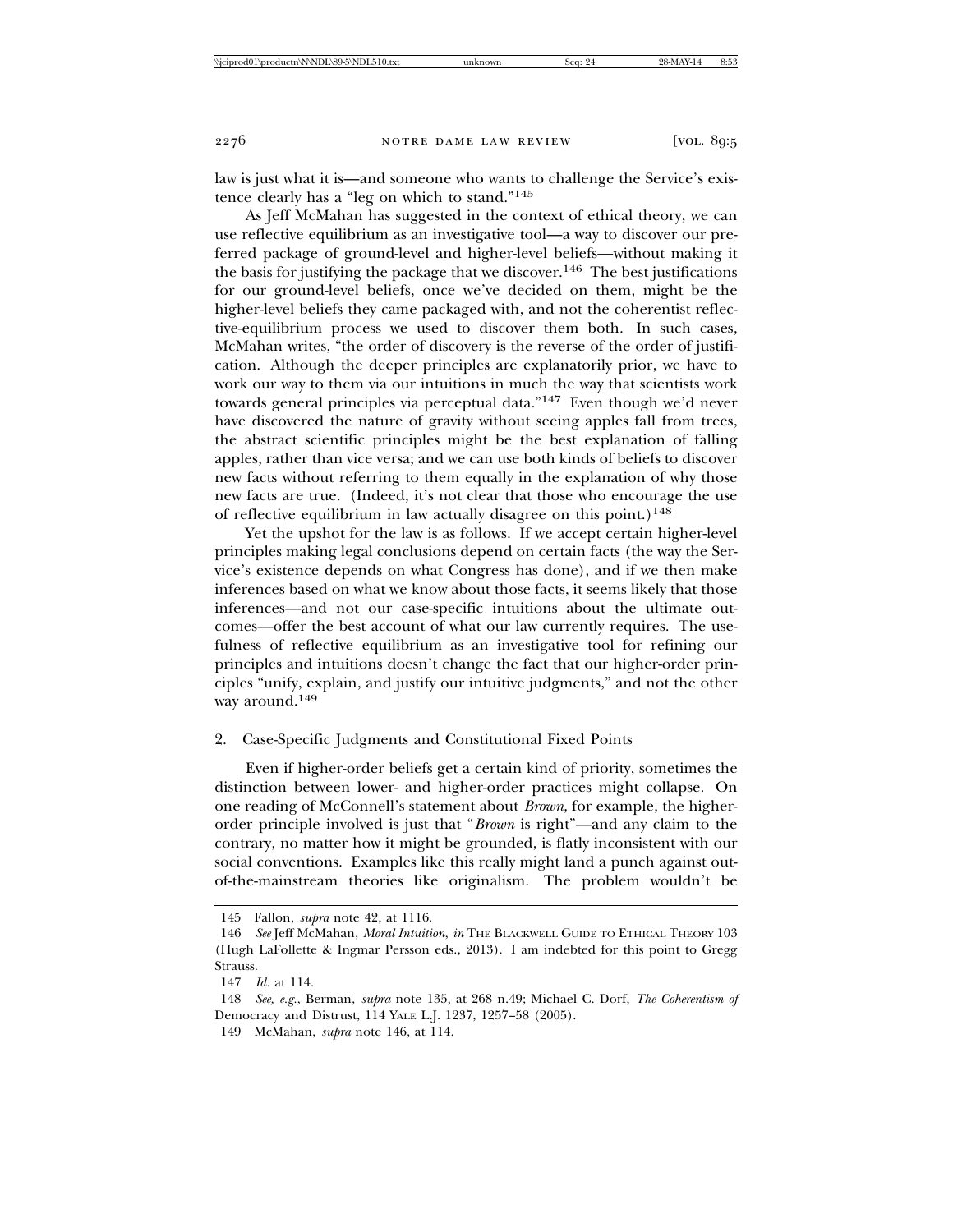law is just what it is—and someone who wants to challenge the Service's existence clearly has a "leg on which to stand."[145]

As Jeff McMahan has suggested in the context of ethical theory, we can use reflective equilibrium as an investigative tool—a way to discover our preferred package of ground-level and higher-level beliefs—without making it the basis for justifying the package that we discover.[146] The best justifications for our ground-level beliefs, once we've decided on them, might be the higher-level beliefs they came packaged with, and not the coherentist reflective-equilibrium process we used to discover them both. In such cases, McMahan writes, "the order of discovery is the reverse of the order of justification. Although the deeper principles are explanatorily prior, we have to work our way to them via our intuitions in much the way that scientists work towards general principles via perceptual data."[147] Even though we'd never have discovered the nature of gravity without seeing apples fall from trees, the abstract scientific principles might be the best explanation of falling apples, rather than vice versa; and we can use both kinds of beliefs to discover new facts without referring to them equally in the explanation of why those new facts are true. (Indeed, it's not clear that those who encourage the use of reflective equilibrium in law actually disagree on this point.)[148]

Yet the upshot for the law is as follows. If we accept certain higher-level principles making legal conclusions depend on certain facts (the way the Service's existence depends on what Congress has done), and if we then make inferences based on what we know about those facts, it seems likely that those inferences—and not our case-specific intuitions about the ultimate outcomes—offer the best account of what our law currently requires. The usefulness of reflective equilibrium as an investigative tool for refining our principles and intuitions doesn't change the fact that our higher-order principles "unify, explain, and justify our intuitive judgments," and not the other way around.[149]

### 2. Case-Specific Judgments and Constitutional Fixed Points

Even if higher-order beliefs get a certain kind of priority, sometimes the distinction between lower- and higher-order practices might collapse. On one reading of McConnell's statement about *Brown*, for example, the higher-order principle involved is just that "*Brown* is right"—and any claim to the contrary, no matter how it might be grounded, is flatly inconsistent with our social conventions. Examples like this really might land a punch against out-of-the-mainstream theories like originalism. The problem wouldn't be

---

145 Fallon, *supra* note 42, at 1116.

146 *See* Jeff McMahan, *Moral Intuition*, *in* THE BLACKWELL GUIDE TO ETHICAL THEORY 103 (Hugh LaFollette & Ingmar Persson eds., 2013). I am indebted for this point to Gregg Strauss.

147 *Id.* at 114.

148 *See, e.g.*, Berman, *supra* note 135, at 268 n.49; Michael C. Dorf, *The Coherentism of* Democracy and Distrust, 114 YALE L.J. 1237, 1257–58 (2005).

149 McMahan, *supra* note 146, at 114.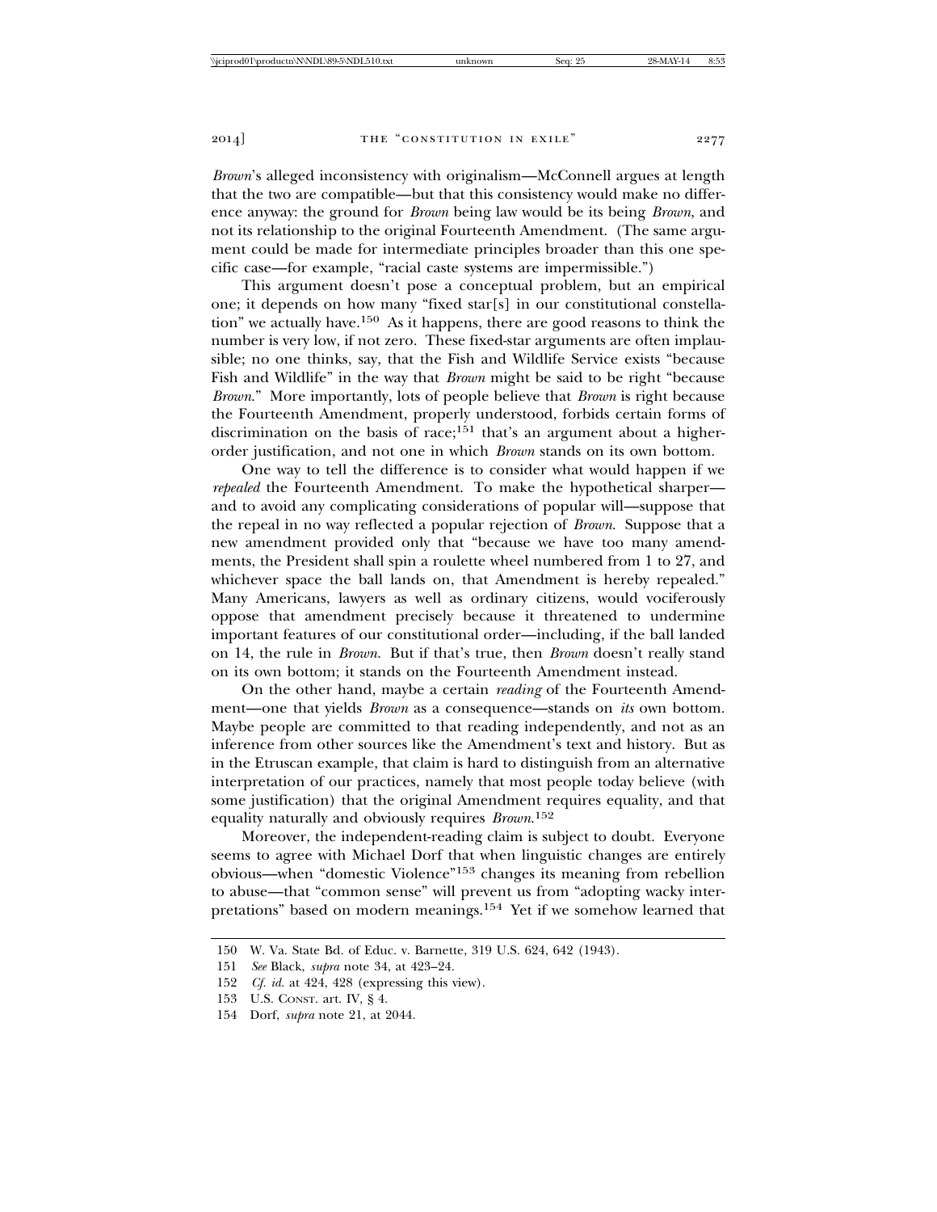*Brown*'s alleged inconsistency with originalism—McConnell argues at length that the two are compatible—but that this consistency would make no difference anyway: the ground for *Brown* being law would be its being *Brown*, and not its relationship to the original Fourteenth Amendment. (The same argument could be made for intermediate principles broader than this one specific case—for example, "racial caste systems are impermissible.")

This argument doesn't pose a conceptual problem, but an empirical one; it depends on how many "fixed star[s] in our constitutional constellation" we actually have.[150] As it happens, there are good reasons to think the number is very low, if not zero. These fixed-star arguments are often implausible; no one thinks, say, that the Fish and Wildlife Service exists "because Fish and Wildlife" in the way that *Brown* might be said to be right "because *Brown*." More importantly, lots of people believe that *Brown* is right because the Fourteenth Amendment, properly understood, forbids certain forms of discrimination on the basis of race;[151] that's an argument about a higher-order justification, and not one in which *Brown* stands on its own bottom.

One way to tell the difference is to consider what would happen if we *repealed* the Fourteenth Amendment. To make the hypothetical sharper—and to avoid any complicating considerations of popular will—suppose that the repeal in no way reflected a popular rejection of *Brown*. Suppose that a new amendment provided only that "because we have too many amendments, the President shall spin a roulette wheel numbered from 1 to 27, and whichever space the ball lands on, that Amendment is hereby repealed." Many Americans, lawyers as well as ordinary citizens, would vociferously oppose that amendment precisely because it threatened to undermine important features of our constitutional order—including, if the ball landed on 14, the rule in *Brown*. But if that's true, then *Brown* doesn't really stand on its own bottom; it stands on the Fourteenth Amendment instead.

On the other hand, maybe a certain *reading* of the Fourteenth Amendment—one that yields *Brown* as a consequence—stands on *its* own bottom. Maybe people are committed to that reading independently, and not as an inference from other sources like the Amendment's text and history. But as in the Etruscan example, that claim is hard to distinguish from an alternative interpretation of our practices, namely that most people today believe (with some justification) that the original Amendment requires equality, and that equality naturally and obviously requires *Brown*.[152]

Moreover, the independent-reading claim is subject to doubt. Everyone seems to agree with Michael Dorf that when linguistic changes are entirely obvious—when "domestic Violence"[153] changes its meaning from rebellion to abuse—that "common sense" will prevent us from "adopting wacky interpretations" based on modern meanings.[154] Yet if we somehow learned that

---

150 W. Va. State Bd. of Educ. v. Barnette, 319 U.S. 624, 642 (1943).

151 *See* Black, *supra* note 34, at 423–24.

152 *Cf. id.* at 424, 428 (expressing this view).

153 U.S. Const. art. IV, § 4.

154 Dorf, *supra* note 21, at 2044.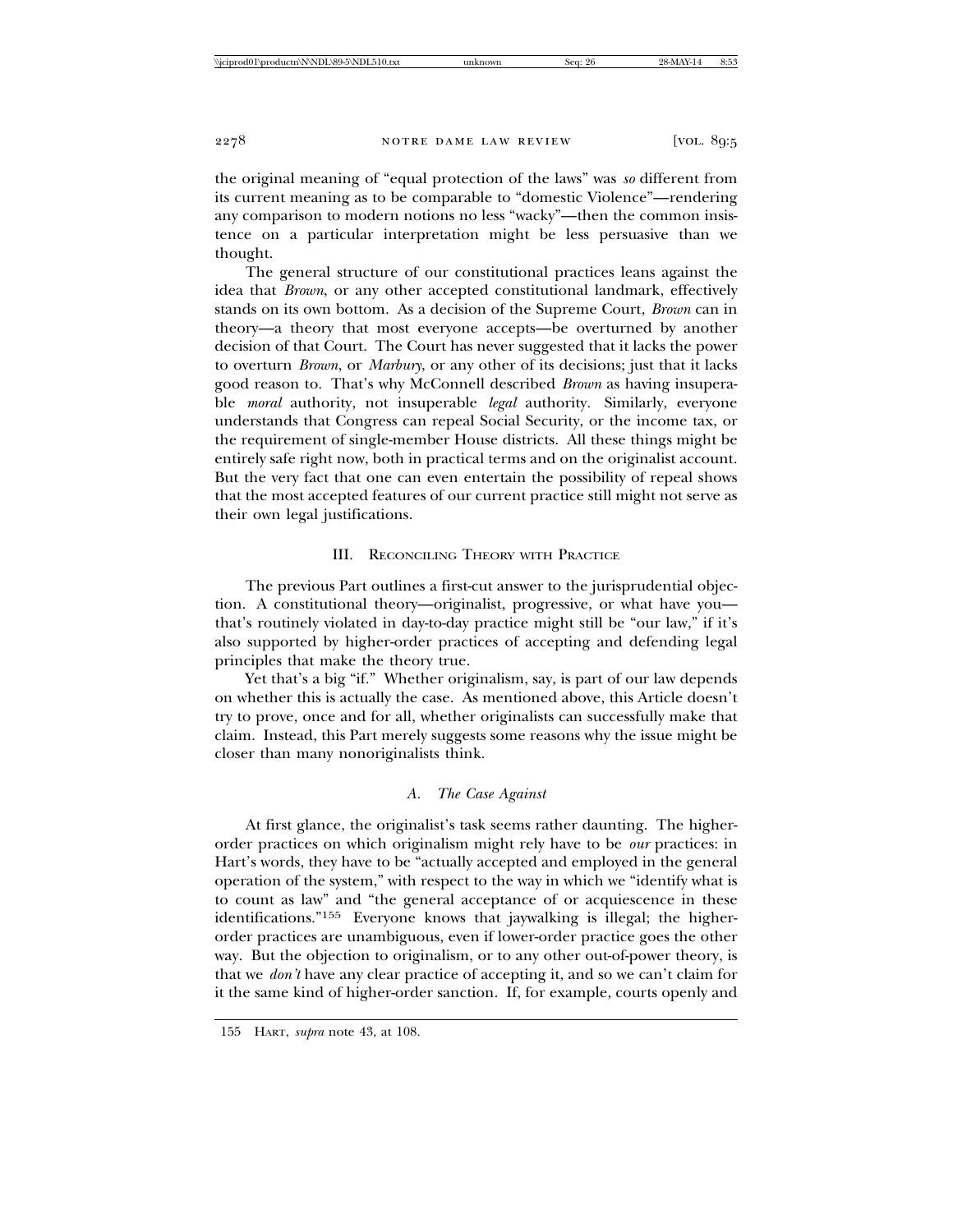the original meaning of "equal protection of the laws" was *so* different from its current meaning as to be comparable to "domestic Violence"—rendering any comparison to modern notions no less "wacky"—then the common insistence on a particular interpretation might be less persuasive than we thought.

The general structure of our constitutional practices leans against the idea that *Brown*, or any other accepted constitutional landmark, effectively stands on its own bottom. As a decision of the Supreme Court, *Brown* can in theory—a theory that most everyone accepts—be overturned by another decision of that Court. The Court has never suggested that it lacks the power to overturn *Brown*, or *Marbury*, or any other of its decisions; just that it lacks good reason to. That's why McConnell described *Brown* as having insuperable *moral* authority, not insuperable *legal* authority. Similarly, everyone understands that Congress can repeal Social Security, or the income tax, or the requirement of single-member House districts. All these things might be entirely safe right now, both in practical terms and on the originalist account. But the very fact that one can even entertain the possibility of repeal shows that the most accepted features of our current practice still might not serve as their own legal justifications.

## III. Reconciling Theory with Practice

The previous Part outlines a first-cut answer to the jurisprudential objection. A constitutional theory—originalist, progressive, or what have you—that's routinely violated in day-to-day practice might still be "our law," if it's also supported by higher-order practices of accepting and defending legal principles that make the theory true.

Yet that's a big "if." Whether originalism, say, is part of our law depends on whether this is actually the case. As mentioned above, this Article doesn't try to prove, once and for all, whether originalists can successfully make that claim. Instead, this Part merely suggests some reasons why the issue might be closer than many nonoriginalists think.

### *A. The Case Against*

At first glance, the originalist's task seems rather daunting. The higher-order practices on which originalism might rely have to be *our* practices: in Hart's words, they have to be "actually accepted and employed in the general operation of the system," with respect to the way in which we "identify what is to count as law" and "the general acceptance of or acquiescence in these identifications."[155] Everyone knows that jaywalking is illegal; the higher-order practices are unambiguous, even if lower-order practice goes the other way. But the objection to originalism, or to any other out-of-power theory, is that we *don't* have any clear practice of accepting it, and so we can't claim for it the same kind of higher-order sanction. If, for example, courts openly and

155 Hart, *supra* note 43, at 108.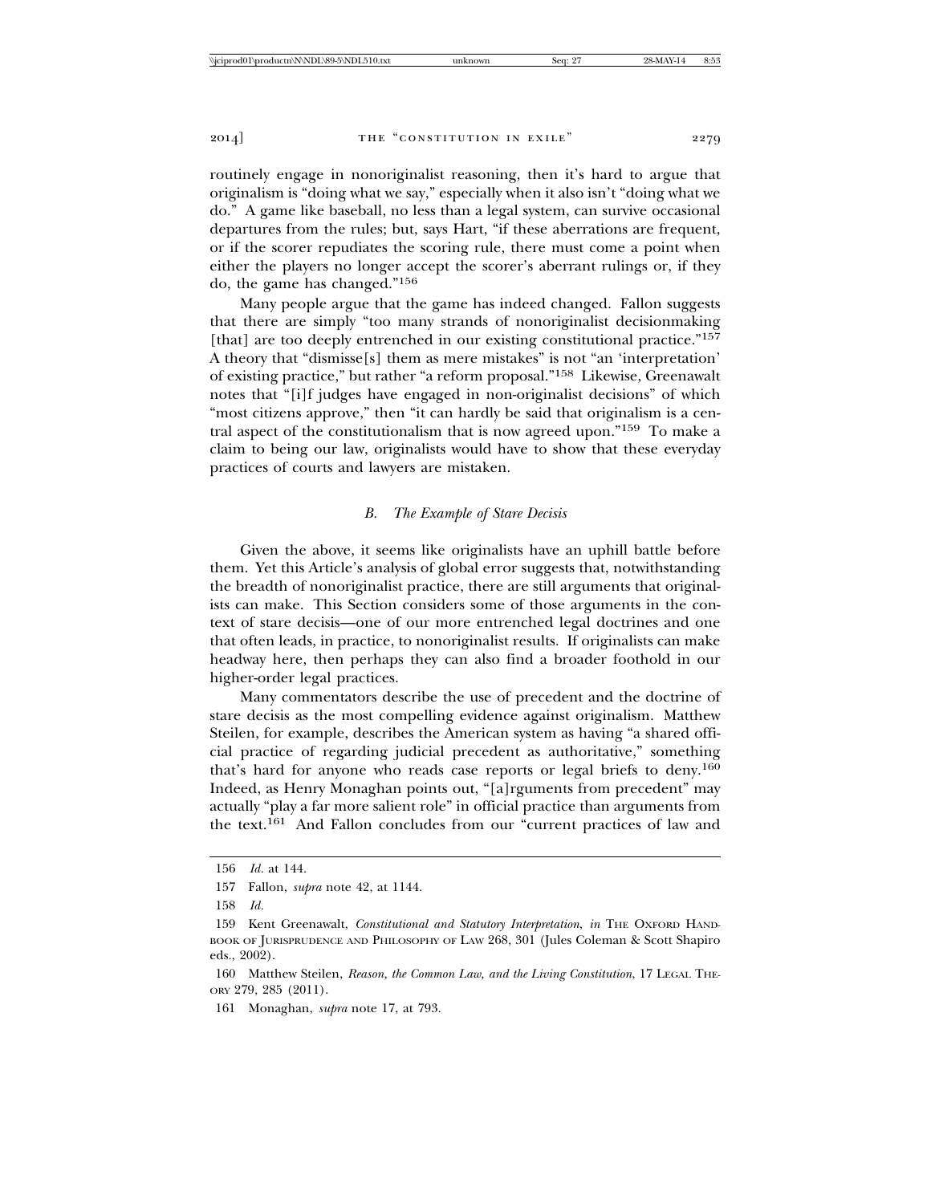routinely engage in nonoriginalist reasoning, then it's hard to argue that originalism is "doing what we say," especially when it also isn't "doing what we do." A game like baseball, no less than a legal system, can survive occasional departures from the rules; but, says Hart, "if these aberrations are frequent, or if the scorer repudiates the scoring rule, there must come a point when either the players no longer accept the scorer's aberrant rulings or, if they do, the game has changed."[156]

Many people argue that the game has indeed changed. Fallon suggests that there are simply "too many strands of nonoriginalist decisionmaking [that] are too deeply entrenched in our existing constitutional practice."[157] A theory that "dismisse[s] them as mere mistakes" is not "an 'interpretation' of existing practice," but rather "a reform proposal."[158] Likewise, Greenawalt notes that "[i]f judges have engaged in non-originalist decisions" of which "most citizens approve," then "it can hardly be said that originalism is a central aspect of the constitutionalism that is now agreed upon."[159] To make a claim to being our law, originalists would have to show that these everyday practices of courts and lawyers are mistaken.

### *B. The Example of Stare Decisis*

Given the above, it seems like originalists have an uphill battle before them. Yet this Article's analysis of global error suggests that, notwithstanding the breadth of nonoriginalist practice, there are still arguments that originalists can make. This Section considers some of those arguments in the context of stare decisis—one of our more entrenched legal doctrines and one that often leads, in practice, to nonoriginalist results. If originalists can make headway here, then perhaps they can also find a broader foothold in our higher-order legal practices.

Many commentators describe the use of precedent and the doctrine of stare decisis as the most compelling evidence against originalism. Matthew Steilen, for example, describes the American system as having "a shared official practice of regarding judicial precedent as authoritative," something that's hard for anyone who reads case reports or legal briefs to deny.[160] Indeed, as Henry Monaghan points out, "[a]rguments from precedent" may actually "play a far more salient role" in official practice than arguments from the text.[161] And Fallon concludes from our "current practices of law and

---

156 *Id.* at 144.

157 Fallon, *supra* note 42, at 1144.

158 *Id.*

159 Kent Greenawalt, *Constitutional and Statutory Interpretation*, *in* THE OXFORD HANDBOOK OF JURISPRUDENCE AND PHILOSOPHY OF LAW 268, 301 (Jules Coleman & Scott Shapiro eds., 2002).

160 Matthew Steilen, *Reason, the Common Law, and the Living Constitution*, 17 LEGAL THEORY 279, 285 (2011).

161 Monaghan, *supra* note 17, at 793.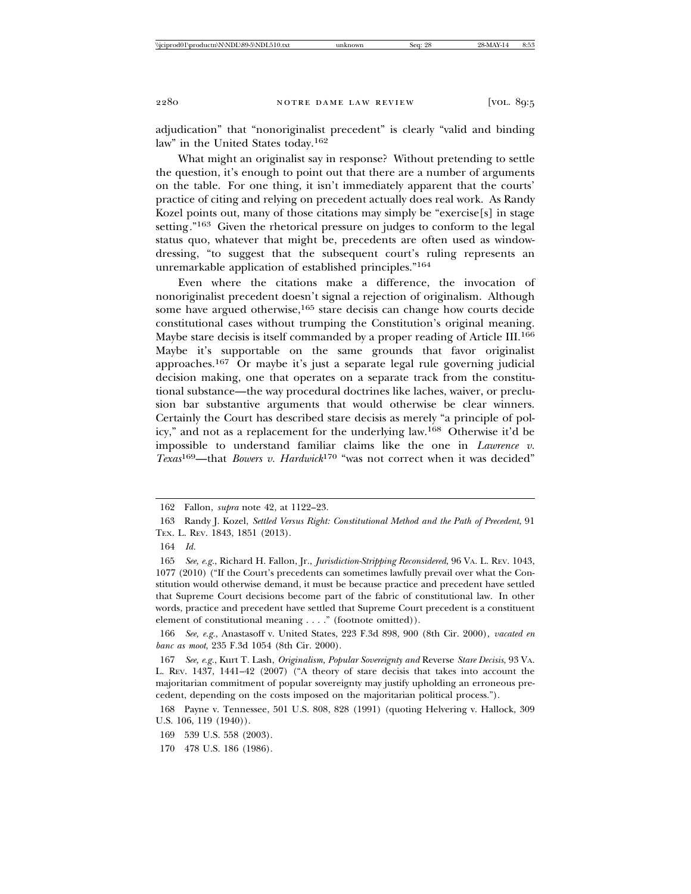adjudication" that "nonoriginalist precedent" is clearly "valid and binding law" in the United States today.[162]

What might an originalist say in response? Without pretending to settle the question, it's enough to point out that there are a number of arguments on the table. For one thing, it isn't immediately apparent that the courts' practice of citing and relying on precedent actually does real work. As Randy Kozel points out, many of those citations may simply be "exercise[s] in stage setting."[163] Given the rhetorical pressure on judges to conform to the legal status quo, whatever that might be, precedents are often used as window-dressing, "to suggest that the subsequent court's ruling represents an unremarkable application of established principles."[164]

Even where the citations make a difference, the invocation of nonoriginalist precedent doesn't signal a rejection of originalism. Although some have argued otherwise,[165] stare decisis can change how courts decide constitutional cases without trumping the Constitution's original meaning. Maybe stare decisis is itself commanded by a proper reading of Article III.[166] Maybe it's supportable on the same grounds that favor originalist approaches.[167] Or maybe it's just a separate legal rule governing judicial decision making, one that operates on a separate track from the constitutional substance—the way procedural doctrines like laches, waiver, or preclusion bar substantive arguments that would otherwise be clear winners. Certainly the Court has described stare decisis as merely "a principle of policy," and not as a replacement for the underlying law.[168] Otherwise it'd be impossible to understand familiar claims like the one in *Lawrence v. Texas*[169]—that *Bowers v. Hardwick*[170] "was not correct when it was decided"

---

162 Fallon, *supra* note 42, at 1122–23.

163 Randy J. Kozel, *Settled Versus Right: Constitutional Method and the Path of Precedent*, 91 TEX. L. REV. 1843, 1851 (2013).

164 *Id.*

165 *See, e.g.*, Richard H. Fallon, Jr., *Jurisdiction-Stripping Reconsidered*, 96 VA. L. REV. 1043, 1077 (2010) ("If the Court's precedents can sometimes lawfully prevail over what the Constitution would otherwise demand, it must be because practice and precedent have settled that Supreme Court decisions become part of the fabric of constitutional law. In other words, practice and precedent have settled that Supreme Court precedent is a constituent element of constitutional meaning . . . ." (footnote omitted)).

166 *See, e.g.*, Anastasoff v. United States, 223 F.3d 898, 900 (8th Cir. 2000), *vacated en banc as moot*, 235 F.3d 1054 (8th Cir. 2000).

167 *See, e.g.*, Kurt T. Lash, *Originalism, Popular Sovereignty and* Reverse *Stare Decisis*, 93 VA. L. REV. 1437, 1441–42 (2007) ("A theory of stare decisis that takes into account the majoritarian commitment of popular sovereignty may justify upholding an erroneous precedent, depending on the costs imposed on the majoritarian political process.").

168 Payne v. Tennessee, 501 U.S. 808, 828 (1991) (quoting Helvering v. Hallock, 309 U.S. 106, 119 (1940)).

169 539 U.S. 558 (2003).

170 478 U.S. 186 (1986).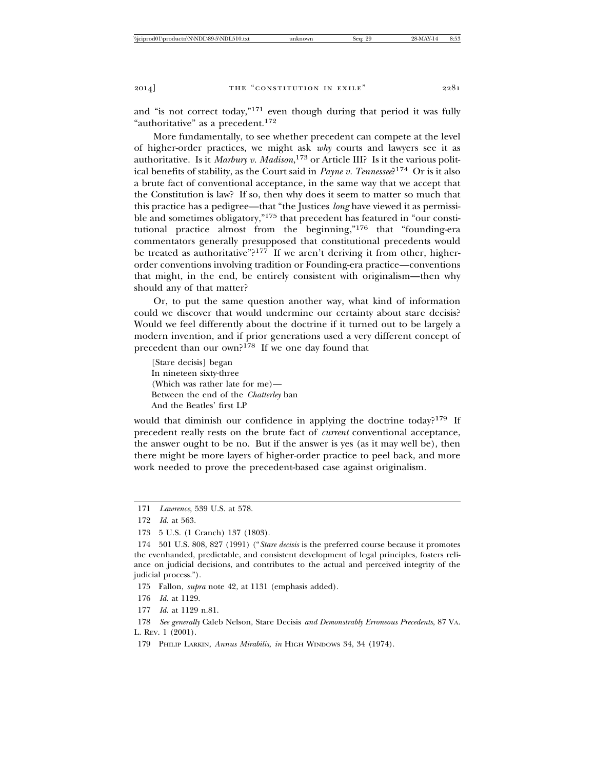and "is not correct today,"[171] even though during that period it was fully "authoritative" as a precedent.[172]

More fundamentally, to see whether precedent can compete at the level of higher-order practices, we might ask *why* courts and lawyers see it as authoritative. Is it *Marbury v. Madison*,[173] or Article III? Is it the various political benefits of stability, as the Court said in *Payne v. Tennessee*?[174] Or is it also a brute fact of conventional acceptance, in the same way that we accept that the Constitution is law? If so, then why does it seem to matter so much that this practice has a pedigree—that "the Justices *long* have viewed it as permissible and sometimes obligatory,"[175] that precedent has featured in "our constitutional practice almost from the beginning,"[176] that "founding-era commentators generally presupposed that constitutional precedents would be treated as authoritative"?[177] If we aren't deriving it from other, higher-order conventions involving tradition or Founding-era practice—conventions that might, in the end, be entirely consistent with originalism—then why should any of that matter?

Or, to put the same question another way, what kind of information could we discover that would undermine our certainty about stare decisis? Would we feel differently about the doctrine if it turned out to be largely a modern invention, and if prior generations used a very different concept of precedent than our own?[178] If we one day found that

> [Stare decisis] began
> In nineteen sixty-three
> (Which was rather late for me)—
> Between the end of the *Chatterley* ban
> And the Beatles' first LP

would that diminish our confidence in applying the doctrine today?[179] If precedent really rests on the brute fact of *current* conventional acceptance, the answer ought to be no. But if the answer is yes (as it may well be), then there might be more layers of higher-order practice to peel back, and more work needed to prove the precedent-based case against originalism.

---

171 *Lawrence*, 539 U.S. at 578.

172 *Id.* at 563.

173 5 U.S. (1 Cranch) 137 (1803).

174 501 U.S. 808, 827 (1991) ("*Stare decisis* is the preferred course because it promotes the evenhanded, predictable, and consistent development of legal principles, fosters reliance on judicial decisions, and contributes to the actual and perceived integrity of the judicial process.").

175 Fallon, *supra* note 42, at 1131 (emphasis added).

176 *Id.* at 1129.

177 *Id.* at 1129 n.81.

178 *See generally* Caleb Nelson, Stare Decisis *and Demonstrably Erroneous Precedents*, 87 VA. L. REV. 1 (2001).

179 PHILIP LARKIN, *Annus Mirabilis*, *in* HIGH WINDOWS 34, 34 (1974).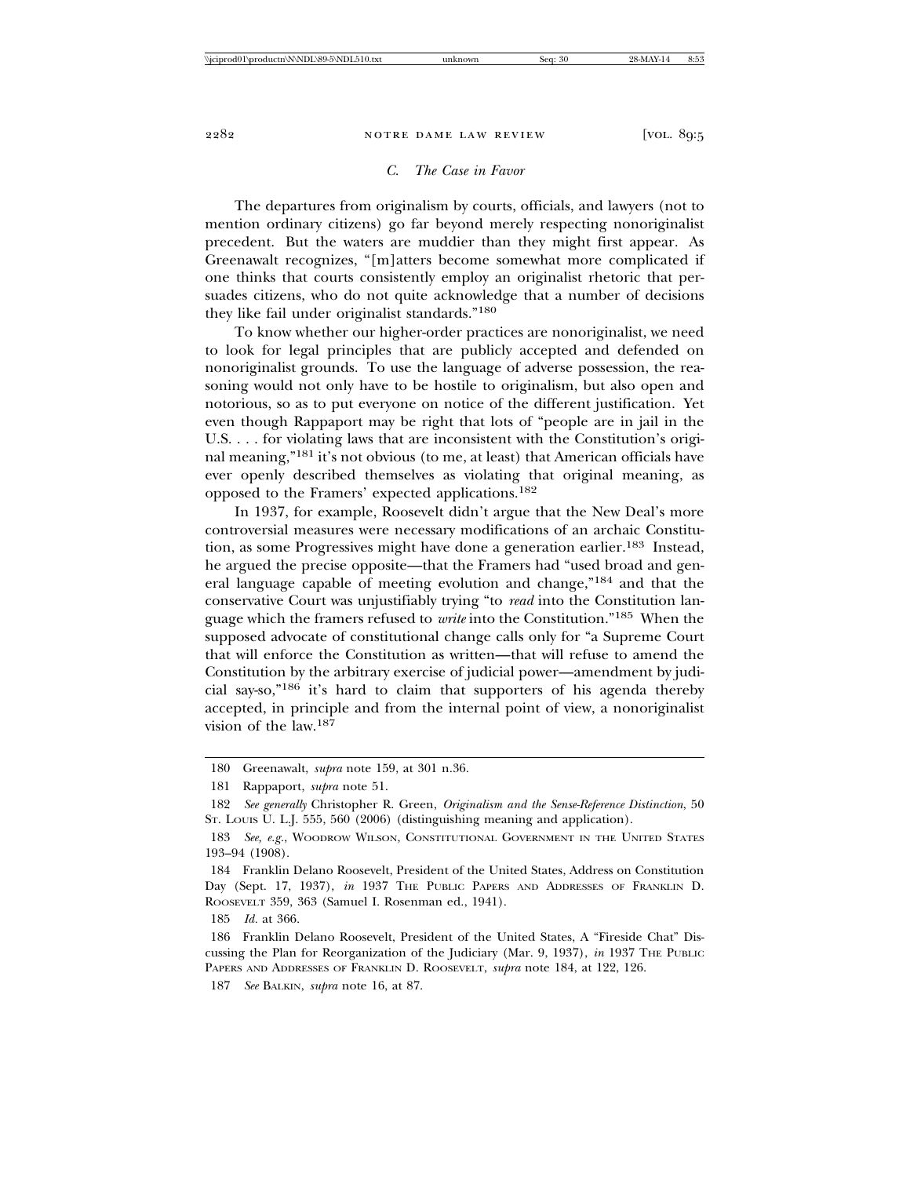### *C. The Case in Favor*

The departures from originalism by courts, officials, and lawyers (not to mention ordinary citizens) go far beyond merely respecting nonoriginalist precedent. But the waters are muddier than they might first appear. As Greenawalt recognizes, "[m]atters become somewhat more complicated if one thinks that courts consistently employ an originalist rhetoric that persuades citizens, who do not quite acknowledge that a number of decisions they like fail under originalist standards."[180]

To know whether our higher-order practices are nonoriginalist, we need to look for legal principles that are publicly accepted and defended on nonoriginalist grounds. To use the language of adverse possession, the reasoning would not only have to be hostile to originalism, but also open and notorious, so as to put everyone on notice of the different justification. Yet even though Rappaport may be right that lots of "people are in jail in the U.S. . . . for violating laws that are inconsistent with the Constitution's original meaning,"[181] it's not obvious (to me, at least) that American officials have ever openly described themselves as violating that original meaning, as opposed to the Framers' expected applications.[182]

In 1937, for example, Roosevelt didn't argue that the New Deal's more controversial measures were necessary modifications of an archaic Constitution, as some Progressives might have done a generation earlier.[183] Instead, he argued the precise opposite—that the Framers had "used broad and general language capable of meeting evolution and change,"[184] and that the conservative Court was unjustifiably trying "to *read* into the Constitution language which the framers refused to *write* into the Constitution."[185] When the supposed advocate of constitutional change calls only for "a Supreme Court that will enforce the Constitution as written—that will refuse to amend the Constitution by the arbitrary exercise of judicial power—amendment by judicial say-so,"[186] it's hard to claim that supporters of his agenda thereby accepted, in principle and from the internal point of view, a nonoriginalist vision of the law.[187]

---

180 Greenawalt, *supra* note 159, at 301 n.36.

181 Rappaport, *supra* note 51.

182 *See generally* Christopher R. Green, *Originalism and the Sense-Reference Distinction*, 50 St. Louis U. L.J. 555, 560 (2006) (distinguishing meaning and application).

183 *See, e.g.*, Woodrow Wilson, Constitutional Government in the United States 193–94 (1908).

184 Franklin Delano Roosevelt, President of the United States, Address on Constitution Day (Sept. 17, 1937), *in* 1937 The Public Papers and Addresses of Franklin D. Roosevelt 359, 363 (Samuel I. Rosenman ed., 1941).

185 *Id.* at 366.

186 Franklin Delano Roosevelt, President of the United States, A "Fireside Chat" Discussing the Plan for Reorganization of the Judiciary (Mar. 9, 1937), *in* 1937 The Public Papers and Addresses of Franklin D. Roosevelt, *supra* note 184, at 122, 126.

187 *See* Balkin, *supra* note 16, at 87.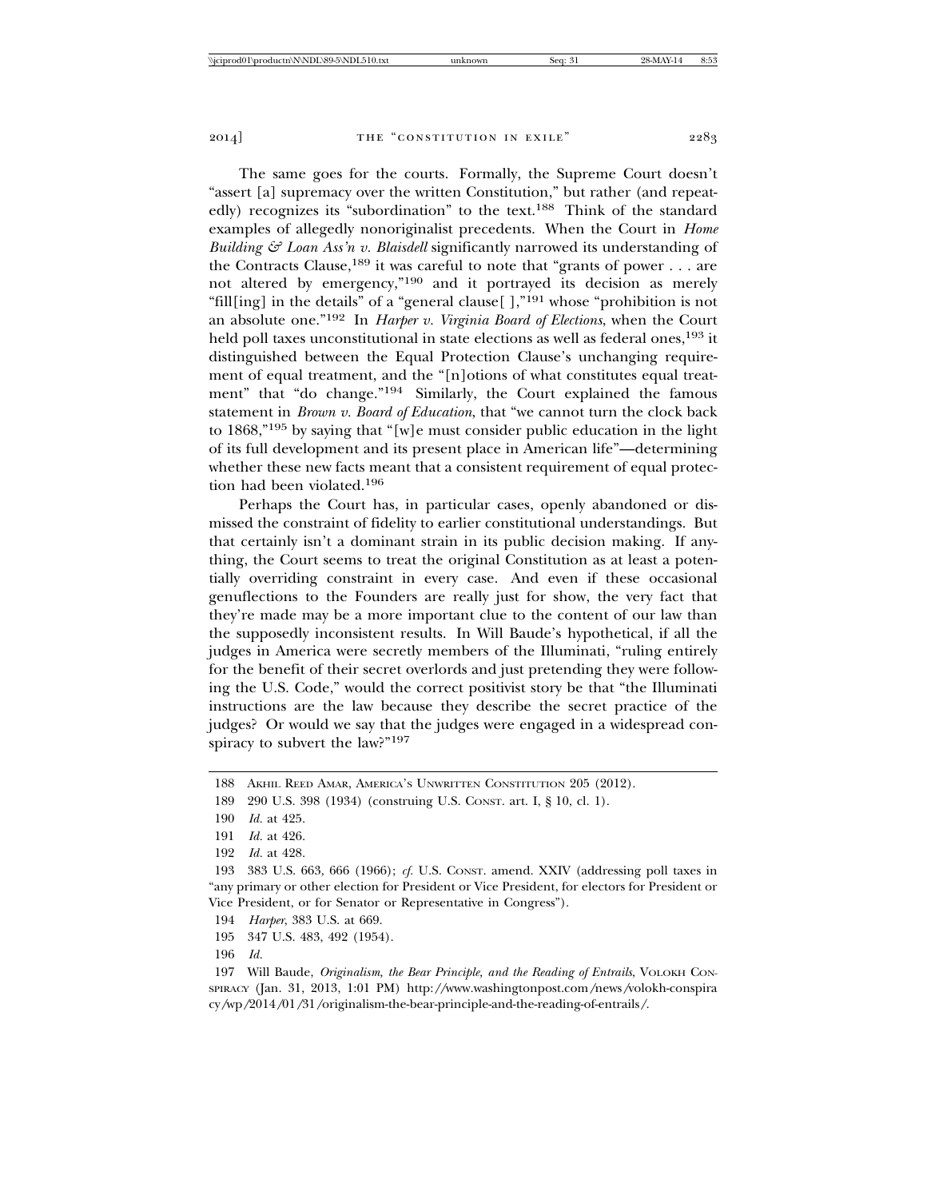The same goes for the courts. Formally, the Supreme Court doesn't "assert [a] supremacy over the written Constitution," but rather (and repeatedly) recognizes its "subordination" to the text.[188] Think of the standard examples of allegedly nonoriginalist precedents. When the Court in *Home Building & Loan Ass'n v. Blaisdell* significantly narrowed its understanding of the Contracts Clause,[189] it was careful to note that "grants of power . . . are not altered by emergency,"[190] and it portrayed its decision as merely "fill[ing] in the details" of a "general clause[ ],"[191] whose "prohibition is not an absolute one."[192] In *Harper v. Virginia Board of Elections*, when the Court held poll taxes unconstitutional in state elections as well as federal ones,[193] it distinguished between the Equal Protection Clause's unchanging requirement of equal treatment, and the "[n]otions of what constitutes equal treatment" that "do change."[194] Similarly, the Court explained the famous statement in *Brown v. Board of Education*, that "we cannot turn the clock back to 1868,"[195] by saying that "[w]e must consider public education in the light of its full development and its present place in American life"—determining whether these new facts meant that a consistent requirement of equal protection had been violated.[196]

Perhaps the Court has, in particular cases, openly abandoned or dismissed the constraint of fidelity to earlier constitutional understandings. But that certainly isn't a dominant strain in its public decision making. If anything, the Court seems to treat the original Constitution as at least a potentially overriding constraint in every case. And even if these occasional genuflections to the Founders are really just for show, the very fact that they're made may be a more important clue to the content of our law than the supposedly inconsistent results. In Will Baude's hypothetical, if all the judges in America were secretly members of the Illuminati, "ruling entirely for the benefit of their secret overlords and just pretending they were following the U.S. Code," would the correct positivist story be that "the Illuminati instructions are the law because they describe the secret practice of the judges? Or would we say that the judges were engaged in a widespread conspiracy to subvert the law?"[197]

---

188 Akhil Reed Amar, America's Unwritten Constitution 205 (2012).

189 290 U.S. 398 (1934) (construing U.S. Const. art. I, § 10, cl. 1).

190 *Id.* at 425.

191 *Id.* at 426.

192 *Id.* at 428.

193 383 U.S. 663, 666 (1966); *cf.* U.S. Const. amend. XXIV (addressing poll taxes in "any primary or other election for President or Vice President, for electors for President or Vice President, or for Senator or Representative in Congress").

194 *Harper*, 383 U.S. at 669.

195 347 U.S. 483, 492 (1954).

196 *Id.*

197 Will Baude, *Originalism, the Bear Principle, and the Reading of Entrails*, Volokh Conspiracy (Jan. 31, 2013, 1:01 PM) http://www.washingtonpost.com/news/volokh-conspiracy/wp/2014/01/31/originalism-the-bear-principle-and-the-reading-of-entrails/.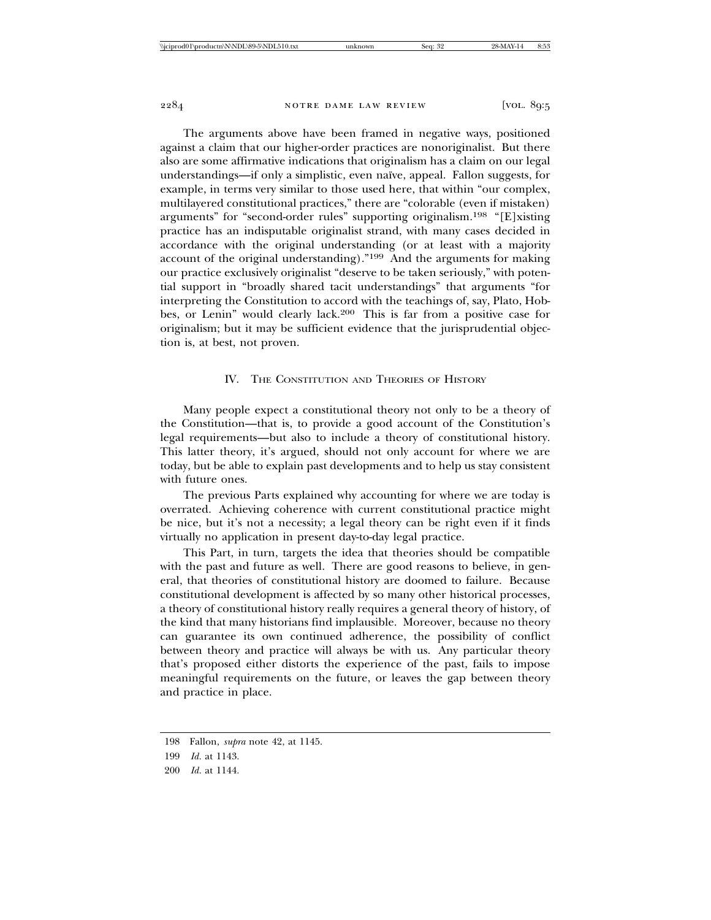The arguments above have been framed in negative ways, positioned against a claim that our higher-order practices are nonoriginalist. But there also are some affirmative indications that originalism has a claim on our legal understandings—if only a simplistic, even naïve, appeal. Fallon suggests, for example, in terms very similar to those used here, that within "our complex, multilayered constitutional practices," there are "colorable (even if mistaken) arguments" for "second-order rules" supporting originalism.[198] "[E]xisting practice has an indisputable originalist strand, with many cases decided in accordance with the original understanding (or at least with a majority account of the original understanding)."[199] And the arguments for making our practice exclusively originalist "deserve to be taken seriously," with potential support in "broadly shared tacit understandings" that arguments "for interpreting the Constitution to accord with the teachings of, say, Plato, Hobbes, or Lenin" would clearly lack.[200] This is far from a positive case for originalism; but it may be sufficient evidence that the jurisprudential objection is, at best, not proven.

## IV. The Constitution and Theories of History

Many people expect a constitutional theory not only to be a theory of the Constitution—that is, to provide a good account of the Constitution's legal requirements—but also to include a theory of constitutional history. This latter theory, it's argued, should not only account for where we are today, but be able to explain past developments and to help us stay consistent with future ones.

The previous Parts explained why accounting for where we are today is overrated. Achieving coherence with current constitutional practice might be nice, but it's not a necessity; a legal theory can be right even if it finds virtually no application in present day-to-day legal practice.

This Part, in turn, targets the idea that theories should be compatible with the past and future as well. There are good reasons to believe, in general, that theories of constitutional history are doomed to failure. Because constitutional development is affected by so many other historical processes, a theory of constitutional history really requires a general theory of history, of the kind that many historians find implausible. Moreover, because no theory can guarantee its own continued adherence, the possibility of conflict between theory and practice will always be with us. Any particular theory that's proposed either distorts the experience of the past, fails to impose meaningful requirements on the future, or leaves the gap between theory and practice in place.

---

198 Fallon, *supra* note 42, at 1145.

199 *Id.* at 1143.

200 *Id.* at 1144.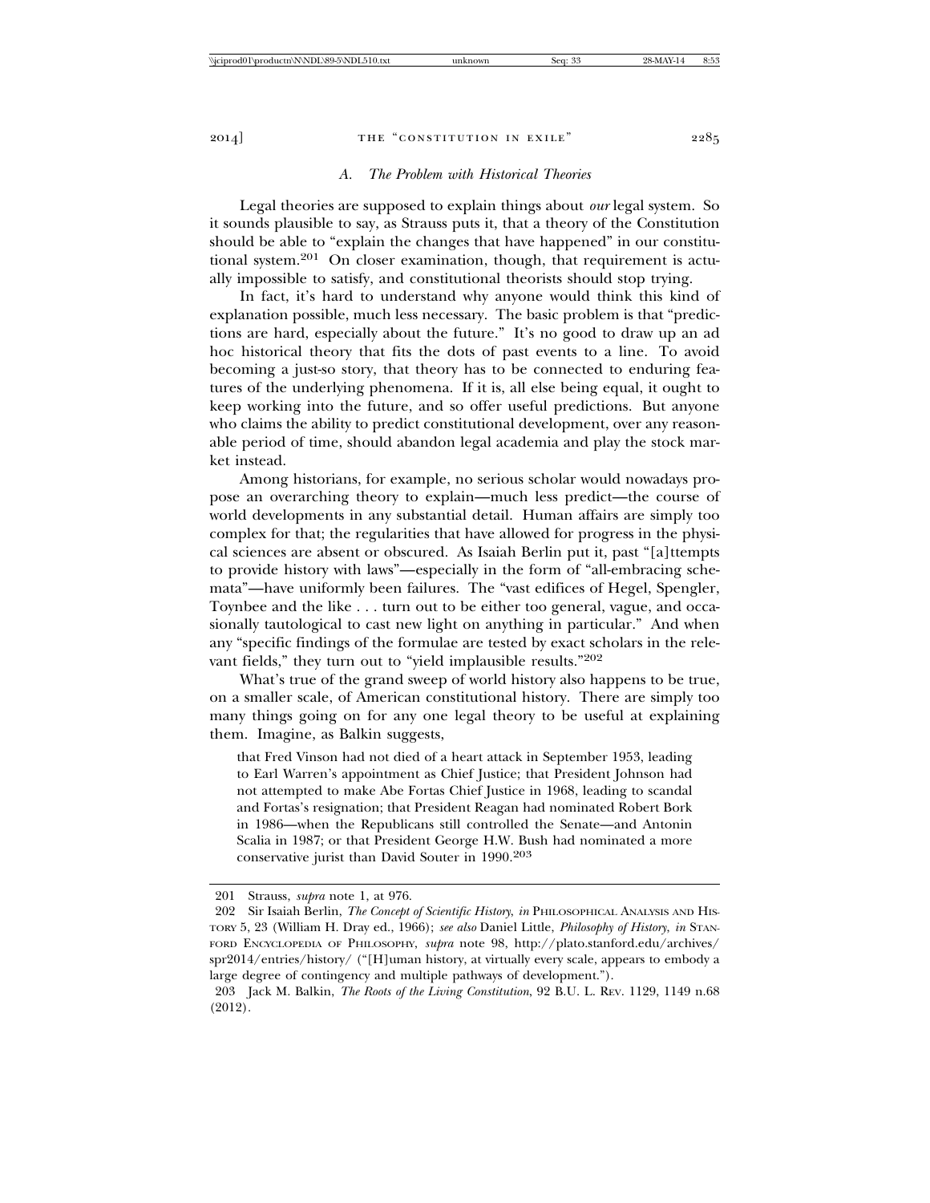### *A. The Problem with Historical Theories*

Legal theories are supposed to explain things about *our* legal system. So it sounds plausible to say, as Strauss puts it, that a theory of the Constitution should be able to "explain the changes that have happened" in our constitutional system.[201] On closer examination, though, that requirement is actually impossible to satisfy, and constitutional theorists should stop trying.

In fact, it's hard to understand why anyone would think this kind of explanation possible, much less necessary. The basic problem is that "predictions are hard, especially about the future." It's no good to draw up an ad hoc historical theory that fits the dots of past events to a line. To avoid becoming a just-so story, that theory has to be connected to enduring features of the underlying phenomena. If it is, all else being equal, it ought to keep working into the future, and so offer useful predictions. But anyone who claims the ability to predict constitutional development, over any reasonable period of time, should abandon legal academia and play the stock market instead.

Among historians, for example, no serious scholar would nowadays propose an overarching theory to explain—much less predict—the course of world developments in any substantial detail. Human affairs are simply too complex for that; the regularities that have allowed for progress in the physical sciences are absent or obscured. As Isaiah Berlin put it, past "[a]ttempts to provide history with laws"—especially in the form of "all-embracing schemata"—have uniformly been failures. The "vast edifices of Hegel, Spengler, Toynbee and the like . . . turn out to be either too general, vague, and occasionally tautological to cast new light on anything in particular." And when any "specific findings of the formulae are tested by exact scholars in the relevant fields," they turn out to "yield implausible results."[202]

What's true of the grand sweep of world history also happens to be true, on a smaller scale, of American constitutional history. There are simply too many things going on for any one legal theory to be useful at explaining them. Imagine, as Balkin suggests,

> that Fred Vinson had not died of a heart attack in September 1953, leading to Earl Warren's appointment as Chief Justice; that President Johnson had not attempted to make Abe Fortas Chief Justice in 1968, leading to scandal and Fortas's resignation; that President Reagan had nominated Robert Bork in 1986—when the Republicans still controlled the Senate—and Antonin Scalia in 1987; or that President George H.W. Bush had nominated a more conservative jurist than David Souter in 1990.[203]

---

201 Strauss, *supra* note 1, at 976.

202 Sir Isaiah Berlin, *The Concept of Scientific History*, *in* PHILOSOPHICAL ANALYSIS AND HISTORY 5, 23 (William H. Dray ed., 1966); *see also* Daniel Little, *Philosophy of History*, *in* STANFORD ENCYCLOPEDIA OF PHILOSOPHY, *supra* note 98, http://plato.stanford.edu/archives/spr2014/entries/history/ ("[H]uman history, at virtually every scale, appears to embody a large degree of contingency and multiple pathways of development.").

203 Jack M. Balkin, *The Roots of the Living Constitution*, 92 B.U. L. REV. 1129, 1149 n.68 (2012).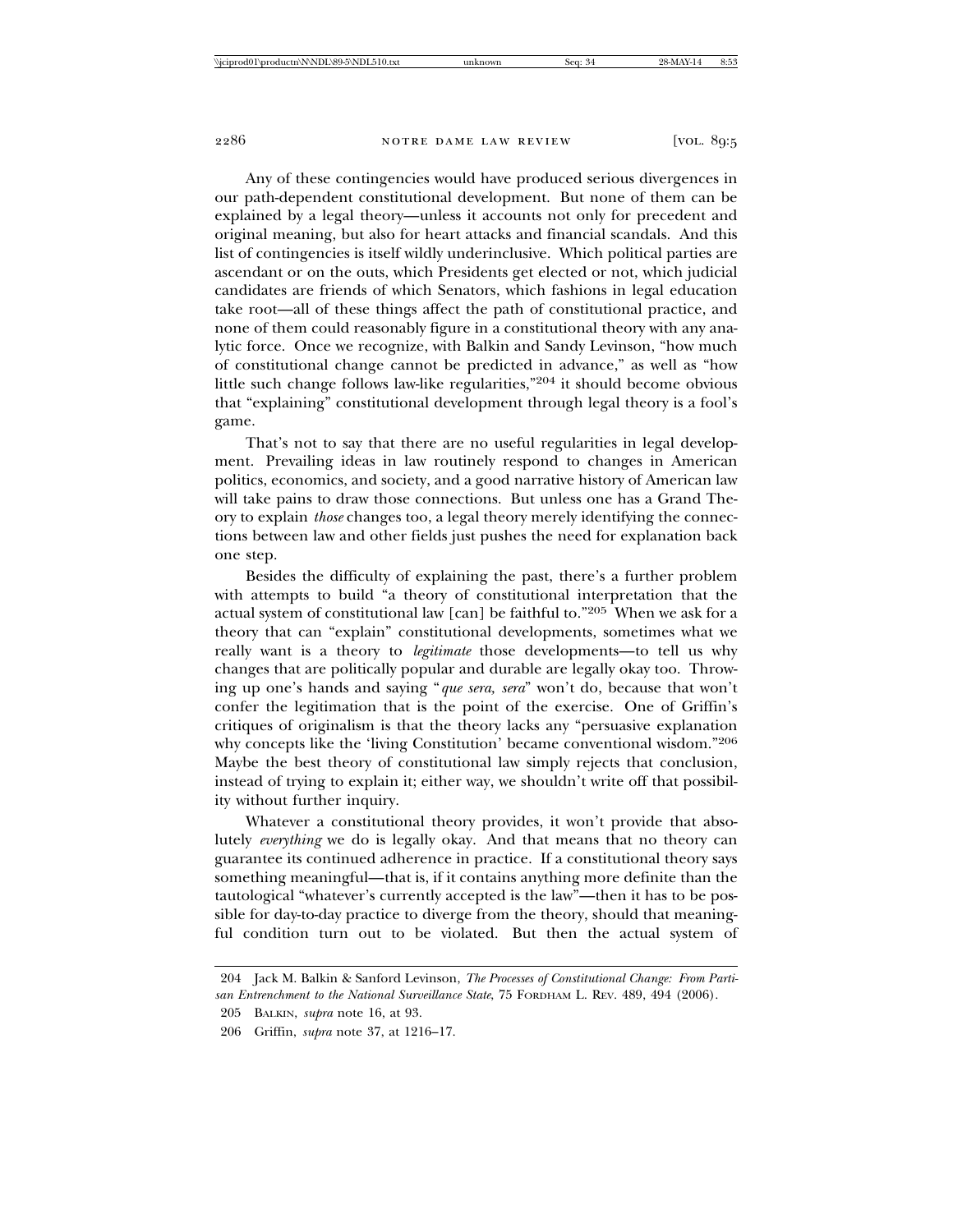Any of these contingencies would have produced serious divergences in our path-dependent constitutional development. But none of them can be explained by a legal theory—unless it accounts not only for precedent and original meaning, but also for heart attacks and financial scandals. And this list of contingencies is itself wildly underinclusive. Which political parties are ascendant or on the outs, which Presidents get elected or not, which judicial candidates are friends of which Senators, which fashions in legal education take root—all of these things affect the path of constitutional practice, and none of them could reasonably figure in a constitutional theory with any analytic force. Once we recognize, with Balkin and Sandy Levinson, "how much of constitutional change cannot be predicted in advance," as well as "how little such change follows law-like regularities,"[204] it should become obvious that "explaining" constitutional development through legal theory is a fool's game.

That's not to say that there are no useful regularities in legal development. Prevailing ideas in law routinely respond to changes in American politics, economics, and society, and a good narrative history of American law will take pains to draw those connections. But unless one has a Grand Theory to explain *those* changes too, a legal theory merely identifying the connections between law and other fields just pushes the need for explanation back one step.

Besides the difficulty of explaining the past, there's a further problem with attempts to build "a theory of constitutional interpretation that the actual system of constitutional law [can] be faithful to."[205] When we ask for a theory that can "explain" constitutional developments, sometimes what we really want is a theory to *legitimate* those developments—to tell us why changes that are politically popular and durable are legally okay too. Throwing up one's hands and saying "*que sera, sera*" won't do, because that won't confer the legitimation that is the point of the exercise. One of Griffin's critiques of originalism is that the theory lacks any "persuasive explanation why concepts like the 'living Constitution' became conventional wisdom."[206] Maybe the best theory of constitutional law simply rejects that conclusion, instead of trying to explain it; either way, we shouldn't write off that possibility without further inquiry.

Whatever a constitutional theory provides, it won't provide that absolutely *everything* we do is legally okay. And that means that no theory can guarantee its continued adherence in practice. If a constitutional theory says something meaningful—that is, if it contains anything more definite than the tautological "whatever's currently accepted is the law"—then it has to be possible for day-to-day practice to diverge from the theory, should that meaningful condition turn out to be violated. But then the actual system of

---

204 Jack M. Balkin & Sanford Levinson, *The Processes of Constitutional Change: From Partisan Entrenchment to the National Surveillance State*, 75 FORDHAM L. REV. 489, 494 (2006).

205 BALKIN, *supra* note 16, at 93.

206 Griffin, *supra* note 37, at 1216–17.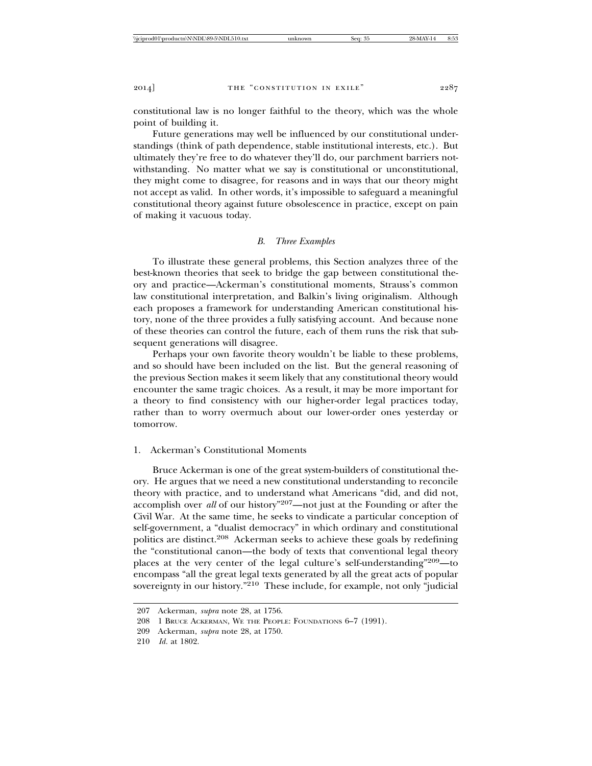constitutional law is no longer faithful to the theory, which was the whole point of building it.

Future generations may well be influenced by our constitutional understandings (think of path dependence, stable institutional interests, etc.). But ultimately they're free to do whatever they'll do, our parchment barriers notwithstanding. No matter what we say is constitutional or unconstitutional, they might come to disagree, for reasons and in ways that our theory might not accept as valid. In other words, it's impossible to safeguard a meaningful constitutional theory against future obsolescence in practice, except on pain of making it vacuous today.

### *B. Three Examples*

To illustrate these general problems, this Section analyzes three of the best-known theories that seek to bridge the gap between constitutional theory and practice—Ackerman's constitutional moments, Strauss's common law constitutional interpretation, and Balkin's living originalism. Although each proposes a framework for understanding American constitutional history, none of the three provides a fully satisfying account. And because none of these theories can control the future, each of them runs the risk that subsequent generations will disagree.

Perhaps your own favorite theory wouldn't be liable to these problems, and so should have been included on the list. But the general reasoning of the previous Section makes it seem likely that any constitutional theory would encounter the same tragic choices. As a result, it may be more important for a theory to find consistency with our higher-order legal practices today, rather than to worry overmuch about our lower-order ones yesterday or tomorrow.

#### 1. Ackerman's Constitutional Moments

Bruce Ackerman is one of the great system-builders of constitutional theory. He argues that we need a new constitutional understanding to reconcile theory with practice, and to understand what Americans "did, and did not, accomplish over *all* of our history"[207]—not just at the Founding or after the Civil War. At the same time, he seeks to vindicate a particular conception of self-government, a "dualist democracy" in which ordinary and constitutional politics are distinct.[208] Ackerman seeks to achieve these goals by redefining the "constitutional canon—the body of texts that conventional legal theory places at the very center of the legal culture's self-understanding"[209]—to encompass "all the great legal texts generated by all the great acts of popular sovereignty in our history."[210] These include, for example, not only "judicial

---

207 Ackerman, *supra* note 28, at 1756.

208 1 Bruce Ackerman, We the People: Foundations 6–7 (1991).

209 Ackerman, *supra* note 28, at 1750.

210 *Id.* at 1802.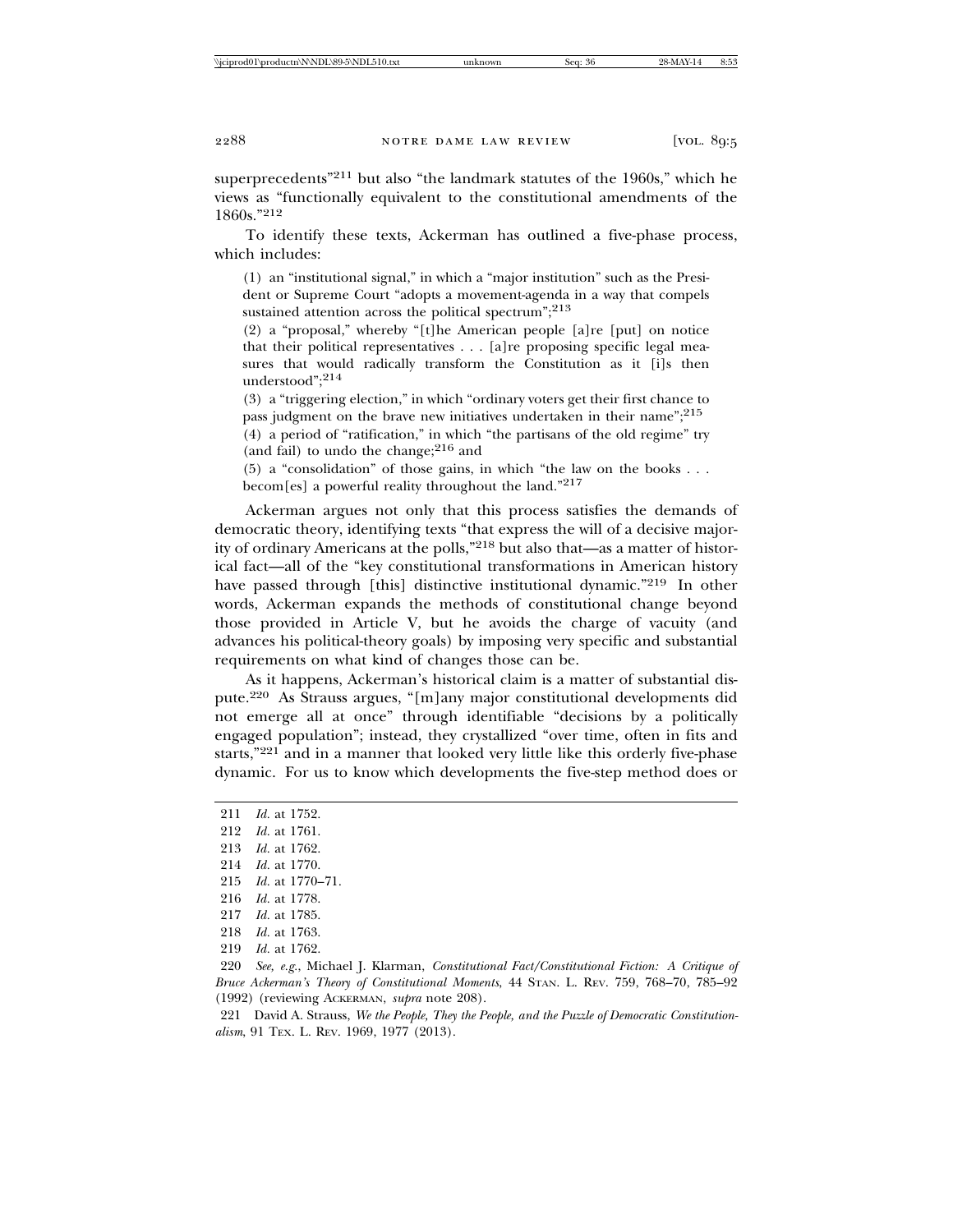superprecedents"[211] but also "the landmark statutes of the 1960s," which he views as "functionally equivalent to the constitutional amendments of the 1860s."[212]

To identify these texts, Ackerman has outlined a five-phase process, which includes:

> (1) an "institutional signal," in which a "major institution" such as the President or Supreme Court "adopts a movement-agenda in a way that compels sustained attention across the political spectrum";[213]
>
> (2) a "proposal," whereby "[t]he American people [a]re [put] on notice that their political representatives . . . [a]re proposing specific legal measures that would radically transform the Constitution as it [i]s then understood";[214]
>
> (3) a "triggering election," in which "ordinary voters get their first chance to pass judgment on the brave new initiatives undertaken in their name";[215]
>
> (4) a period of "ratification," in which "the partisans of the old regime" try (and fail) to undo the change;[216] and
>
> (5) a "consolidation" of those gains, in which "the law on the books . . . becom[es] a powerful reality throughout the land."[217]

Ackerman argues not only that this process satisfies the demands of democratic theory, identifying texts "that express the will of a decisive majority of ordinary Americans at the polls,"[218] but also that—as a matter of historical fact—all of the "key constitutional transformations in American history have passed through [this] distinctive institutional dynamic."[219] In other words, Ackerman expands the methods of constitutional change beyond those provided in Article V, but he avoids the charge of vacuity (and advances his political-theory goals) by imposing very specific and substantial requirements on what kind of changes those can be.

As it happens, Ackerman's historical claim is a matter of substantial dispute.[220] As Strauss argues, "[m]any major constitutional developments did not emerge all at once" through identifiable "decisions by a politically engaged population"; instead, they crystallized "over time, often in fits and starts,"[221] and in a manner that looked very little like this orderly five-phase dynamic. For us to know which developments the five-step method does or

---

211 *Id.* at 1752.

212 *Id.* at 1761.

213 *Id.* at 1762.

214 *Id.* at 1770.

215 *Id.* at 1770–71.

216 *Id.* at 1778.

217 *Id.* at 1785.

218 *Id.* at 1763.

219 *Id.* at 1762.

220 *See, e.g.*, Michael J. Klarman, *Constitutional Fact/Constitutional Fiction: A Critique of Bruce Ackerman's Theory of Constitutional Moments*, 44 STAN. L. REV. 759, 768–70, 785–92 (1992) (reviewing ACKERMAN, *supra* note 208).

221 David A. Strauss, *We the People, They the People, and the Puzzle of Democratic Constitutionalism*, 91 TEX. L. REV. 1969, 1977 (2013).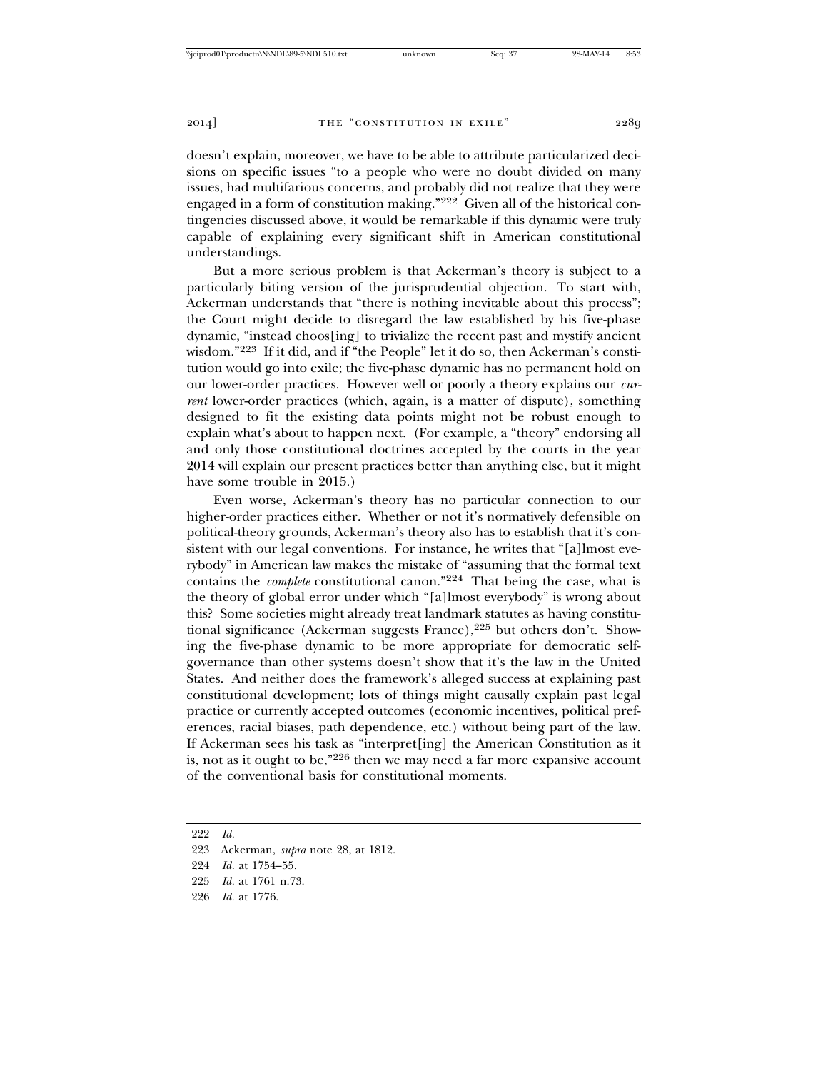doesn't explain, moreover, we have to be able to attribute particularized decisions on specific issues "to a people who were no doubt divided on many issues, had multifarious concerns, and probably did not realize that they were engaged in a form of constitution making."[222] Given all of the historical contingencies discussed above, it would be remarkable if this dynamic were truly capable of explaining every significant shift in American constitutional understandings.

But a more serious problem is that Ackerman's theory is subject to a particularly biting version of the jurisprudential objection. To start with, Ackerman understands that "there is nothing inevitable about this process"; the Court might decide to disregard the law established by his five-phase dynamic, "instead choos[ing] to trivialize the recent past and mystify ancient wisdom."[223] If it did, and if "the People" let it do so, then Ackerman's constitution would go into exile; the five-phase dynamic has no permanent hold on our lower-order practices. However well or poorly a theory explains our *current* lower-order practices (which, again, is a matter of dispute), something designed to fit the existing data points might not be robust enough to explain what's about to happen next. (For example, a "theory" endorsing all and only those constitutional doctrines accepted by the courts in the year 2014 will explain our present practices better than anything else, but it might have some trouble in 2015.)

Even worse, Ackerman's theory has no particular connection to our higher-order practices either. Whether or not it's normatively defensible on political-theory grounds, Ackerman's theory also has to establish that it's consistent with our legal conventions. For instance, he writes that "[a]lmost everybody" in American law makes the mistake of "assuming that the formal text contains the *complete* constitutional canon."[224] That being the case, what is the theory of global error under which "[a]lmost everybody" is wrong about this? Some societies might already treat landmark statutes as having constitutional significance (Ackerman suggests France),[225] but others don't. Showing the five-phase dynamic to be more appropriate for democratic self-governance than other systems doesn't show that it's the law in the United States. And neither does the framework's alleged success at explaining past constitutional development; lots of things might causally explain past legal practice or currently accepted outcomes (economic incentives, political preferences, racial biases, path dependence, etc.) without being part of the law. If Ackerman sees his task as "interpret[ing] the American Constitution as it is, not as it ought to be,"[226] then we may need a far more expansive account of the conventional basis for constitutional moments.

---

222 *Id.*

223 Ackerman, *supra* note 28, at 1812.

224 *Id.* at 1754–55.

225 *Id.* at 1761 n.73.

226 *Id.* at 1776.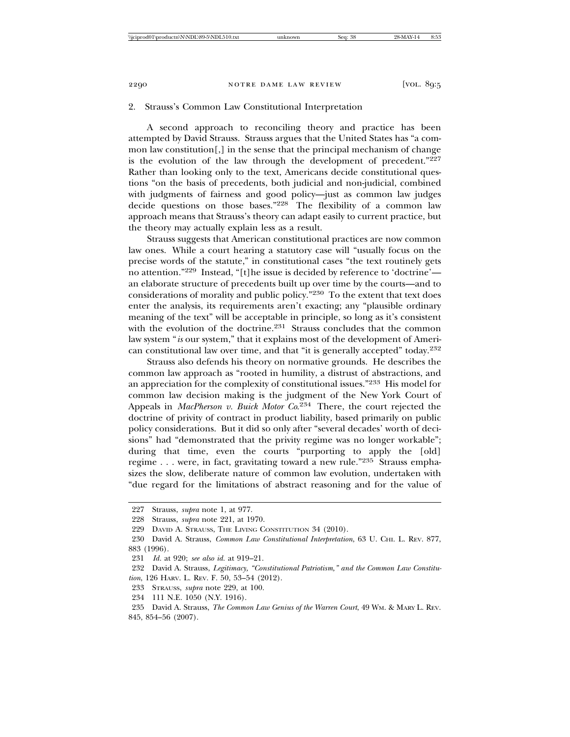### 2. Strauss's Common Law Constitutional Interpretation

A second approach to reconciling theory and practice has been attempted by David Strauss. Strauss argues that the United States has "a common law constitution[,] in the sense that the principal mechanism of change is the evolution of the law through the development of precedent."[227] Rather than looking only to the text, Americans decide constitutional questions "on the basis of precedents, both judicial and non-judicial, combined with judgments of fairness and good policy—just as common law judges decide questions on those bases."[228] The flexibility of a common law approach means that Strauss's theory can adapt easily to current practice, but the theory may actually explain less as a result.

Strauss suggests that American constitutional practices are now common law ones. While a court hearing a statutory case will "usually focus on the precise words of the statute," in constitutional cases "the text routinely gets no attention."[229] Instead, "[t]he issue is decided by reference to 'doctrine'—an elaborate structure of precedents built up over time by the courts—and to considerations of morality and public policy."[230] To the extent that text does enter the analysis, its requirements aren't exacting; any "plausible ordinary meaning of the text" will be acceptable in principle, so long as it's consistent with the evolution of the doctrine.[231] Strauss concludes that the common law system "*is* our system," that it explains most of the development of American constitutional law over time, and that "it is generally accepted" today.[232]

Strauss also defends his theory on normative grounds. He describes the common law approach as "rooted in humility, a distrust of abstractions, and an appreciation for the complexity of constitutional issues."[233] His model for common law decision making is the judgment of the New York Court of Appeals in *MacPherson v. Buick Motor Co.*[234] There, the court rejected the doctrine of privity of contract in product liability, based primarily on public policy considerations. But it did so only after "several decades' worth of decisions" had "demonstrated that the privity regime was no longer workable"; during that time, even the courts "purporting to apply the [old] regime . . . were, in fact, gravitating toward a new rule."[235] Strauss emphasizes the slow, deliberate nature of common law evolution, undertaken with "due regard for the limitations of abstract reasoning and for the value of

---

227 Strauss, *supra* note 1, at 977.

228 Strauss, *supra* note 221, at 1970.

229 David A. Strauss, The Living Constitution 34 (2010).

230 David A. Strauss, *Common Law Constitutional Interpretation*, 63 U. Chi. L. Rev. 877, 883 (1996).

231 *Id.* at 920; *see also id.* at 919–21.

232 David A. Strauss, *Legitimacy, "Constitutional Patriotism," and the Common Law Constitution*, 126 Harv. L. Rev. F. 50, 53–54 (2012).

233 Strauss, *supra* note 229, at 100.

234 111 N.E. 1050 (N.Y. 1916).

235 David A. Strauss, *The Common Law Genius of the Warren Court*, 49 Wm. & Mary L. Rev. 845, 854–56 (2007).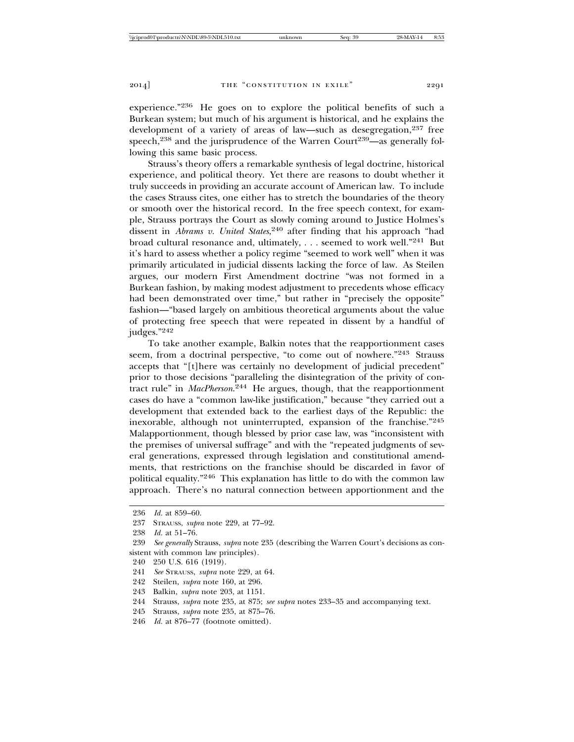experience."[236] He goes on to explore the political benefits of such a Burkean system; but much of his argument is historical, and he explains the development of a variety of areas of law—such as desegregation,[237] free speech,[238] and the jurisprudence of the Warren Court[239]—as generally following this same basic process.

Strauss's theory offers a remarkable synthesis of legal doctrine, historical experience, and political theory. Yet there are reasons to doubt whether it truly succeeds in providing an accurate account of American law. To include the cases Strauss cites, one either has to stretch the boundaries of the theory or smooth over the historical record. In the free speech context, for example, Strauss portrays the Court as slowly coming around to Justice Holmes's dissent in *Abrams v. United States*,[240] after finding that his approach "had broad cultural resonance and, ultimately, . . . seemed to work well."[241] But it's hard to assess whether a policy regime "seemed to work well" when it was primarily articulated in judicial dissents lacking the force of law. As Steilen argues, our modern First Amendment doctrine "was not formed in a Burkean fashion, by making modest adjustment to precedents whose efficacy had been demonstrated over time," but rather in "precisely the opposite" fashion—"based largely on ambitious theoretical arguments about the value of protecting free speech that were repeated in dissent by a handful of judges."[242]

To take another example, Balkin notes that the reapportionment cases seem, from a doctrinal perspective, "to come out of nowhere."[243] Strauss accepts that "[t]here was certainly no development of judicial precedent" prior to those decisions "paralleling the disintegration of the privity of contract rule" in *MacPherson*.[244] He argues, though, that the reapportionment cases do have a "common law-like justification," because "they carried out a development that extended back to the earliest days of the Republic: the inexorable, although not uninterrupted, expansion of the franchise."[245] Malapportionment, though blessed by prior case law, was "inconsistent with the premises of universal suffrage" and with the "repeated judgments of several generations, expressed through legislation and constitutional amendments, that restrictions on the franchise should be discarded in favor of political equality."[246] This explanation has little to do with the common law approach. There's no natural connection between apportionment and the

---

236 *Id.* at 859–60.

237 Strauss, *supra* note 229, at 77–92.

238 *Id.* at 51–76.

239 *See generally* Strauss, *supra* note 235 (describing the Warren Court's decisions as consistent with common law principles).

240 250 U.S. 616 (1919).

241 *See* Strauss, *supra* note 229, at 64.

242 Steilen, *supra* note 160, at 296.

243 Balkin, *supra* note 203, at 1151.

244 Strauss, *supra* note 235, at 875; *see supra* notes 233–35 and accompanying text.

245 Strauss, *supra* note 235, at 875–76.

246 *Id.* at 876–77 (footnote omitted).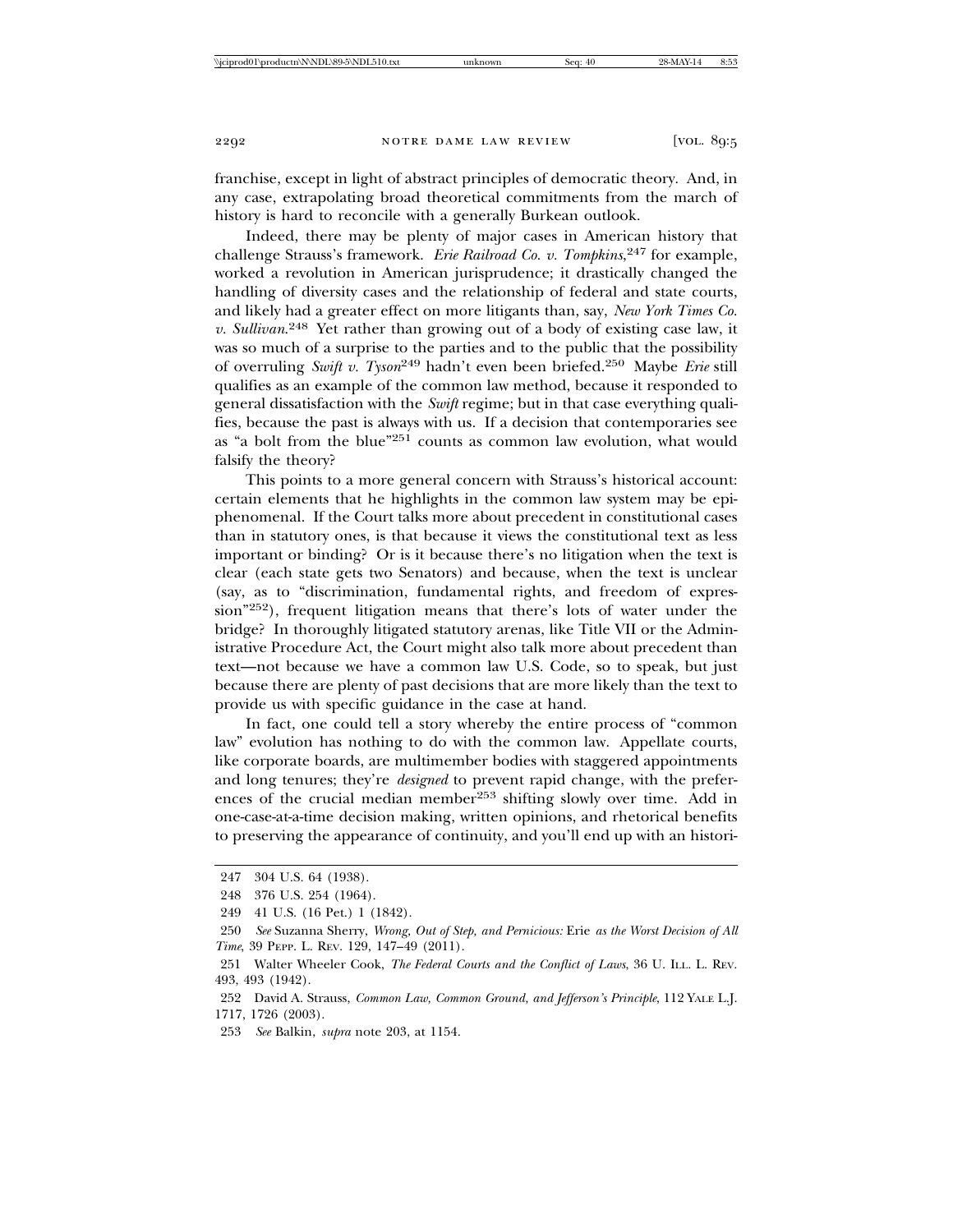franchise, except in light of abstract principles of democratic theory. And, in any case, extrapolating broad theoretical commitments from the march of history is hard to reconcile with a generally Burkean outlook.

Indeed, there may be plenty of major cases in American history that challenge Strauss's framework. *Erie Railroad Co. v. Tompkins*,[247] for example, worked a revolution in American jurisprudence; it drastically changed the handling of diversity cases and the relationship of federal and state courts, and likely had a greater effect on more litigants than, say, *New York Times Co. v. Sullivan*.[248] Yet rather than growing out of a body of existing case law, it was so much of a surprise to the parties and to the public that the possibility of overruling *Swift v. Tyson*[249] hadn't even been briefed.[250] Maybe *Erie* still qualifies as an example of the common law method, because it responded to general dissatisfaction with the *Swift* regime; but in that case everything qualifies, because the past is always with us. If a decision that contemporaries see as "a bolt from the blue"[251] counts as common law evolution, what would falsify the theory?

This points to a more general concern with Strauss's historical account: certain elements that he highlights in the common law system may be epiphenomenal. If the Court talks more about precedent in constitutional cases than in statutory ones, is that because it views the constitutional text as less important or binding? Or is it because there's no litigation when the text is clear (each state gets two Senators) and because, when the text is unclear (say, as to "discrimination, fundamental rights, and freedom of expression"[252]), frequent litigation means that there's lots of water under the bridge? In thoroughly litigated statutory arenas, like Title VII or the Administrative Procedure Act, the Court might also talk more about precedent than text—not because we have a common law U.S. Code, so to speak, but just because there are plenty of past decisions that are more likely than the text to provide us with specific guidance in the case at hand.

In fact, one could tell a story whereby the entire process of "common law" evolution has nothing to do with the common law. Appellate courts, like corporate boards, are multimember bodies with staggered appointments and long tenures; they're *designed* to prevent rapid change, with the preferences of the crucial median member[253] shifting slowly over time. Add in one-case-at-a-time decision making, written opinions, and rhetorical benefits to preserving the appearance of continuity, and you'll end up with an histori-

---

247 304 U.S. 64 (1938).

248 376 U.S. 254 (1964).

249 41 U.S. (16 Pet.) 1 (1842).

250 *See* Suzanna Sherry, *Wrong, Out of Step, and Pernicious:* Erie *as the Worst Decision of All Time*, 39 PEPP. L. REV. 129, 147–49 (2011).

251 Walter Wheeler Cook, *The Federal Courts and the Conflict of Laws*, 36 U. ILL. L. REV. 493, 493 (1942).

252 David A. Strauss, *Common Law, Common Ground, and Jefferson's Principle*, 112 YALE L.J. 1717, 1726 (2003).

253 *See* Balkin, *supra* note 203, at 1154.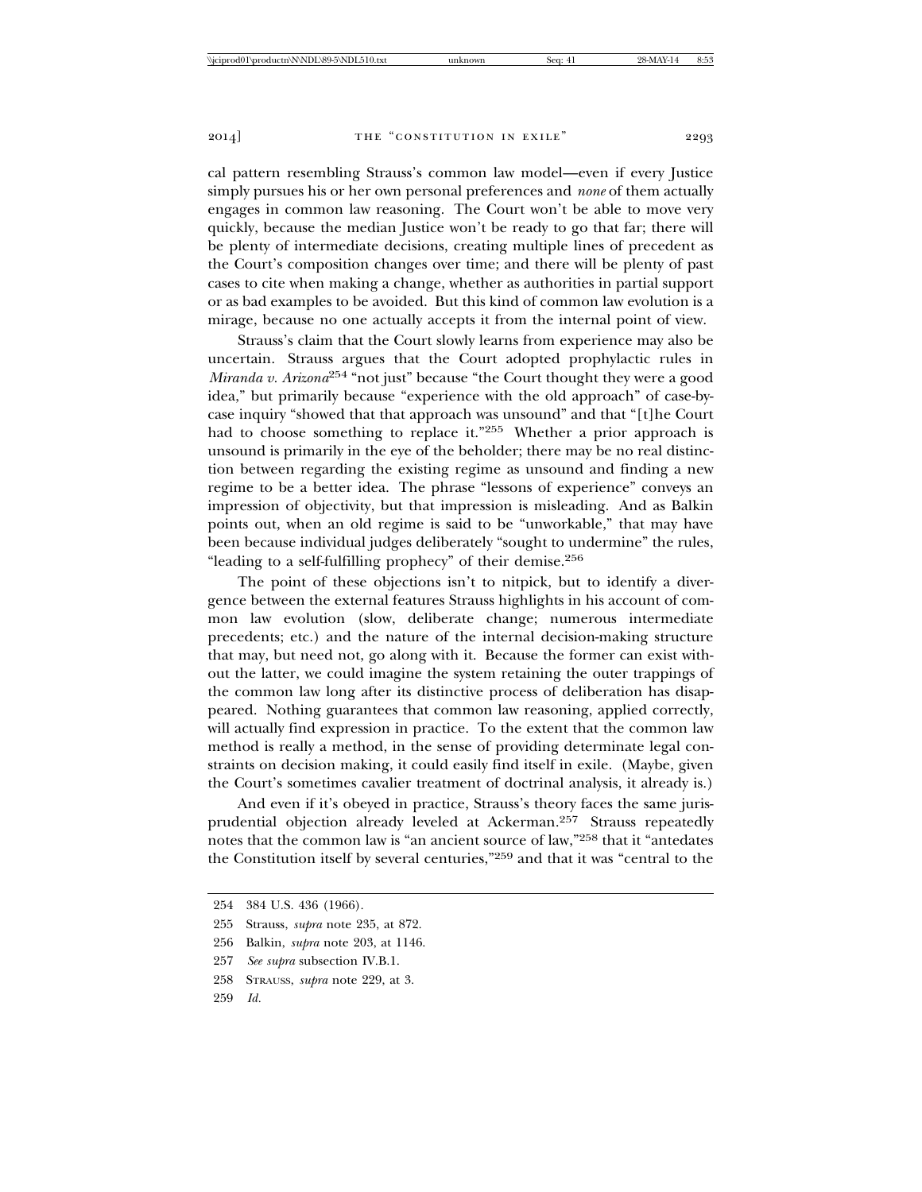cal pattern resembling Strauss's common law model—even if every Justice simply pursues his or her own personal preferences and *none* of them actually engages in common law reasoning. The Court won't be able to move very quickly, because the median Justice won't be ready to go that far; there will be plenty of intermediate decisions, creating multiple lines of precedent as the Court's composition changes over time; and there will be plenty of past cases to cite when making a change, whether as authorities in partial support or as bad examples to be avoided. But this kind of common law evolution is a mirage, because no one actually accepts it from the internal point of view.

Strauss's claim that the Court slowly learns from experience may also be uncertain. Strauss argues that the Court adopted prophylactic rules in *Miranda v. Arizona*[254] "not just" because "the Court thought they were a good idea," but primarily because "experience with the old approach" of case-by-case inquiry "showed that that approach was unsound" and that "[t]he Court had to choose something to replace it."[255] Whether a prior approach is unsound is primarily in the eye of the beholder; there may be no real distinction between regarding the existing regime as unsound and finding a new regime to be a better idea. The phrase "lessons of experience" conveys an impression of objectivity, but that impression is misleading. And as Balkin points out, when an old regime is said to be "unworkable," that may have been because individual judges deliberately "sought to undermine" the rules, "leading to a self-fulfilling prophecy" of their demise.[256]

The point of these objections isn't to nitpick, but to identify a divergence between the external features Strauss highlights in his account of common law evolution (slow, deliberate change; numerous intermediate precedents; etc.) and the nature of the internal decision-making structure that may, but need not, go along with it. Because the former can exist without the latter, we could imagine the system retaining the outer trappings of the common law long after its distinctive process of deliberation has disappeared. Nothing guarantees that common law reasoning, applied correctly, will actually find expression in practice. To the extent that the common law method is really a method, in the sense of providing determinate legal constraints on decision making, it could easily find itself in exile. (Maybe, given the Court's sometimes cavalier treatment of doctrinal analysis, it already is.)

And even if it's obeyed in practice, Strauss's theory faces the same jurisprudential objection already leveled at Ackerman.[257] Strauss repeatedly notes that the common law is "an ancient source of law,"[258] that it "antedates the Constitution itself by several centuries,"[259] and that it was "central to the

254 384 U.S. 436 (1966).

255 Strauss, *supra* note 235, at 872.

256 Balkin, *supra* note 203, at 1146.

257 *See supra* subsection IV.B.1.

258 STRAUSS, *supra* note 229, at 3.

259 *Id.*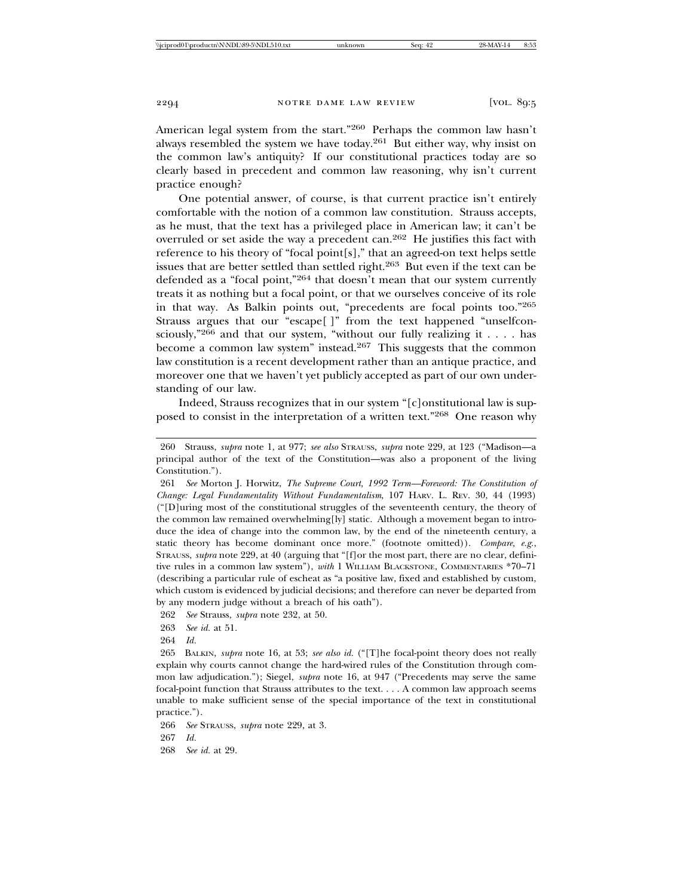American legal system from the start."[260] Perhaps the common law hasn't always resembled the system we have today.[261] But either way, why insist on the common law's antiquity? If our constitutional practices today are so clearly based in precedent and common law reasoning, why isn't current practice enough?

One potential answer, of course, is that current practice isn't entirely comfortable with the notion of a common law constitution. Strauss accepts, as he must, that the text has a privileged place in American law; it can't be overruled or set aside the way a precedent can.[262] He justifies this fact with reference to his theory of "focal point[s]," that an agreed-on text helps settle issues that are better settled than settled right.[263] But even if the text can be defended as a "focal point,"[264] that doesn't mean that our system currently treats it as nothing but a focal point, or that we ourselves conceive of its role in that way. As Balkin points out, "precedents are focal points too."[265] Strauss argues that our "escape[ ]" from the text happened "unselfconsciously,"[266] and that our system, "without our fully realizing it . . . . has become a common law system" instead.[267] This suggests that the common law constitution is a recent development rather than an antique practice, and moreover one that we haven't yet publicly accepted as part of our own understanding of our law.

Indeed, Strauss recognizes that in our system "[c]onstitutional law is supposed to consist in the interpretation of a written text."[268] One reason why

---

260 Strauss, *supra* note 1, at 977; *see also* STRAUSS, *supra* note 229, at 123 ("Madison—a principal author of the text of the Constitution—was also a proponent of the living Constitution.").

261 *See* Morton J. Horwitz, *The Supreme Court, 1992 Term—Foreword: The Constitution of Change: Legal Fundamentality Without Fundamentalism*, 107 HARV. L. REV. 30, 44 (1993) ("[D]uring most of the constitutional struggles of the seventeenth century, the theory of the common law remained overwhelming[ly] static. Although a movement began to introduce the idea of change into the common law, by the end of the nineteenth century, a static theory has become dominant once more." (footnote omitted)). *Compare, e.g.*, STRAUSS, *supra* note 229, at 40 (arguing that "[f]or the most part, there are no clear, definitive rules in a common law system"), *with* 1 WILLIAM BLACKSTONE, COMMENTARIES *70–71 (describing a particular rule of escheat as "a positive law, fixed and established by custom, which custom is evidenced by judicial decisions; and therefore can never be departed from by any modern judge without a breach of his oath").

262 *See* Strauss, *supra* note 232, at 50.

263 *See id.* at 51.

264 *Id.*

265 BALKIN, *supra* note 16, at 53; *see also id.* ("[T]he focal-point theory does not really explain why courts cannot change the hard-wired rules of the Constitution through common law adjudication."); Siegel, *supra* note 16, at 947 ("Precedents may serve the same focal-point function that Strauss attributes to the text. . . . A common law approach seems unable to make sufficient sense of the special importance of the text in constitutional practice.").

266 *See* STRAUSS, *supra* note 229, at 3.

267 *Id.*

268 *See id.* at 29.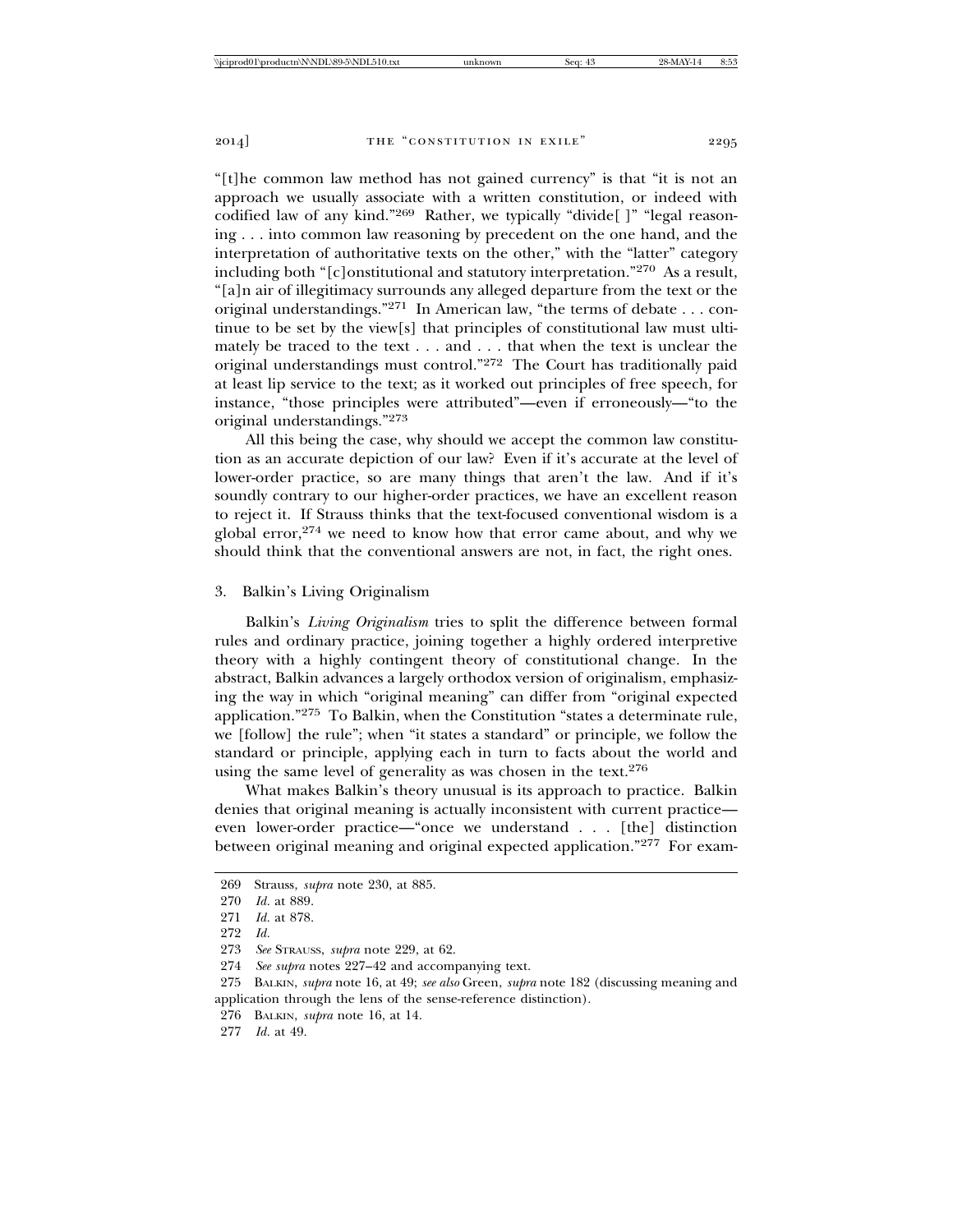"[t]he common law method has not gained currency" is that "it is not an approach we usually associate with a written constitution, or indeed with codified law of any kind."[269] Rather, we typically "divide[ ]" "legal reasoning . . . into common law reasoning by precedent on the one hand, and the interpretation of authoritative texts on the other," with the "latter" category including both "[c]onstitutional and statutory interpretation."[270] As a result, "[a]n air of illegitimacy surrounds any alleged departure from the text or the original understandings."[271] In American law, "the terms of debate . . . continue to be set by the view[s] that principles of constitutional law must ultimately be traced to the text . . . and . . . that when the text is unclear the original understandings must control."[272] The Court has traditionally paid at least lip service to the text; as it worked out principles of free speech, for instance, "those principles were attributed"—even if erroneously—"to the original understandings."[273]

All this being the case, why should we accept the common law constitution as an accurate depiction of our law? Even if it's accurate at the level of lower-order practice, so are many things that aren't the law. And if it's soundly contrary to our higher-order practices, we have an excellent reason to reject it. If Strauss thinks that the text-focused conventional wisdom is a global error,[274] we need to know how that error came about, and why we should think that the conventional answers are not, in fact, the right ones.

### 3. Balkin's Living Originalism

Balkin's *Living Originalism* tries to split the difference between formal rules and ordinary practice, joining together a highly ordered interpretive theory with a highly contingent theory of constitutional change. In the abstract, Balkin advances a largely orthodox version of originalism, emphasizing the way in which "original meaning" can differ from "original expected application."[275] To Balkin, when the Constitution "states a determinate rule, we [follow] the rule"; when "it states a standard" or principle, we follow the standard or principle, applying each in turn to facts about the world and using the same level of generality as was chosen in the text.[276]

What makes Balkin's theory unusual is its approach to practice. Balkin denies that original meaning is actually inconsistent with current practice—even lower-order practice—"once we understand . . . [the] distinction between original meaning and original expected application."[277] For exam-

---

269 Strauss, *supra* note 230, at 885.

270 *Id.* at 889.

271 *Id.* at 878.

272 *Id.*

273 *See* Strauss, *supra* note 229, at 62.

274 *See supra* notes 227–42 and accompanying text.

275 Balkin, *supra* note 16, at 49; *see also* Green, *supra* note 182 (discussing meaning and application through the lens of the sense-reference distinction).

276 Balkin, *supra* note 16, at 14.

277 *Id.* at 49.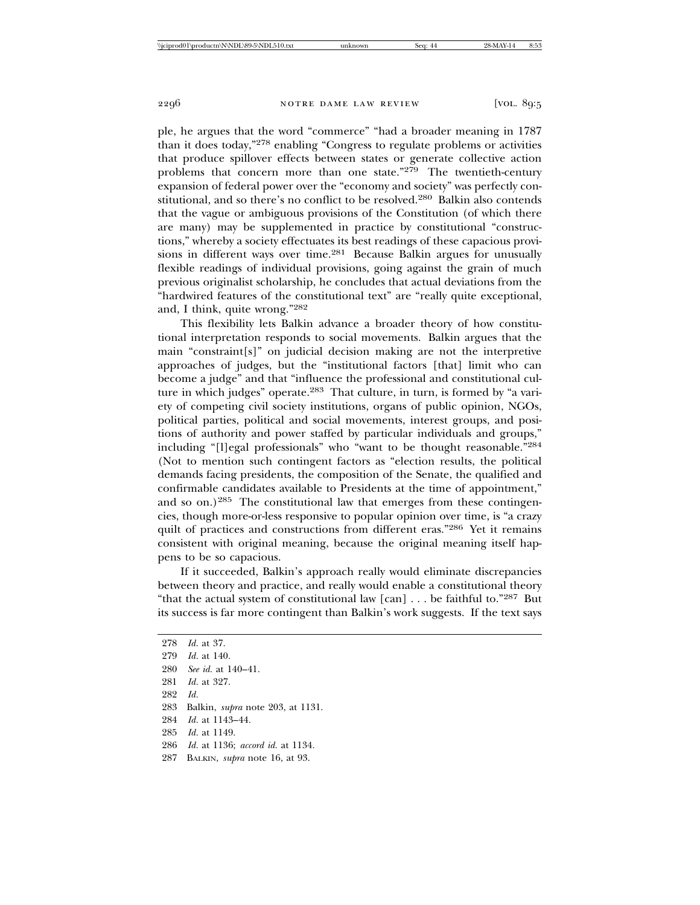ple, he argues that the word "commerce" "had a broader meaning in 1787 than it does today,"[278] enabling "Congress to regulate problems or activities that produce spillover effects between states or generate collective action problems that concern more than one state."[279] The twentieth-century expansion of federal power over the "economy and society" was perfectly constitutional, and so there's no conflict to be resolved.[280] Balkin also contends that the vague or ambiguous provisions of the Constitution (of which there are many) may be supplemented in practice by constitutional "constructions," whereby a society effectuates its best readings of these capacious provisions in different ways over time.[281] Because Balkin argues for unusually flexible readings of individual provisions, going against the grain of much previous originalist scholarship, he concludes that actual deviations from the "hardwired features of the constitutional text" are "really quite exceptional, and, I think, quite wrong."[282]

This flexibility lets Balkin advance a broader theory of how constitutional interpretation responds to social movements. Balkin argues that the main "constraint[s]" on judicial decision making are not the interpretive approaches of judges, but the "institutional factors [that] limit who can become a judge" and that "influence the professional and constitutional culture in which judges" operate.[283] That culture, in turn, is formed by "a variety of competing civil society institutions, organs of public opinion, NGOs, political parties, political and social movements, interest groups, and positions of authority and power staffed by particular individuals and groups," including "[l]egal professionals" who "want to be thought reasonable."[284] (Not to mention such contingent factors as "election results, the political demands facing presidents, the composition of the Senate, the qualified and confirmable candidates available to Presidents at the time of appointment," and so on.)[285] The constitutional law that emerges from these contingencies, though more-or-less responsive to popular opinion over time, is "a crazy quilt of practices and constructions from different eras."[286] Yet it remains consistent with original meaning, because the original meaning itself happens to be so capacious.

If it succeeded, Balkin's approach really would eliminate discrepancies between theory and practice, and really would enable a constitutional theory "that the actual system of constitutional law [can] . . . be faithful to."[287] But its success is far more contingent than Balkin's work suggests. If the text says

---

278 *Id.* at 37.

279 *Id.* at 140.

280 *See id.* at 140–41.

281 *Id.* at 327.

282 *Id.*

283 Balkin, *supra* note 203, at 1131.

284 *Id.* at 1143–44.

285 *Id.* at 1149.

286 *Id.* at 1136; *accord id.* at 1134.

287 BALKIN, *supra* note 16, at 93.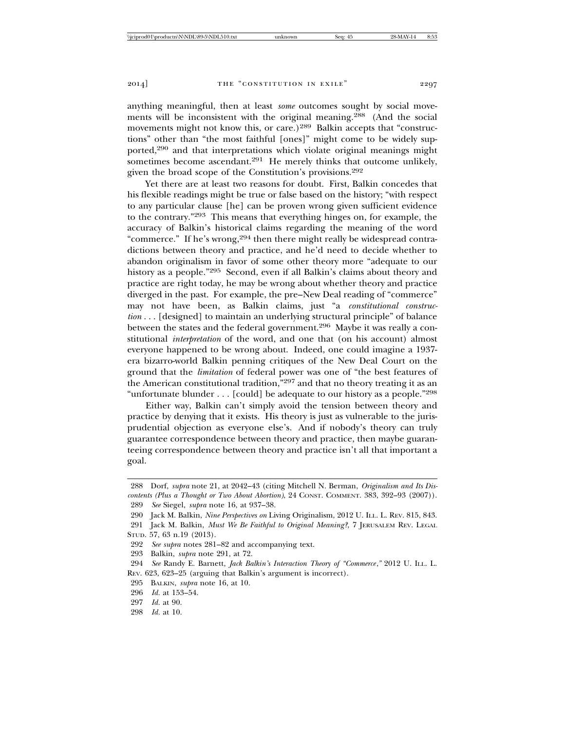anything meaningful, then at least *some* outcomes sought by social movements will be inconsistent with the original meaning.[288] (And the social movements might not know this, or care.)[289] Balkin accepts that "constructions" other than "the most faithful [ones]" might come to be widely supported,[290] and that interpretations which violate original meanings might sometimes become ascendant.[291] He merely thinks that outcome unlikely, given the broad scope of the Constitution's provisions.[292]

Yet there are at least two reasons for doubt. First, Balkin concedes that his flexible readings might be true or false based on the history; "with respect to any particular clause [he] can be proven wrong given sufficient evidence to the contrary."[293] This means that everything hinges on, for example, the accuracy of Balkin's historical claims regarding the meaning of the word "commerce." If he's wrong,[294] then there might really be widespread contradictions between theory and practice, and he'd need to decide whether to abandon originalism in favor of some other theory more "adequate to our history as a people."[295] Second, even if all Balkin's claims about theory and practice are right today, he may be wrong about whether theory and practice diverged in the past. For example, the pre–New Deal reading of "commerce" may not have been, as Balkin claims, just "a *constitutional construction* . . . [designed] to maintain an underlying structural principle" of balance between the states and the federal government.[296] Maybe it was really a constitutional *interpretation* of the word, and one that (on his account) almost everyone happened to be wrong about. Indeed, one could imagine a 1937-era bizarro-world Balkin penning critiques of the New Deal Court on the ground that the *limitation* of federal power was one of "the best features of the American constitutional tradition,"[297] and that no theory treating it as an "unfortunate blunder . . . [could] be adequate to our history as a people."[298]

Either way, Balkin can't simply avoid the tension between theory and practice by denying that it exists. His theory is just as vulnerable to the jurisprudential objection as everyone else's. And if nobody's theory can truly guarantee correspondence between theory and practice, then maybe guaranteeing correspondence between theory and practice isn't all that important a goal.

---

288 Dorf, *supra* note 21, at 2042–43 (citing Mitchell N. Berman, *Originalism and Its Discontents (Plus a Thought or Two About Abortion)*, 24 CONST. COMMENT. 383, 392–93 (2007)).

289 *See* Siegel, *supra* note 16, at 937–38.

290 Jack M. Balkin, *Nine Perspectives on* Living Originalism, 2012 U. ILL. L. REV. 815, 843.

291 Jack M. Balkin, *Must We Be Faithful to Original Meaning?*, 7 JERUSALEM REV. LEGAL STUD. 57, 63 n.19 (2013).

292 *See supra* notes 281–82 and accompanying text.

293 Balkin, *supra* note 291, at 72.

294 *See* Randy E. Barnett, *Jack Balkin's Interaction Theory of "Commerce*,*"* 2012 U. ILL. L. REV. 623, 623–25 (arguing that Balkin's argument is incorrect).

295 BALKIN, *supra* note 16, at 10.

296 *Id.* at 153–54.

297 *Id.* at 90.

298 *Id.* at 10.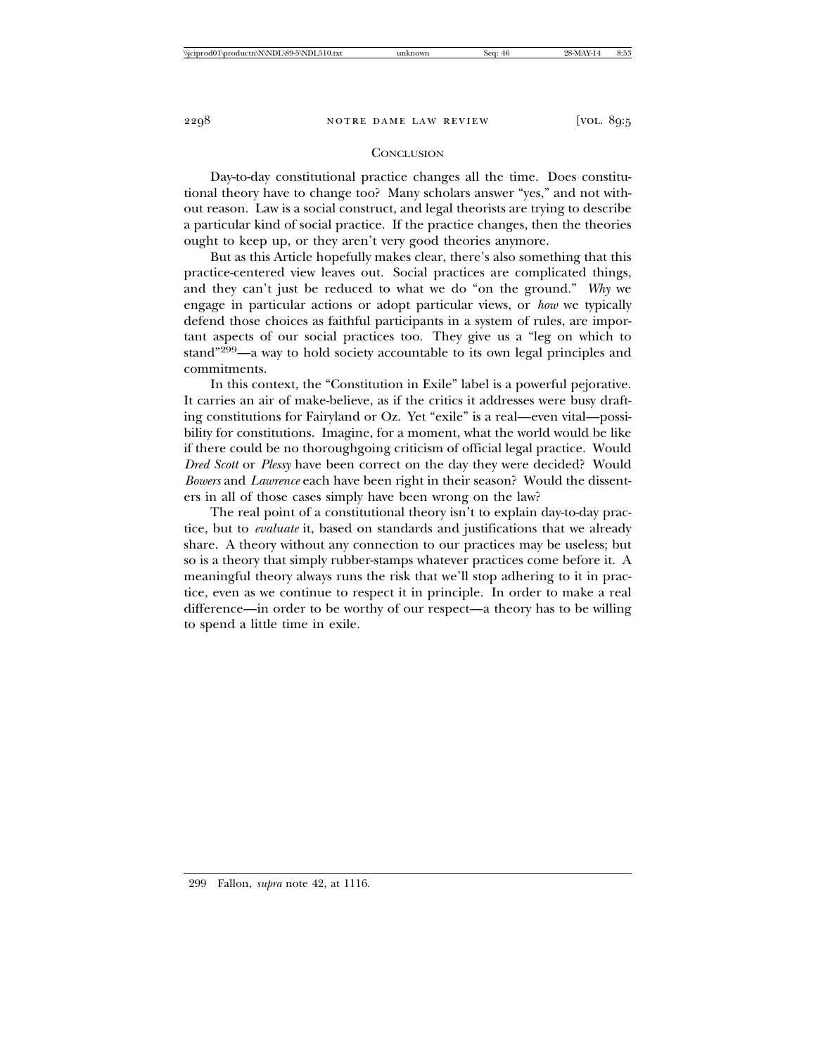## Conclusion

Day-to-day constitutional practice changes all the time. Does constitutional theory have to change too? Many scholars answer "yes," and not without reason. Law is a social construct, and legal theorists are trying to describe a particular kind of social practice. If the practice changes, then the theories ought to keep up, or they aren't very good theories anymore.

But as this Article hopefully makes clear, there's also something that this practice-centered view leaves out. Social practices are complicated things, and they can't just be reduced to what we do "on the ground." *Why* we engage in particular actions or adopt particular views, or *how* we typically defend those choices as faithful participants in a system of rules, are important aspects of our social practices too. They give us a "leg on which to stand"[299]—a way to hold society accountable to its own legal principles and commitments.

In this context, the "Constitution in Exile" label is a powerful pejorative. It carries an air of make-believe, as if the critics it addresses were busy drafting constitutions for Fairyland or Oz. Yet "exile" is a real—even vital—possibility for constitutions. Imagine, for a moment, what the world would be like if there could be no thoroughgoing criticism of official legal practice. Would *Dred Scott* or *Plessy* have been correct on the day they were decided? Would *Bowers* and *Lawrence* each have been right in their season? Would the dissenters in all of those cases simply have been wrong on the law?

The real point of a constitutional theory isn't to explain day-to-day practice, but to *evaluate* it, based on standards and justifications that we already share. A theory without any connection to our practices may be useless; but so is a theory that simply rubber-stamps whatever practices come before it. A meaningful theory always runs the risk that we'll stop adhering to it in practice, even as we continue to respect it in principle. In order to make a real difference—in order to be worthy of our respect—a theory has to be willing to spend a little time in exile.

---

299 Fallon, *supra* note 42, at 1116.